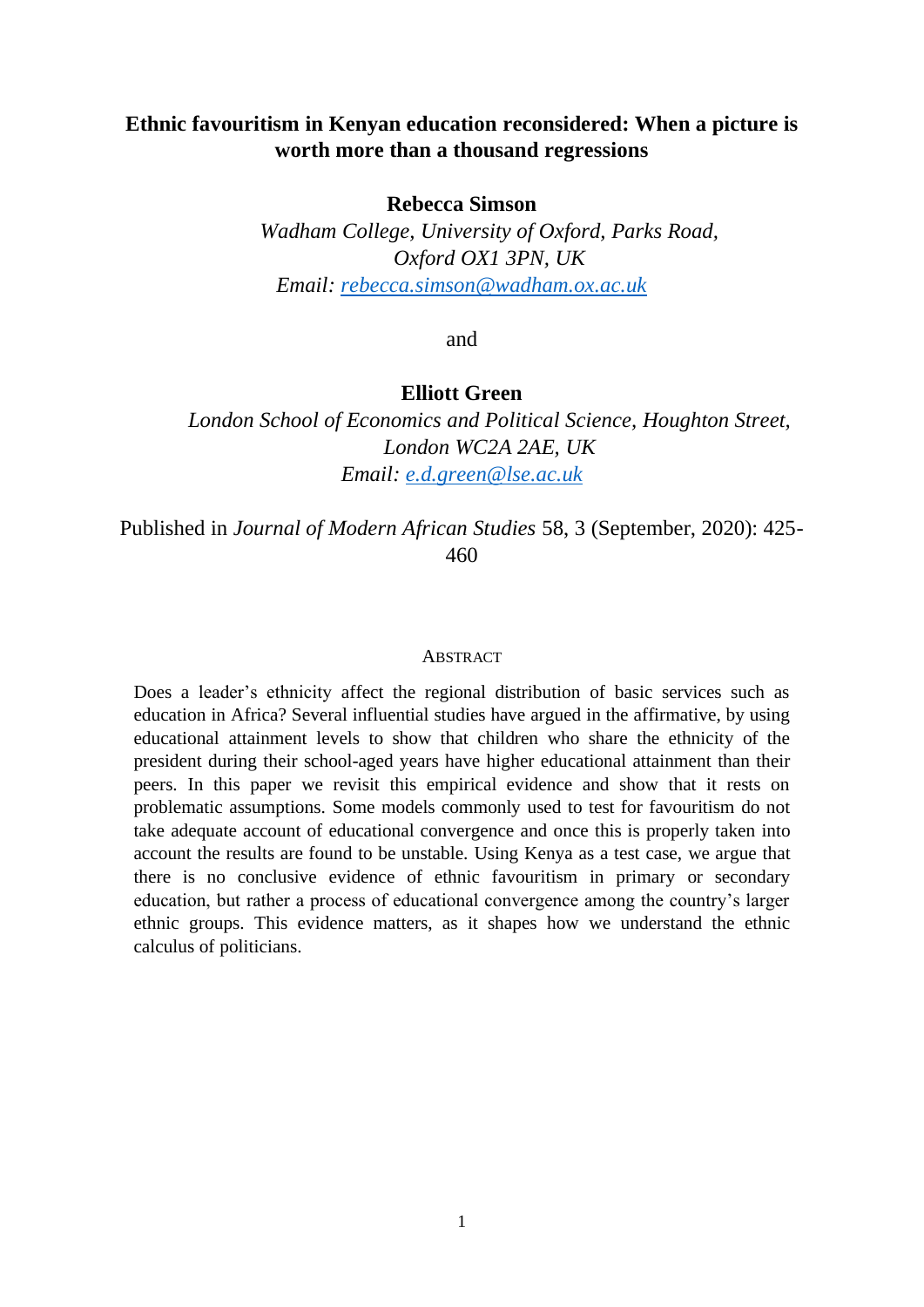# Ethnic favouritism in Kenyan education reconsidered: When a picture is worth more than a thousand regressions

**Rebecca Simson**

*Wadham College, University of Oxford, Parks Road, Oxford OX1 3PN, UK*

*Email: [rebecca.simson@wadham.ox.ac.uk](mailto:rebecca.simson@wadham.ox.ac.uk)*

and

**Elliott Green**

*London School of Economics and Political Science, Houghton Street, London WC2A 2AE, UK*

*Email: [e.d.green@lse.ac.uk](mailto:e.d.green@lse.ac.uk)*

Published in *Journal of Modern African Studies* 58, 3 (September, 2020): 425-460

## ABSTRACT

Does a leader's ethnicity affect the regional distribution of basic services such as education in Africa? Several influential studies have argued in the affirmative, by using educational attainment levels to show that children who share the ethnicity of the president during their school-aged years have higher educational attainment than their peers. In this paper we revisit this empirical evidence and show that it rests on problematic assumptions. Some models commonly used to test for favouritism do not take adequate account of educational convergence and once this is properly taken into account the results are found to be unstable. Using Kenya as a test case, we argue that there is no conclusive evidence of ethnic favouritism in primary or secondary education, but rather a process of educational convergence among the country's larger ethnic groups. This evidence matters, as it shapes how we understand the ethnic calculus of politicians.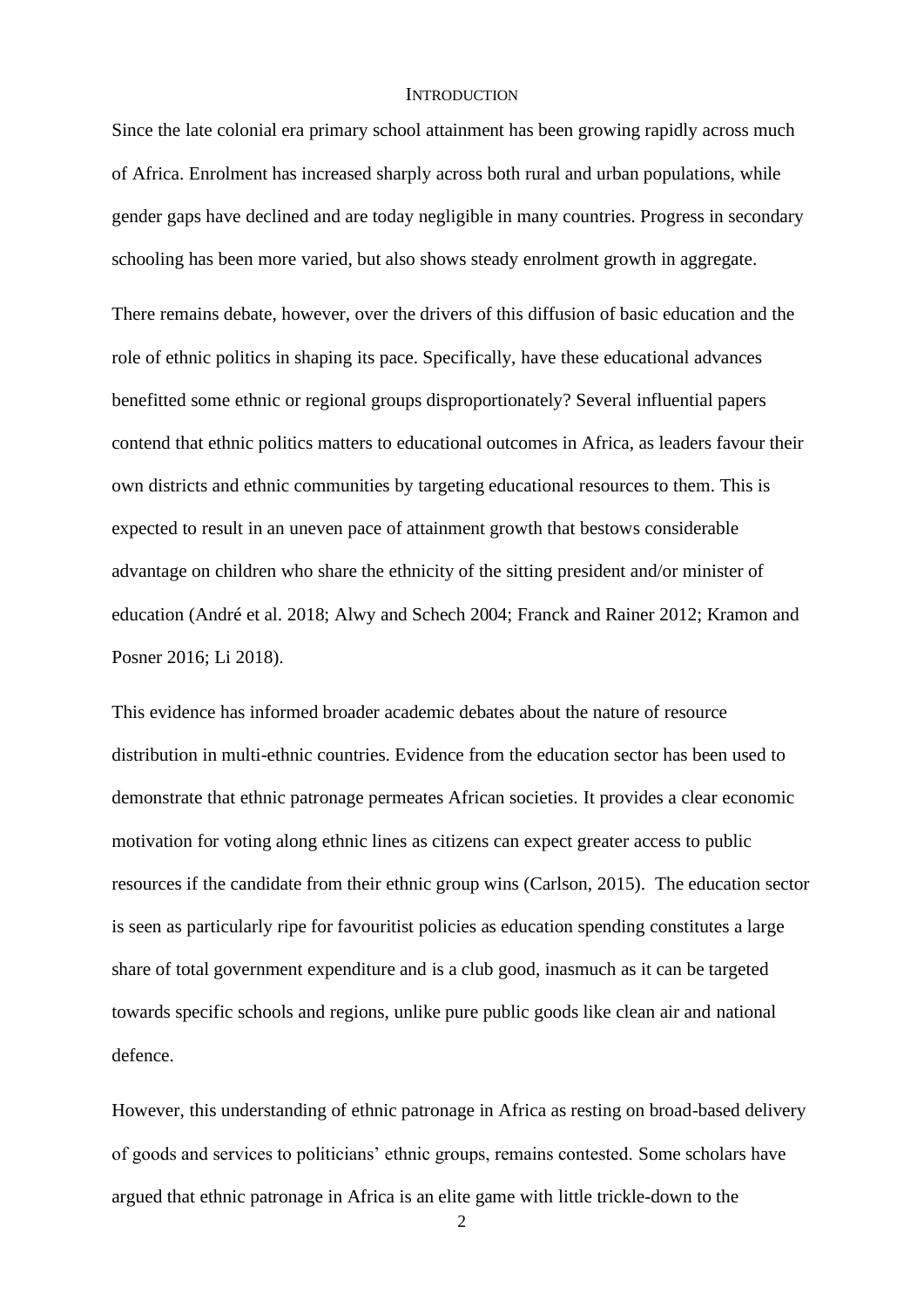# Introduction

Since the late colonial era primary school attainment has been growing rapidly across much of Africa. Enrolment has increased sharply across both rural and urban populations, while gender gaps have declined and are today negligible in many countries. Progress in secondary schooling has been more varied, but also shows steady enrolment growth in aggregate.

There remains debate, however, over the drivers of this diffusion of basic education and the role of ethnic politics in shaping its pace. Specifically, have these educational advances benefitted some ethnic or regional groups disproportionately? Several influential papers contend that ethnic politics matters to educational outcomes in Africa, as leaders favour their own districts and ethnic communities by targeting educational resources to them. This is expected to result in an uneven pace of attainment growth that bestows considerable advantage on children who share the ethnicity of the sitting president and/or minister of education (André et al. 2018; Alwy and Schech 2004; Franck and Rainer 2012; Kramon and Posner 2016; Li 2018).

This evidence has informed broader academic debates about the nature of resource distribution in multi-ethnic countries. Evidence from the education sector has been used to demonstrate that ethnic patronage permeates African societies. It provides a clear economic motivation for voting along ethnic lines as citizens can expect greater access to public resources if the candidate from their ethnic group wins (Carlson, 2015). The education sector is seen as particularly ripe for favouritist policies as education spending constitutes a large share of total government expenditure and is a club good, inasmuch as it can be targeted towards specific schools and regions, unlike pure public goods like clean air and national defence.

However, this understanding of ethnic patronage in Africa as resting on broad-based delivery of goods and services to politicians' ethnic groups, remains contested. Some scholars have argued that ethnic patronage in Africa is an elite game with little trickle-down to the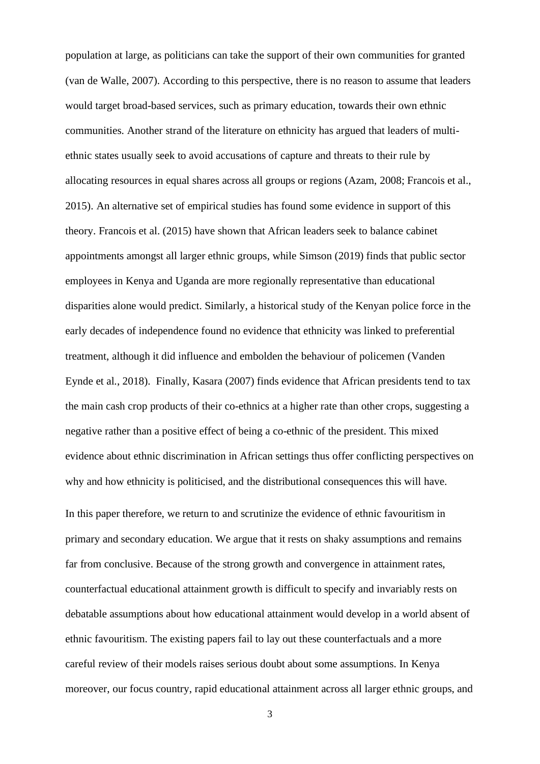population at large, as politicians can take the support of their own communities for granted (van de Walle, 2007). According to this perspective, there is no reason to assume that leaders would target broad-based services, such as primary education, towards their own ethnic communities. Another strand of the literature on ethnicity has argued that leaders of multi-ethnic states usually seek to avoid accusations of capture and threats to their rule by allocating resources in equal shares across all groups or regions (Azam, 2008; Francois et al., 2015). An alternative set of empirical studies has found some evidence in support of this theory. Francois et al. (2015) have shown that African leaders seek to balance cabinet appointments amongst all larger ethnic groups, while Simson (2019) finds that public sector employees in Kenya and Uganda are more regionally representative than educational disparities alone would predict. Similarly, a historical study of the Kenyan police force in the early decades of independence found no evidence that ethnicity was linked to preferential treatment, although it did influence and embolden the behaviour of policemen (Vanden Eynde et al., 2018). Finally, Kasara (2007) finds evidence that African presidents tend to tax the main cash crop products of their co-ethnics at a higher rate than other crops, suggesting a negative rather than a positive effect of being a co-ethnic of the president. This mixed evidence about ethnic discrimination in African settings thus offer conflicting perspectives on why and how ethnicity is politicised, and the distributional consequences this will have.

In this paper therefore, we return to and scrutinize the evidence of ethnic favouritism in primary and secondary education. We argue that it rests on shaky assumptions and remains far from conclusive. Because of the strong growth and convergence in attainment rates, counterfactual educational attainment growth is difficult to specify and invariably rests on debatable assumptions about how educational attainment would develop in a world absent of ethnic favouritism. The existing papers fail to lay out these counterfactuals and a more careful review of their models raises serious doubt about some assumptions. In Kenya moreover, our focus country, rapid educational attainment across all larger ethnic groups, and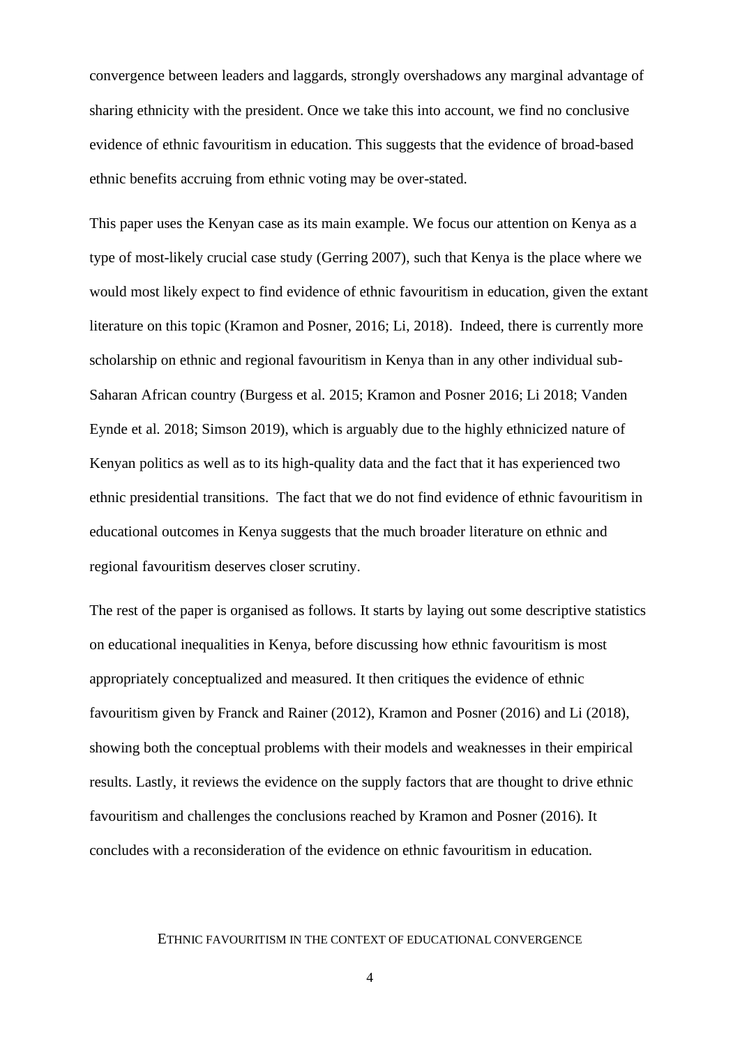convergence between leaders and laggards, strongly overshadows any marginal advantage of sharing ethnicity with the president. Once we take this into account, we find no conclusive evidence of ethnic favouritism in education. This suggests that the evidence of broad-based ethnic benefits accruing from ethnic voting may be over-stated.

This paper uses the Kenyan case as its main example. We focus our attention on Kenya as a type of most-likely crucial case study (Gerring 2007), such that Kenya is the place where we would most likely expect to find evidence of ethnic favouritism in education, given the extant literature on this topic (Kramon and Posner, 2016; Li, 2018). Indeed, there is currently more scholarship on ethnic and regional favouritism in Kenya than in any other individual sub-Saharan African country (Burgess et al. 2015; Kramon and Posner 2016; Li 2018; Vanden Eynde et al. 2018; Simson 2019), which is arguably due to the highly ethnicized nature of Kenyan politics as well as to its high-quality data and the fact that it has experienced two ethnic presidential transitions. The fact that we do not find evidence of ethnic favouritism in educational outcomes in Kenya suggests that the much broader literature on ethnic and regional favouritism deserves closer scrutiny.

The rest of the paper is organised as follows. It starts by laying out some descriptive statistics on educational inequalities in Kenya, before discussing how ethnic favouritism is most appropriately conceptualized and measured. It then critiques the evidence of ethnic favouritism given by Franck and Rainer (2012), Kramon and Posner (2016) and Li (2018), showing both the conceptual problems with their models and weaknesses in their empirical results. Lastly, it reviews the evidence on the supply factors that are thought to drive ethnic favouritism and challenges the conclusions reached by Kramon and Posner (2016). It concludes with a reconsideration of the evidence on ethnic favouritism in education.

## Ethnic favouritism in the context of educational convergence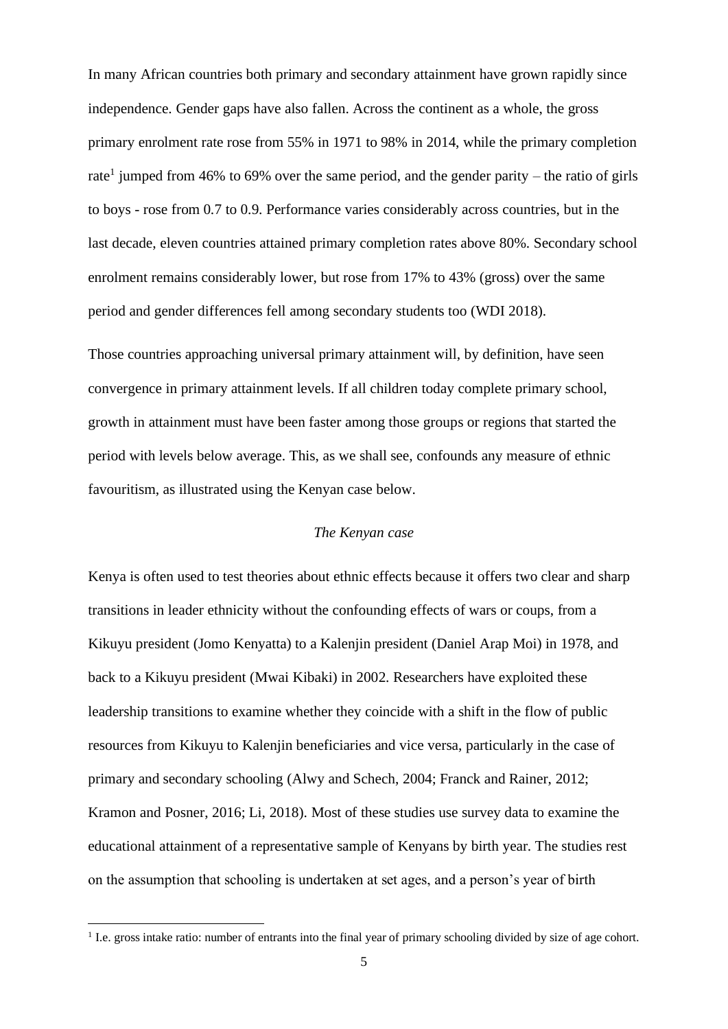In many African countries both primary and secondary attainment have grown rapidly since independence. Gender gaps have also fallen. Across the continent as a whole, the gross primary enrolment rate rose from 55% in 1971 to 98% in 2014, while the primary completion rate[1] jumped from 46% to 69% over the same period, and the gender parity – the ratio of girls to boys - rose from 0.7 to 0.9. Performance varies considerably across countries, but in the last decade, eleven countries attained primary completion rates above 80%. Secondary school enrolment remains considerably lower, but rose from 17% to 43% (gross) over the same period and gender differences fell among secondary students too (WDI 2018).

Those countries approaching universal primary attainment will, by definition, have seen convergence in primary attainment levels. If all children today complete primary school, growth in attainment must have been faster among those groups or regions that started the period with levels below average. This, as we shall see, confounds any measure of ethnic favouritism, as illustrated using the Kenyan case below.

*The Kenyan case*

Kenya is often used to test theories about ethnic effects because it offers two clear and sharp transitions in leader ethnicity without the confounding effects of wars or coups, from a Kikuyu president (Jomo Kenyatta) to a Kalenjin president (Daniel Arap Moi) in 1978, and back to a Kikuyu president (Mwai Kibaki) in 2002. Researchers have exploited these leadership transitions to examine whether they coincide with a shift in the flow of public resources from Kikuyu to Kalenjin beneficiaries and vice versa, particularly in the case of primary and secondary schooling (Alwy and Schech, 2004; Franck and Rainer, 2012; Kramon and Posner, 2016; Li, 2018). Most of these studies use survey data to examine the educational attainment of a representative sample of Kenyans by birth year. The studies rest on the assumption that schooling is undertaken at set ages, and a person's year of birth

[1] I.e. gross intake ratio: number of entrants into the final year of primary schooling divided by size of age cohort.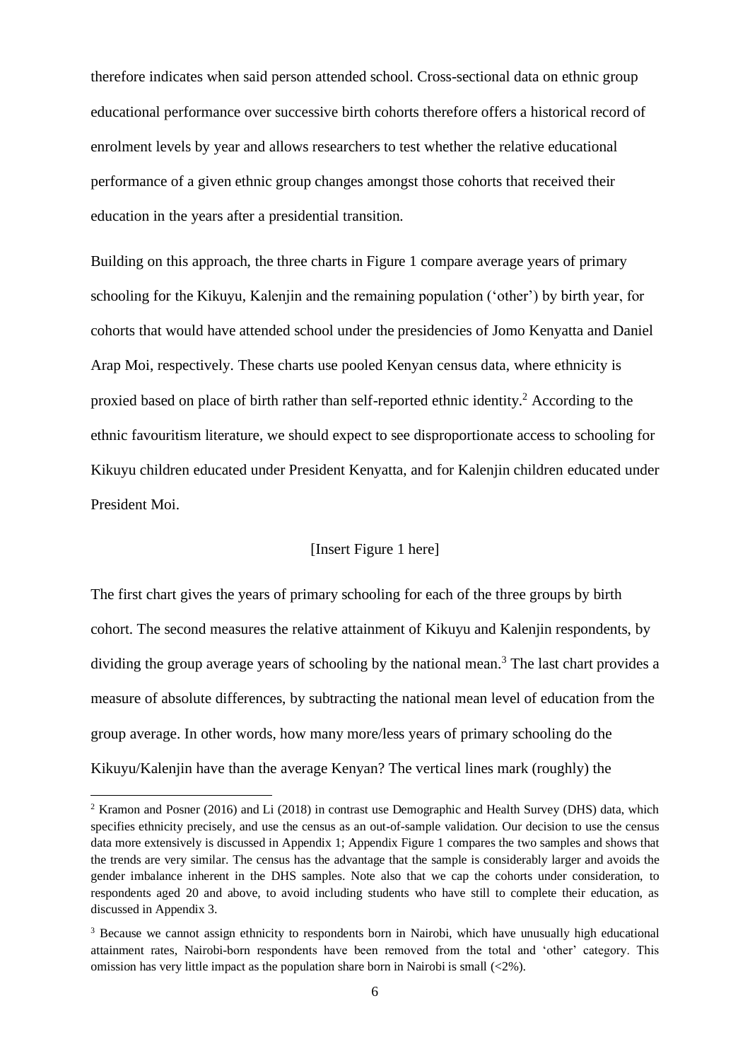therefore indicates when said person attended school. Cross-sectional data on ethnic group educational performance over successive birth cohorts therefore offers a historical record of enrolment levels by year and allows researchers to test whether the relative educational performance of a given ethnic group changes amongst those cohorts that received their education in the years after a presidential transition.

Building on this approach, the three charts in Figure 1 compare average years of primary schooling for the Kikuyu, Kalenjin and the remaining population ('other') by birth year, for cohorts that would have attended school under the presidencies of Jomo Kenyatta and Daniel Arap Moi, respectively. These charts use pooled Kenyan census data, where ethnicity is proxied based on place of birth rather than self-reported ethnic identity.[2] According to the ethnic favouritism literature, we should expect to see disproportionate access to schooling for Kikuyu children educated under President Kenyatta, and for Kalenjin children educated under President Moi.

[Insert Figure 1 here]

The first chart gives the years of primary schooling for each of the three groups by birth cohort. The second measures the relative attainment of Kikuyu and Kalenjin respondents, by dividing the group average years of schooling by the national mean.[3] The last chart provides a measure of absolute differences, by subtracting the national mean level of education from the group average. In other words, how many more/less years of primary schooling do the Kikuyu/Kalenjin have than the average Kenyan? The vertical lines mark (roughly) the

---

[2] Kramon and Posner (2016) and Li (2018) in contrast use Demographic and Health Survey (DHS) data, which specifies ethnicity precisely, and use the census as an out-of-sample validation. Our decision to use the census data more extensively is discussed in Appendix 1; Appendix Figure 1 compares the two samples and shows that the trends are very similar. The census has the advantage that the sample is considerably larger and avoids the gender imbalance inherent in the DHS samples. Note also that we cap the cohorts under consideration, to respondents aged 20 and above, to avoid including students who have still to complete their education, as discussed in Appendix 3.

[3] Because we cannot assign ethnicity to respondents born in Nairobi, which have unusually high educational attainment rates, Nairobi-born respondents have been removed from the total and 'other' category. This omission has very little impact as the population share born in Nairobi is small (<2%).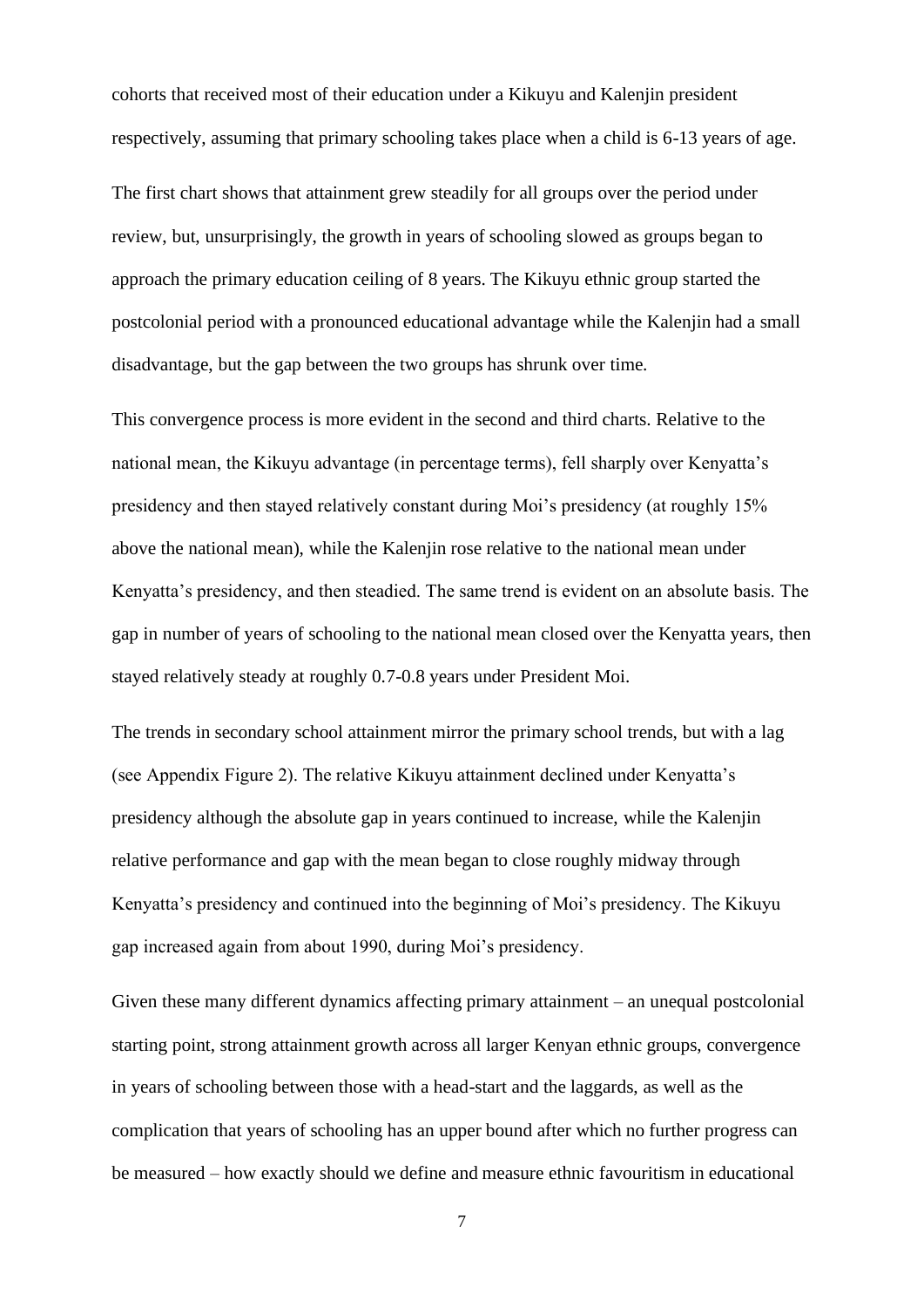cohorts that received most of their education under a Kikuyu and Kalenjin president respectively, assuming that primary schooling takes place when a child is 6-13 years of age.

The first chart shows that attainment grew steadily for all groups over the period under review, but, unsurprisingly, the growth in years of schooling slowed as groups began to approach the primary education ceiling of 8 years. The Kikuyu ethnic group started the postcolonial period with a pronounced educational advantage while the Kalenjin had a small disadvantage, but the gap between the two groups has shrunk over time.

This convergence process is more evident in the second and third charts. Relative to the national mean, the Kikuyu advantage (in percentage terms), fell sharply over Kenyatta's presidency and then stayed relatively constant during Moi's presidency (at roughly 15% above the national mean), while the Kalenjin rose relative to the national mean under Kenyatta's presidency, and then steadied. The same trend is evident on an absolute basis. The gap in number of years of schooling to the national mean closed over the Kenyatta years, then stayed relatively steady at roughly 0.7-0.8 years under President Moi.

The trends in secondary school attainment mirror the primary school trends, but with a lag (see Appendix Figure 2). The relative Kikuyu attainment declined under Kenyatta's presidency although the absolute gap in years continued to increase, while the Kalenjin relative performance and gap with the mean began to close roughly midway through Kenyatta's presidency and continued into the beginning of Moi's presidency. The Kikuyu gap increased again from about 1990, during Moi's presidency.

Given these many different dynamics affecting primary attainment – an unequal postcolonial starting point, strong attainment growth across all larger Kenyan ethnic groups, convergence in years of schooling between those with a head-start and the laggards, as well as the complication that years of schooling has an upper bound after which no further progress can be measured – how exactly should we define and measure ethnic favouritism in educational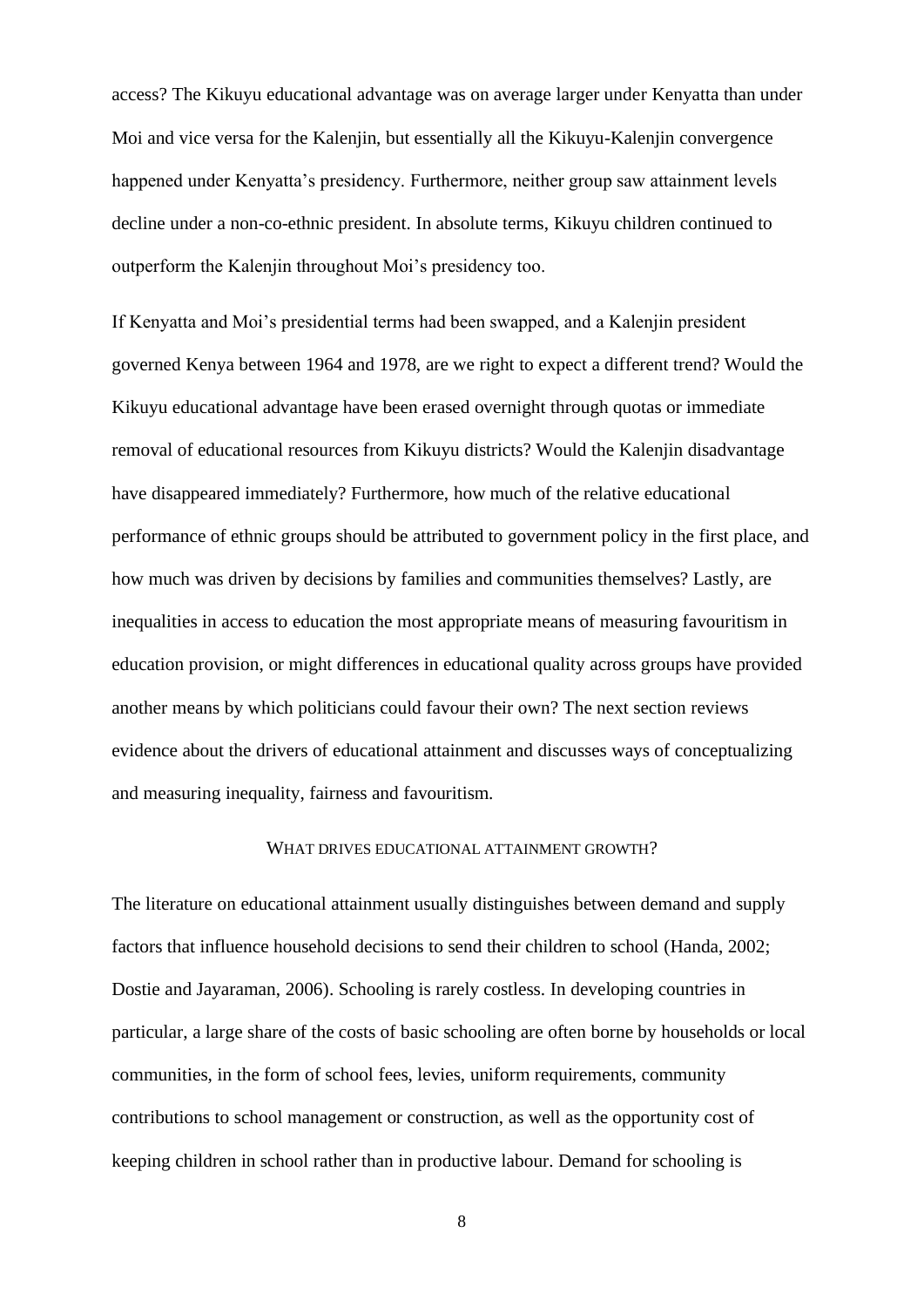access? The Kikuyu educational advantage was on average larger under Kenyatta than under Moi and vice versa for the Kalenjin, but essentially all the Kikuyu-Kalenjin convergence happened under Kenyatta's presidency. Furthermore, neither group saw attainment levels decline under a non-co-ethnic president. In absolute terms, Kikuyu children continued to outperform the Kalenjin throughout Moi's presidency too.

If Kenyatta and Moi's presidential terms had been swapped, and a Kalenjin president governed Kenya between 1964 and 1978, are we right to expect a different trend? Would the Kikuyu educational advantage have been erased overnight through quotas or immediate removal of educational resources from Kikuyu districts? Would the Kalenjin disadvantage have disappeared immediately? Furthermore, how much of the relative educational performance of ethnic groups should be attributed to government policy in the first place, and how much was driven by decisions by families and communities themselves? Lastly, are inequalities in access to education the most appropriate means of measuring favouritism in education provision, or might differences in educational quality across groups have provided another means by which politicians could favour their own? The next section reviews evidence about the drivers of educational attainment and discusses ways of conceptualizing and measuring inequality, fairness and favouritism.

## WHAT DRIVES EDUCATIONAL ATTAINMENT GROWTH?

The literature on educational attainment usually distinguishes between demand and supply factors that influence household decisions to send their children to school (Handa, 2002; Dostie and Jayaraman, 2006). Schooling is rarely costless. In developing countries in particular, a large share of the costs of basic schooling are often borne by households or local communities, in the form of school fees, levies, uniform requirements, community contributions to school management or construction, as well as the opportunity cost of keeping children in school rather than in productive labour. Demand for schooling is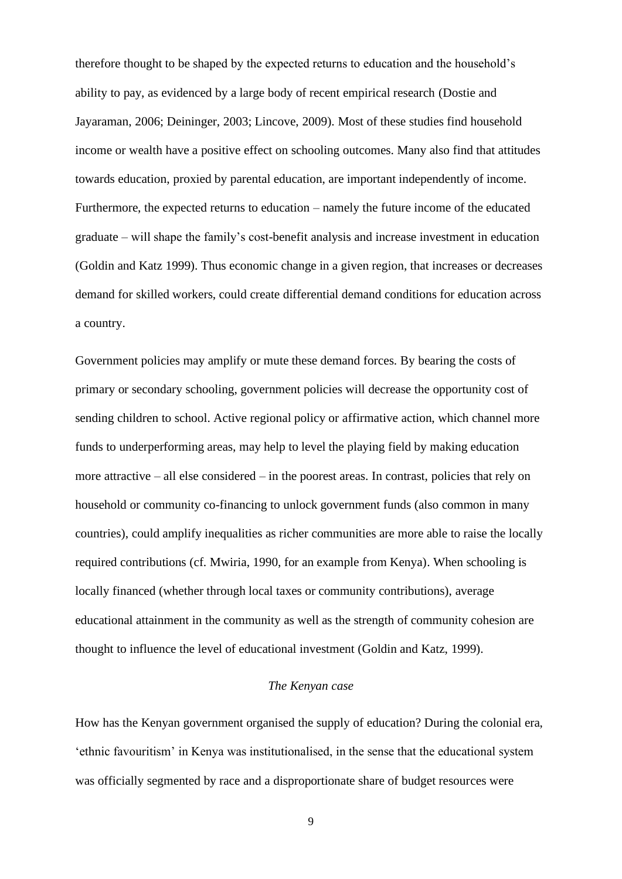therefore thought to be shaped by the expected returns to education and the household's ability to pay, as evidenced by a large body of recent empirical research (Dostie and Jayaraman, 2006; Deininger, 2003; Lincove, 2009). Most of these studies find household income or wealth have a positive effect on schooling outcomes. Many also find that attitudes towards education, proxied by parental education, are important independently of income. Furthermore, the expected returns to education – namely the future income of the educated graduate – will shape the family's cost-benefit analysis and increase investment in education (Goldin and Katz 1999). Thus economic change in a given region, that increases or decreases demand for skilled workers, could create differential demand conditions for education across a country.

Government policies may amplify or mute these demand forces. By bearing the costs of primary or secondary schooling, government policies will decrease the opportunity cost of sending children to school. Active regional policy or affirmative action, which channel more funds to underperforming areas, may help to level the playing field by making education more attractive – all else considered – in the poorest areas. In contrast, policies that rely on household or community co-financing to unlock government funds (also common in many countries), could amplify inequalities as richer communities are more able to raise the locally required contributions (cf. Mwiria, 1990, for an example from Kenya). When schooling is locally financed (whether through local taxes or community contributions), average educational attainment in the community as well as the strength of community cohesion are thought to influence the level of educational investment (Goldin and Katz, 1999).

*The Kenyan case*

How has the Kenyan government organised the supply of education? During the colonial era, 'ethnic favouritism' in Kenya was institutionalised, in the sense that the educational system was officially segmented by race and a disproportionate share of budget resources were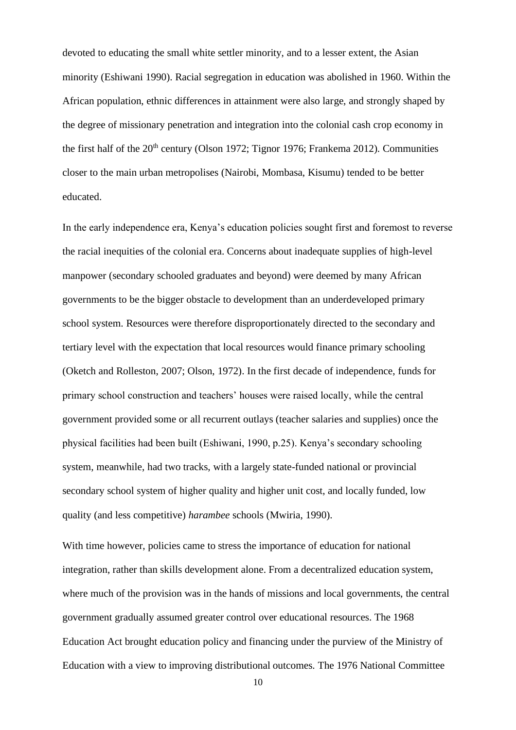devoted to educating the small white settler minority, and to a lesser extent, the Asian minority (Eshiwani 1990). Racial segregation in education was abolished in 1960. Within the African population, ethnic differences in attainment were also large, and strongly shaped by the degree of missionary penetration and integration into the colonial cash crop economy in the first half of the 20th century (Olson 1972; Tignor 1976; Frankema 2012). Communities closer to the main urban metropolises (Nairobi, Mombasa, Kisumu) tended to be better educated.

In the early independence era, Kenya's education policies sought first and foremost to reverse the racial inequities of the colonial era. Concerns about inadequate supplies of high-level manpower (secondary schooled graduates and beyond) were deemed by many African governments to be the bigger obstacle to development than an underdeveloped primary school system. Resources were therefore disproportionately directed to the secondary and tertiary level with the expectation that local resources would finance primary schooling (Oketch and Rolleston, 2007; Olson, 1972). In the first decade of independence, funds for primary school construction and teachers' houses were raised locally, while the central government provided some or all recurrent outlays (teacher salaries and supplies) once the physical facilities had been built (Eshiwani, 1990, p.25). Kenya's secondary schooling system, meanwhile, had two tracks, with a largely state-funded national or provincial secondary school system of higher quality and higher unit cost, and locally funded, low quality (and less competitive) *harambee* schools (Mwiria, 1990).

With time however, policies came to stress the importance of education for national integration, rather than skills development alone. From a decentralized education system, where much of the provision was in the hands of missions and local governments, the central government gradually assumed greater control over educational resources. The 1968 Education Act brought education policy and financing under the purview of the Ministry of Education with a view to improving distributional outcomes. The 1976 National Committee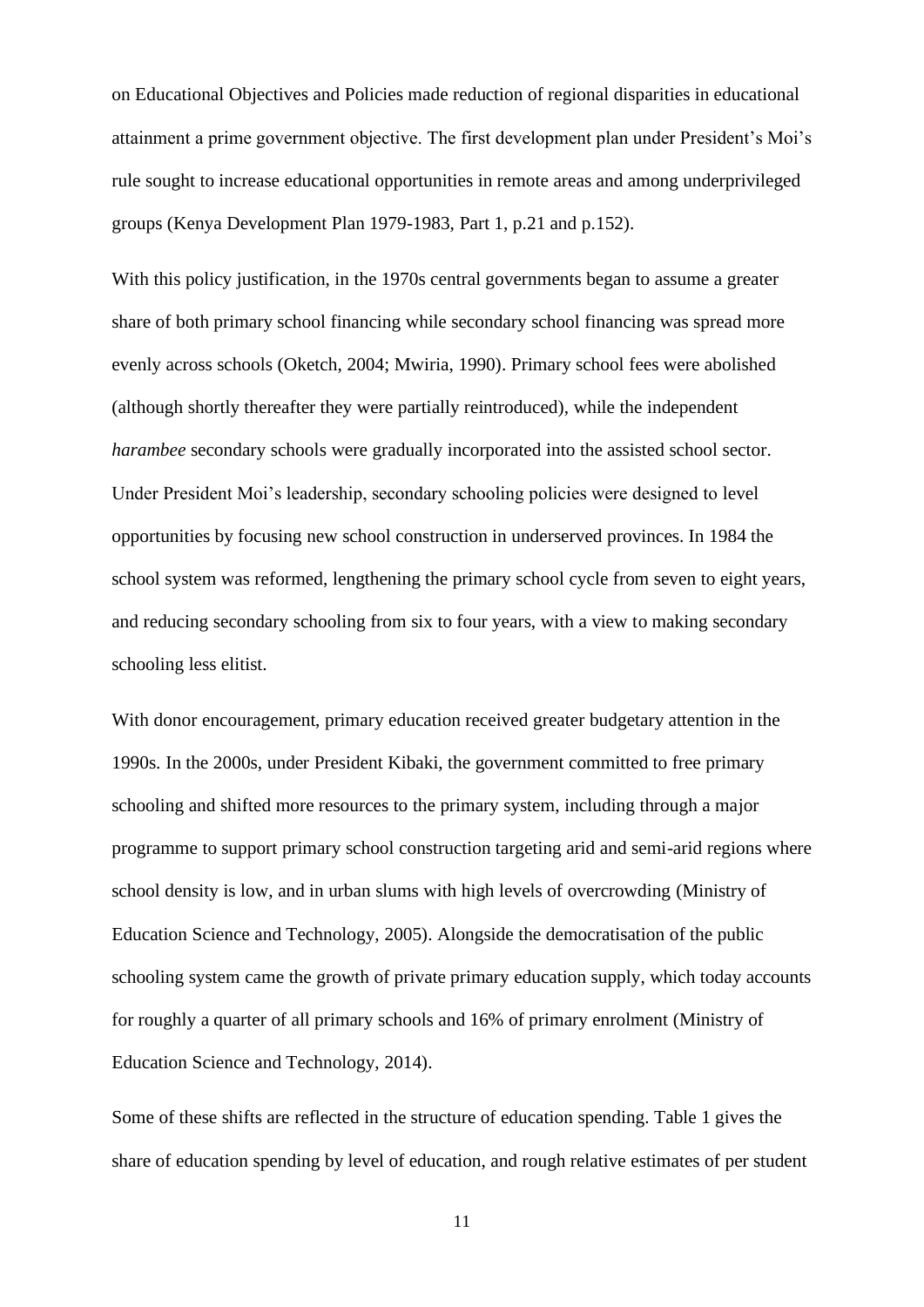on Educational Objectives and Policies made reduction of regional disparities in educational attainment a prime government objective. The first development plan under President's Moi's rule sought to increase educational opportunities in remote areas and among underprivileged groups (Kenya Development Plan 1979-1983, Part 1, p.21 and p.152).

With this policy justification, in the 1970s central governments began to assume a greater share of both primary school financing while secondary school financing was spread more evenly across schools (Oketch, 2004; Mwiria, 1990). Primary school fees were abolished (although shortly thereafter they were partially reintroduced), while the independent *harambee* secondary schools were gradually incorporated into the assisted school sector. Under President Moi's leadership, secondary schooling policies were designed to level opportunities by focusing new school construction in underserved provinces. In 1984 the school system was reformed, lengthening the primary school cycle from seven to eight years, and reducing secondary schooling from six to four years, with a view to making secondary schooling less elitist.

With donor encouragement, primary education received greater budgetary attention in the 1990s. In the 2000s, under President Kibaki, the government committed to free primary schooling and shifted more resources to the primary system, including through a major programme to support primary school construction targeting arid and semi-arid regions where school density is low, and in urban slums with high levels of overcrowding (Ministry of Education Science and Technology, 2005). Alongside the democratisation of the public schooling system came the growth of private primary education supply, which today accounts for roughly a quarter of all primary schools and 16% of primary enrolment (Ministry of Education Science and Technology, 2014).

Some of these shifts are reflected in the structure of education spending. Table 1 gives the share of education spending by level of education, and rough relative estimates of per student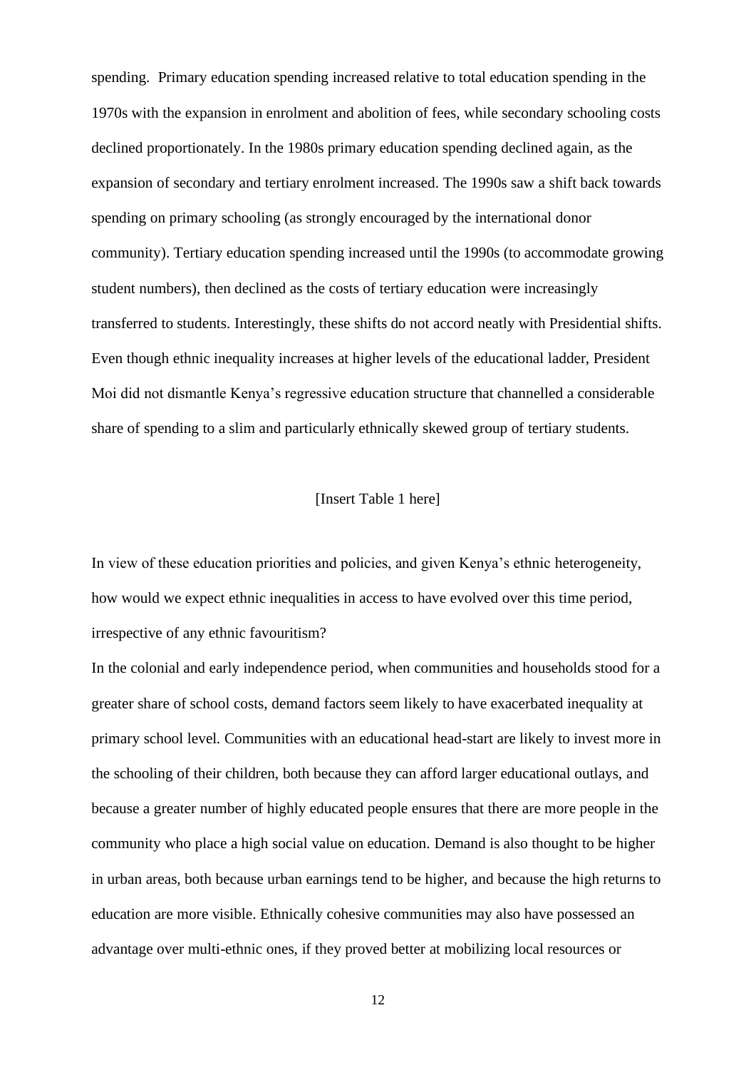spending. Primary education spending increased relative to total education spending in the 1970s with the expansion in enrolment and abolition of fees, while secondary schooling costs declined proportionately. In the 1980s primary education spending declined again, as the expansion of secondary and tertiary enrolment increased. The 1990s saw a shift back towards spending on primary schooling (as strongly encouraged by the international donor community). Tertiary education spending increased until the 1990s (to accommodate growing student numbers), then declined as the costs of tertiary education were increasingly transferred to students. Interestingly, these shifts do not accord neatly with Presidential shifts. Even though ethnic inequality increases at higher levels of the educational ladder, President Moi did not dismantle Kenya's regressive education structure that channelled a considerable share of spending to a slim and particularly ethnically skewed group of tertiary students.

[Insert Table 1 here]

In view of these education priorities and policies, and given Kenya's ethnic heterogeneity, how would we expect ethnic inequalities in access to have evolved over this time period, irrespective of any ethnic favouritism?

In the colonial and early independence period, when communities and households stood for a greater share of school costs, demand factors seem likely to have exacerbated inequality at primary school level. Communities with an educational head-start are likely to invest more in the schooling of their children, both because they can afford larger educational outlays, and because a greater number of highly educated people ensures that there are more people in the community who place a high social value on education. Demand is also thought to be higher in urban areas, both because urban earnings tend to be higher, and because the high returns to education are more visible. Ethnically cohesive communities may also have possessed an advantage over multi-ethnic ones, if they proved better at mobilizing local resources or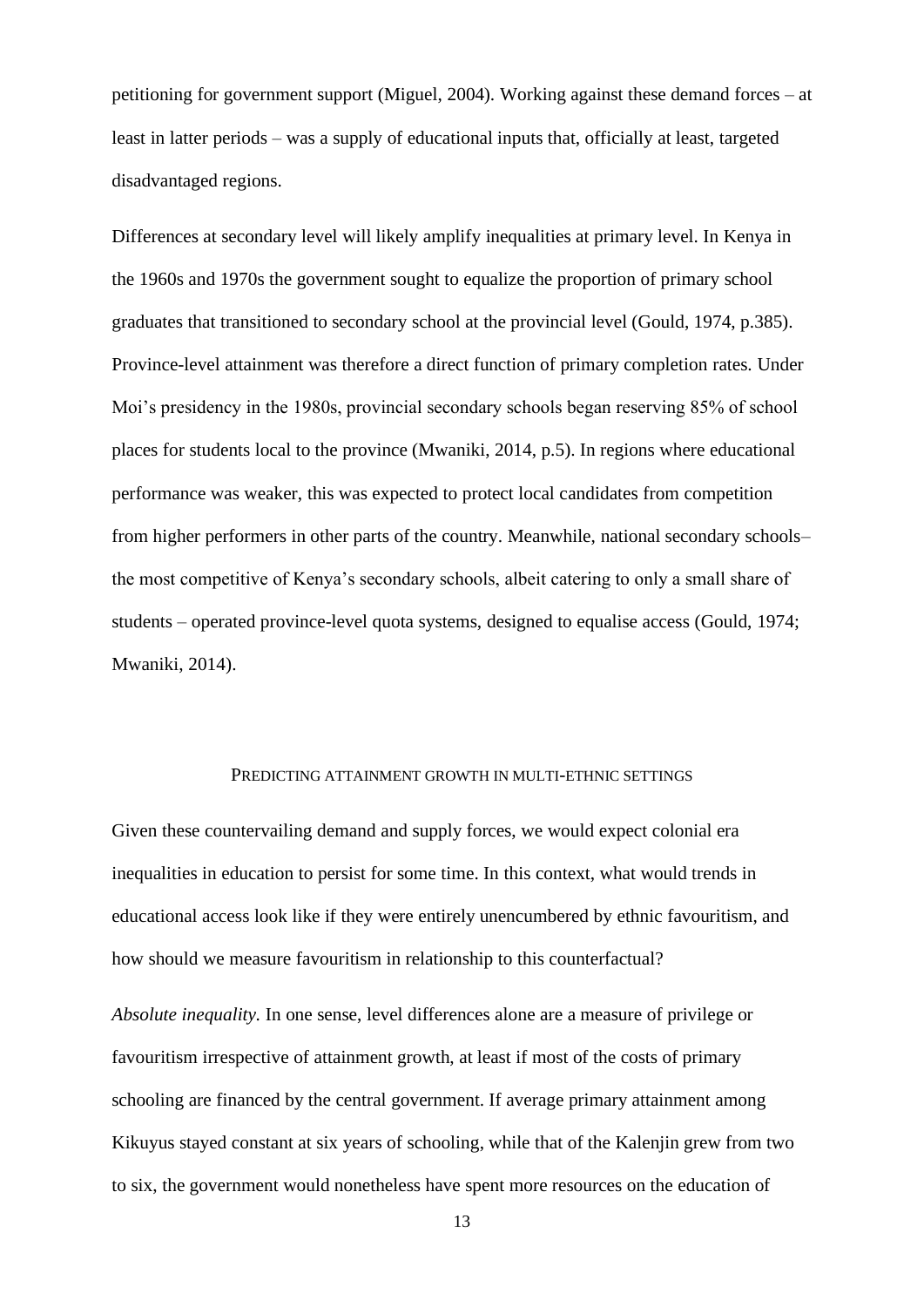petitioning for government support (Miguel, 2004). Working against these demand forces – at least in latter periods – was a supply of educational inputs that, officially at least, targeted disadvantaged regions.

Differences at secondary level will likely amplify inequalities at primary level. In Kenya in the 1960s and 1970s the government sought to equalize the proportion of primary school graduates that transitioned to secondary school at the provincial level (Gould, 1974, p.385). Province-level attainment was therefore a direct function of primary completion rates. Under Moi's presidency in the 1980s, provincial secondary schools began reserving 85% of school places for students local to the province (Mwaniki, 2014, p.5). In regions where educational performance was weaker, this was expected to protect local candidates from competition from higher performers in other parts of the country. Meanwhile, national secondary schools– the most competitive of Kenya's secondary schools, albeit catering to only a small share of students – operated province-level quota systems, designed to equalise access (Gould, 1974; Mwaniki, 2014).

## Predicting attainment growth in multi-ethnic settings

Given these countervailing demand and supply forces, we would expect colonial era inequalities in education to persist for some time. In this context, what would trends in educational access look like if they were entirely unencumbered by ethnic favouritism, and how should we measure favouritism in relationship to this counterfactual?

*Absolute inequality.* In one sense, level differences alone are a measure of privilege or favouritism irrespective of attainment growth, at least if most of the costs of primary schooling are financed by the central government. If average primary attainment among Kikuyus stayed constant at six years of schooling, while that of the Kalenjin grew from two to six, the government would nonetheless have spent more resources on the education of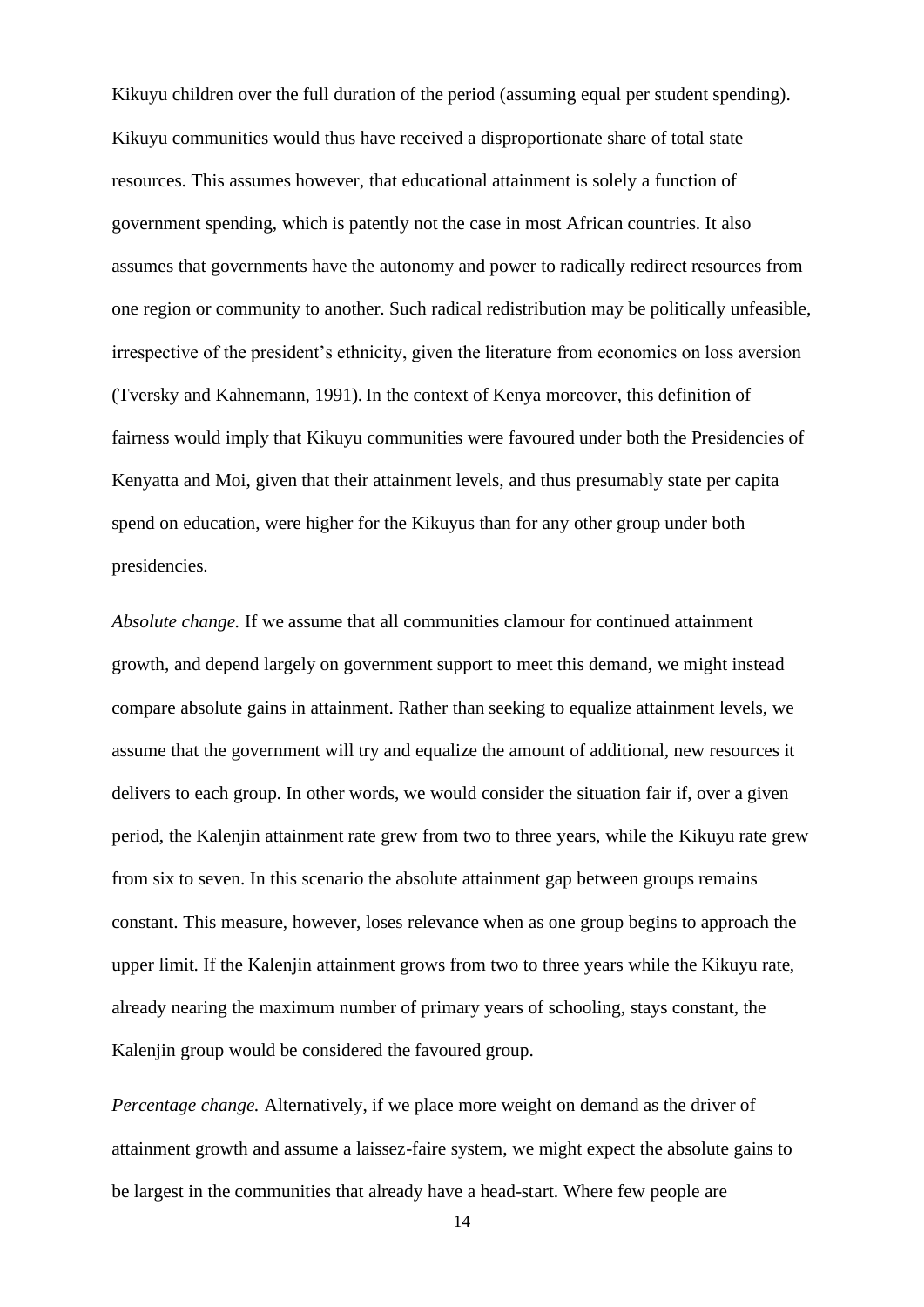Kikuyu children over the full duration of the period (assuming equal per student spending). Kikuyu communities would thus have received a disproportionate share of total state resources. This assumes however, that educational attainment is solely a function of government spending, which is patently not the case in most African countries. It also assumes that governments have the autonomy and power to radically redirect resources from one region or community to another. Such radical redistribution may be politically unfeasible, irrespective of the president's ethnicity, given the literature from economics on loss aversion (Tversky and Kahnemann, 1991). In the context of Kenya moreover, this definition of fairness would imply that Kikuyu communities were favoured under both the Presidencies of Kenyatta and Moi, given that their attainment levels, and thus presumably state per capita spend on education, were higher for the Kikuyus than for any other group under both presidencies.

*Absolute change.* If we assume that all communities clamour for continued attainment growth, and depend largely on government support to meet this demand, we might instead compare absolute gains in attainment. Rather than seeking to equalize attainment levels, we assume that the government will try and equalize the amount of additional, new resources it delivers to each group. In other words, we would consider the situation fair if, over a given period, the Kalenjin attainment rate grew from two to three years, while the Kikuyu rate grew from six to seven. In this scenario the absolute attainment gap between groups remains constant. This measure, however, loses relevance when as one group begins to approach the upper limit. If the Kalenjin attainment grows from two to three years while the Kikuyu rate, already nearing the maximum number of primary years of schooling, stays constant, the Kalenjin group would be considered the favoured group.

*Percentage change.* Alternatively, if we place more weight on demand as the driver of attainment growth and assume a laissez-faire system, we might expect the absolute gains to be largest in the communities that already have a head-start. Where few people are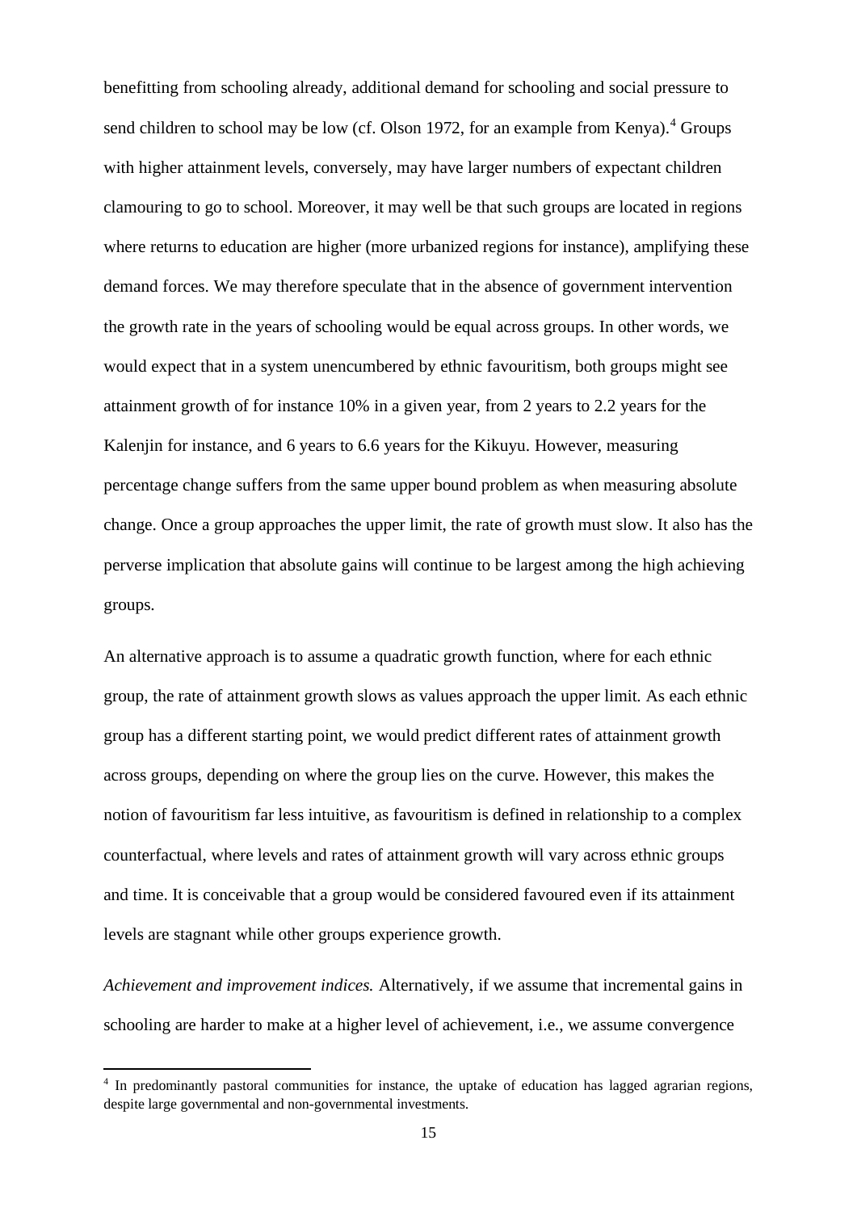benefitting from schooling already, additional demand for schooling and social pressure to send children to school may be low (cf. Olson 1972, for an example from Kenya).[4] Groups with higher attainment levels, conversely, may have larger numbers of expectant children clamouring to go to school. Moreover, it may well be that such groups are located in regions where returns to education are higher (more urbanized regions for instance), amplifying these demand forces. We may therefore speculate that in the absence of government intervention the growth rate in the years of schooling would be equal across groups. In other words, we would expect that in a system unencumbered by ethnic favouritism, both groups might see attainment growth of for instance 10% in a given year, from 2 years to 2.2 years for the Kalenjin for instance, and 6 years to 6.6 years for the Kikuyu. However, measuring percentage change suffers from the same upper bound problem as when measuring absolute change. Once a group approaches the upper limit, the rate of growth must slow. It also has the perverse implication that absolute gains will continue to be largest among the high achieving groups.

An alternative approach is to assume a quadratic growth function, where for each ethnic group, the rate of attainment growth slows as values approach the upper limit. As each ethnic group has a different starting point, we would predict different rates of attainment growth across groups, depending on where the group lies on the curve. However, this makes the notion of favouritism far less intuitive, as favouritism is defined in relationship to a complex counterfactual, where levels and rates of attainment growth will vary across ethnic groups and time. It is conceivable that a group would be considered favoured even if its attainment levels are stagnant while other groups experience growth.

*Achievement and improvement indices.* Alternatively, if we assume that incremental gains in schooling are harder to make at a higher level of achievement, i.e., we assume convergence

[4] In predominantly pastoral communities for instance, the uptake of education has lagged agrarian regions, despite large governmental and non-governmental investments.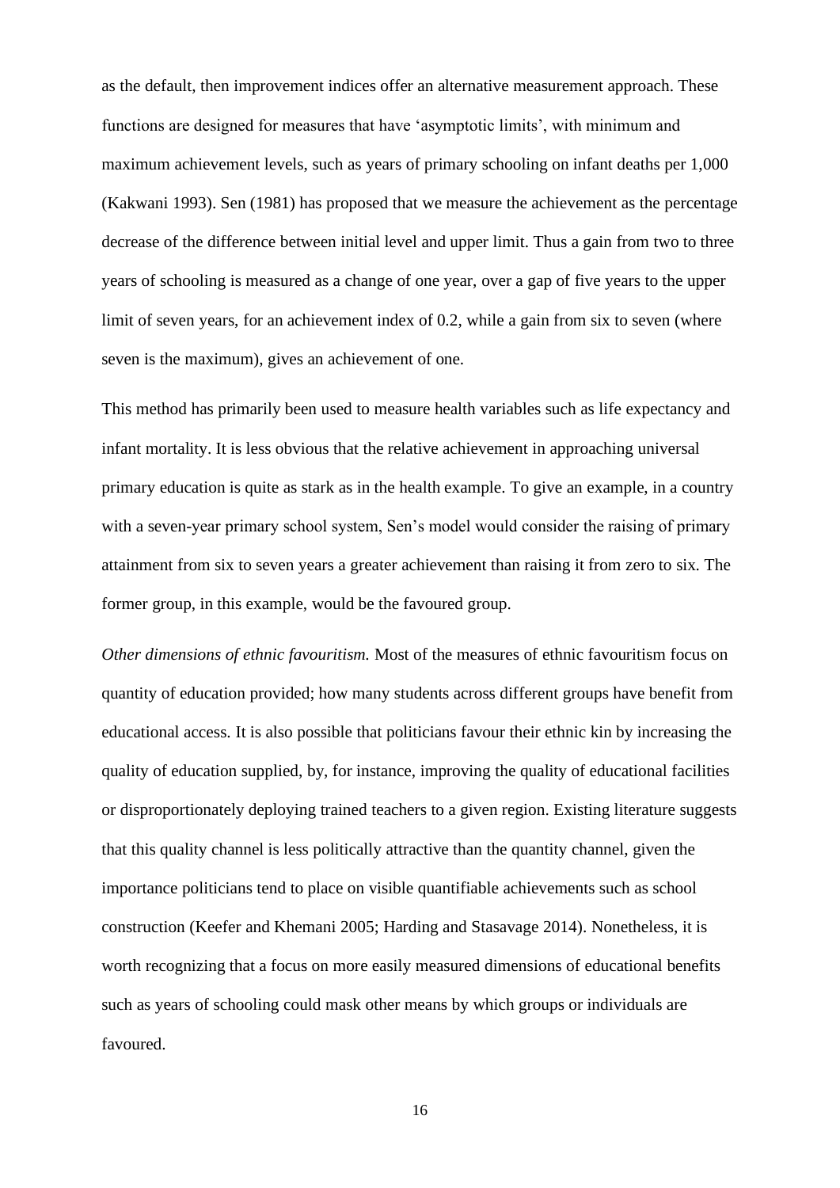as the default, then improvement indices offer an alternative measurement approach. These functions are designed for measures that have 'asymptotic limits', with minimum and maximum achievement levels, such as years of primary schooling on infant deaths per 1,000 (Kakwani 1993). Sen (1981) has proposed that we measure the achievement as the percentage decrease of the difference between initial level and upper limit. Thus a gain from two to three years of schooling is measured as a change of one year, over a gap of five years to the upper limit of seven years, for an achievement index of 0.2, while a gain from six to seven (where seven is the maximum), gives an achievement of one.

This method has primarily been used to measure health variables such as life expectancy and infant mortality. It is less obvious that the relative achievement in approaching universal primary education is quite as stark as in the health example. To give an example, in a country with a seven-year primary school system, Sen's model would consider the raising of primary attainment from six to seven years a greater achievement than raising it from zero to six. The former group, in this example, would be the favoured group.

*Other dimensions of ethnic favouritism.* Most of the measures of ethnic favouritism focus on quantity of education provided; how many students across different groups have benefit from educational access. It is also possible that politicians favour their ethnic kin by increasing the quality of education supplied, by, for instance, improving the quality of educational facilities or disproportionately deploying trained teachers to a given region. Existing literature suggests that this quality channel is less politically attractive than the quantity channel, given the importance politicians tend to place on visible quantifiable achievements such as school construction (Keefer and Khemani 2005; Harding and Stasavage 2014). Nonetheless, it is worth recognizing that a focus on more easily measured dimensions of educational benefits such as years of schooling could mask other means by which groups or individuals are favoured.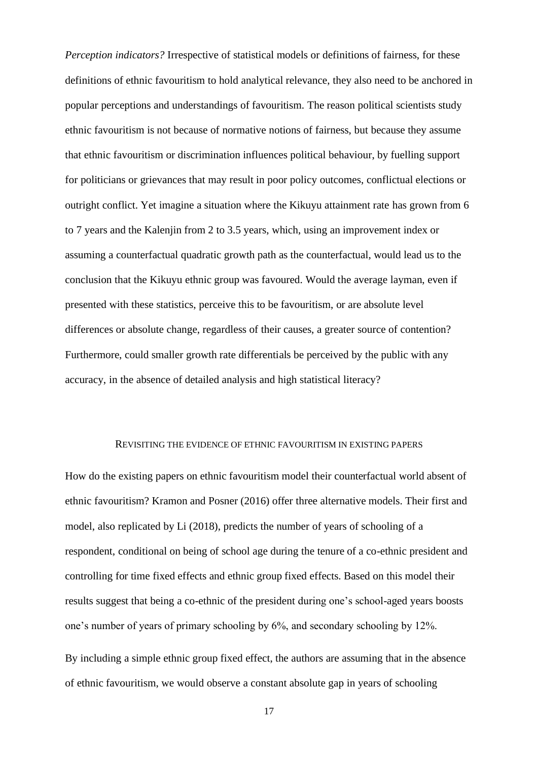*Perception indicators?* Irrespective of statistical models or definitions of fairness, for these definitions of ethnic favouritism to hold analytical relevance, they also need to be anchored in popular perceptions and understandings of favouritism. The reason political scientists study ethnic favouritism is not because of normative notions of fairness, but because they assume that ethnic favouritism or discrimination influences political behaviour, by fuelling support for politicians or grievances that may result in poor policy outcomes, conflictual elections or outright conflict. Yet imagine a situation where the Kikuyu attainment rate has grown from 6 to 7 years and the Kalenjin from 2 to 3.5 years, which, using an improvement index or assuming a counterfactual quadratic growth path as the counterfactual, would lead us to the conclusion that the Kikuyu ethnic group was favoured. Would the average layman, even if presented with these statistics, perceive this to be favouritism, or are absolute level differences or absolute change, regardless of their causes, a greater source of contention? Furthermore, could smaller growth rate differentials be perceived by the public with any accuracy, in the absence of detailed analysis and high statistical literacy?

## Revisiting the evidence of ethnic favouritism in existing papers

How do the existing papers on ethnic favouritism model their counterfactual world absent of ethnic favouritism? Kramon and Posner (2016) offer three alternative models. Their first and model, also replicated by Li (2018), predicts the number of years of schooling of a respondent, conditional on being of school age during the tenure of a co-ethnic president and controlling for time fixed effects and ethnic group fixed effects. Based on this model their results suggest that being a co-ethnic of the president during one's school-aged years boosts one's number of years of primary schooling by 6%, and secondary schooling by 12%.

By including a simple ethnic group fixed effect, the authors are assuming that in the absence of ethnic favouritism, we would observe a constant absolute gap in years of schooling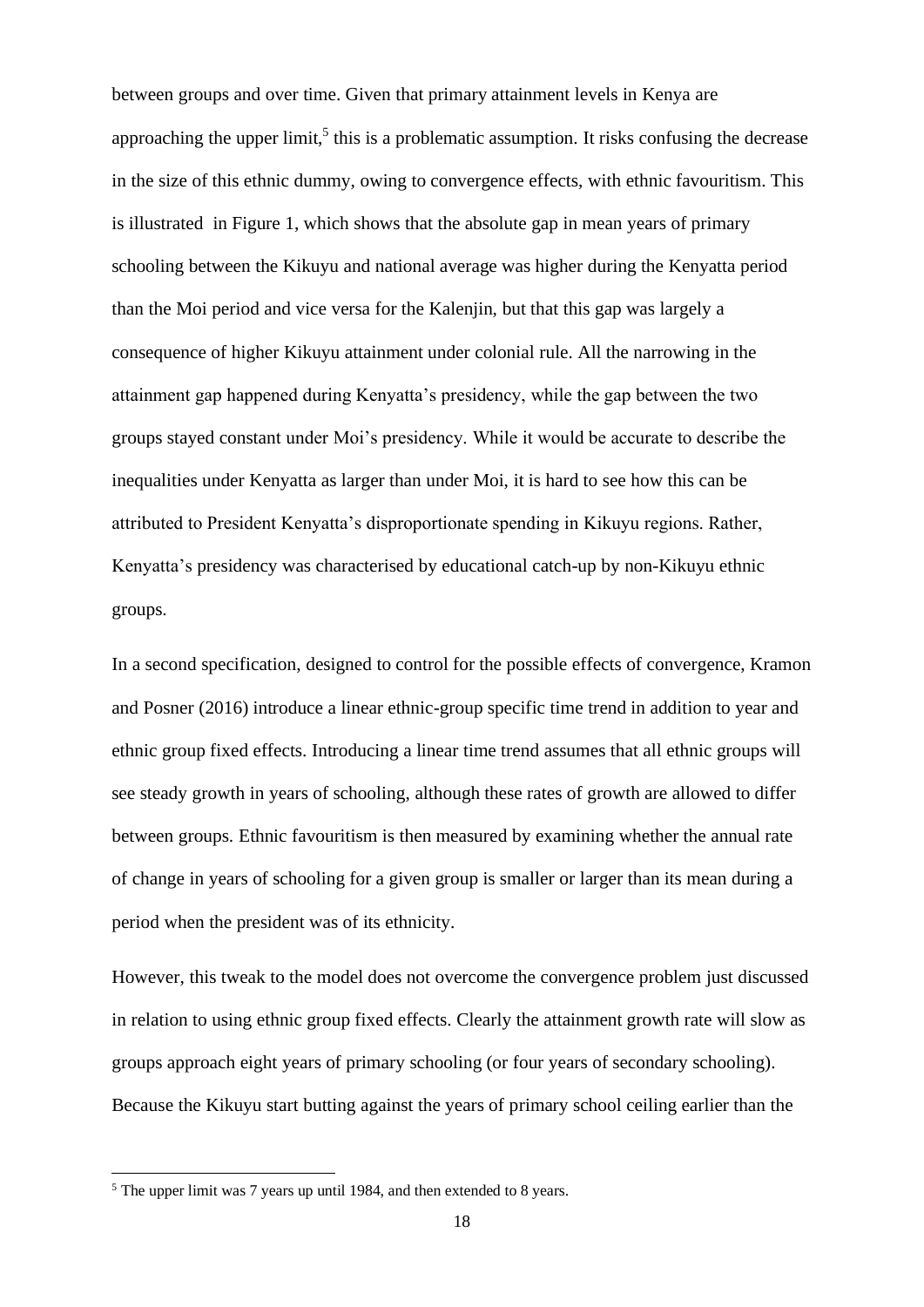between groups and over time. Given that primary attainment levels in Kenya are approaching the upper limit,[5] this is a problematic assumption. It risks confusing the decrease in the size of this ethnic dummy, owing to convergence effects, with ethnic favouritism. This is illustrated in Figure 1, which shows that the absolute gap in mean years of primary schooling between the Kikuyu and national average was higher during the Kenyatta period than the Moi period and vice versa for the Kalenjin, but that this gap was largely a consequence of higher Kikuyu attainment under colonial rule. All the narrowing in the attainment gap happened during Kenyatta's presidency, while the gap between the two groups stayed constant under Moi's presidency. While it would be accurate to describe the inequalities under Kenyatta as larger than under Moi, it is hard to see how this can be attributed to President Kenyatta's disproportionate spending in Kikuyu regions. Rather, Kenyatta's presidency was characterised by educational catch-up by non-Kikuyu ethnic groups.

In a second specification, designed to control for the possible effects of convergence, Kramon and Posner (2016) introduce a linear ethnic-group specific time trend in addition to year and ethnic group fixed effects. Introducing a linear time trend assumes that all ethnic groups will see steady growth in years of schooling, although these rates of growth are allowed to differ between groups. Ethnic favouritism is then measured by examining whether the annual rate of change in years of schooling for a given group is smaller or larger than its mean during a period when the president was of its ethnicity.

However, this tweak to the model does not overcome the convergence problem just discussed in relation to using ethnic group fixed effects. Clearly the attainment growth rate will slow as groups approach eight years of primary schooling (or four years of secondary schooling). Because the Kikuyu start butting against the years of primary school ceiling earlier than the

[5] The upper limit was 7 years up until 1984, and then extended to 8 years.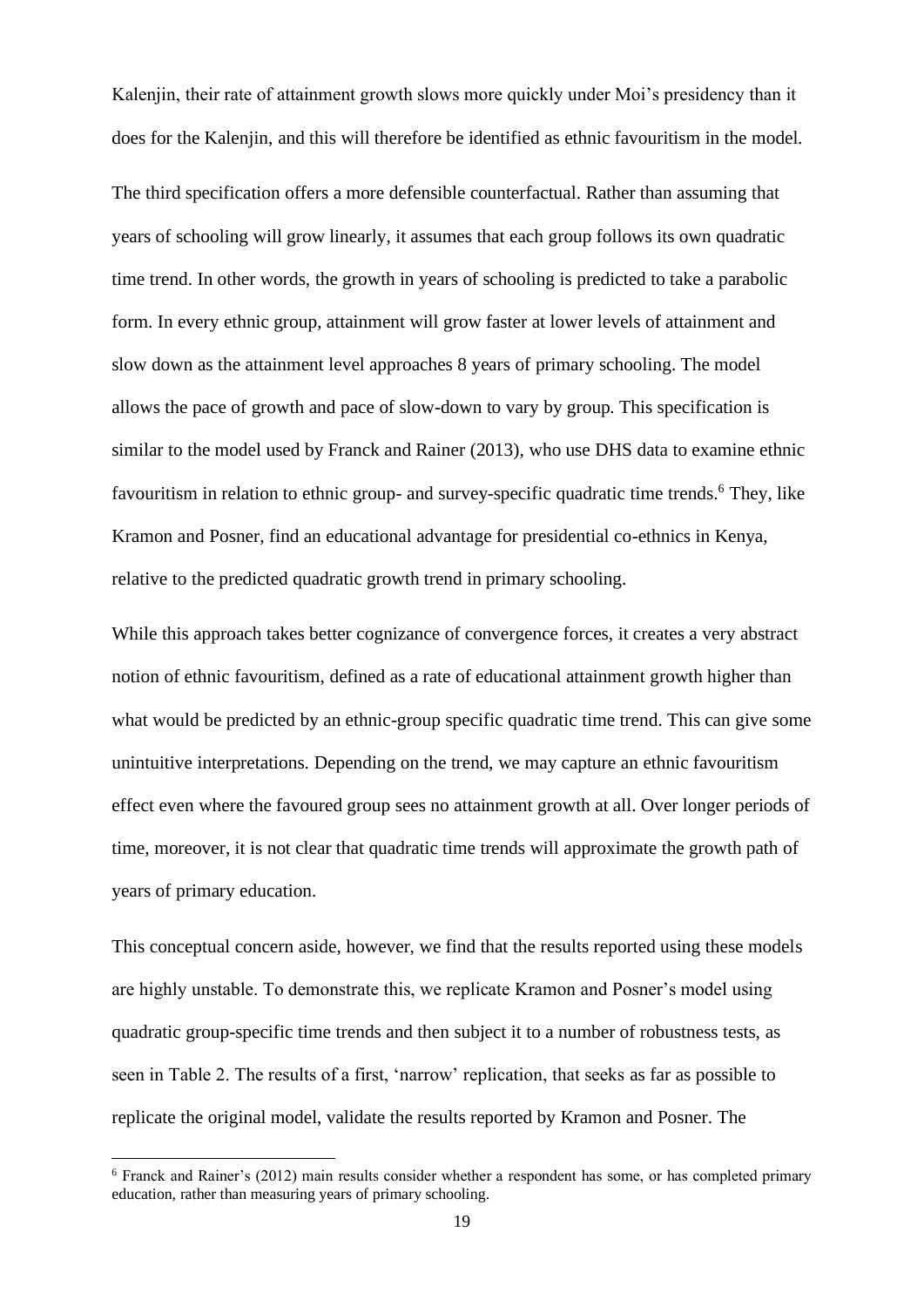Kalenjin, their rate of attainment growth slows more quickly under Moi's presidency than it does for the Kalenjin, and this will therefore be identified as ethnic favouritism in the model.

The third specification offers a more defensible counterfactual. Rather than assuming that years of schooling will grow linearly, it assumes that each group follows its own quadratic time trend. In other words, the growth in years of schooling is predicted to take a parabolic form. In every ethnic group, attainment will grow faster at lower levels of attainment and slow down as the attainment level approaches 8 years of primary schooling. The model allows the pace of growth and pace of slow-down to vary by group. This specification is similar to the model used by Franck and Rainer (2013), who use DHS data to examine ethnic favouritism in relation to ethnic group- and survey-specific quadratic time trends.[6] They, like Kramon and Posner, find an educational advantage for presidential co-ethnics in Kenya, relative to the predicted quadratic growth trend in primary schooling.

While this approach takes better cognizance of convergence forces, it creates a very abstract notion of ethnic favouritism, defined as a rate of educational attainment growth higher than what would be predicted by an ethnic-group specific quadratic time trend. This can give some unintuitive interpretations. Depending on the trend, we may capture an ethnic favouritism effect even where the favoured group sees no attainment growth at all. Over longer periods of time, moreover, it is not clear that quadratic time trends will approximate the growth path of years of primary education.

This conceptual concern aside, however, we find that the results reported using these models are highly unstable. To demonstrate this, we replicate Kramon and Posner's model using quadratic group-specific time trends and then subject it to a number of robustness tests, as seen in Table 2. The results of a first, 'narrow' replication, that seeks as far as possible to replicate the original model, validate the results reported by Kramon and Posner. The

[6] Franck and Rainer's (2012) main results consider whether a respondent has some, or has completed primary education, rather than measuring years of primary schooling.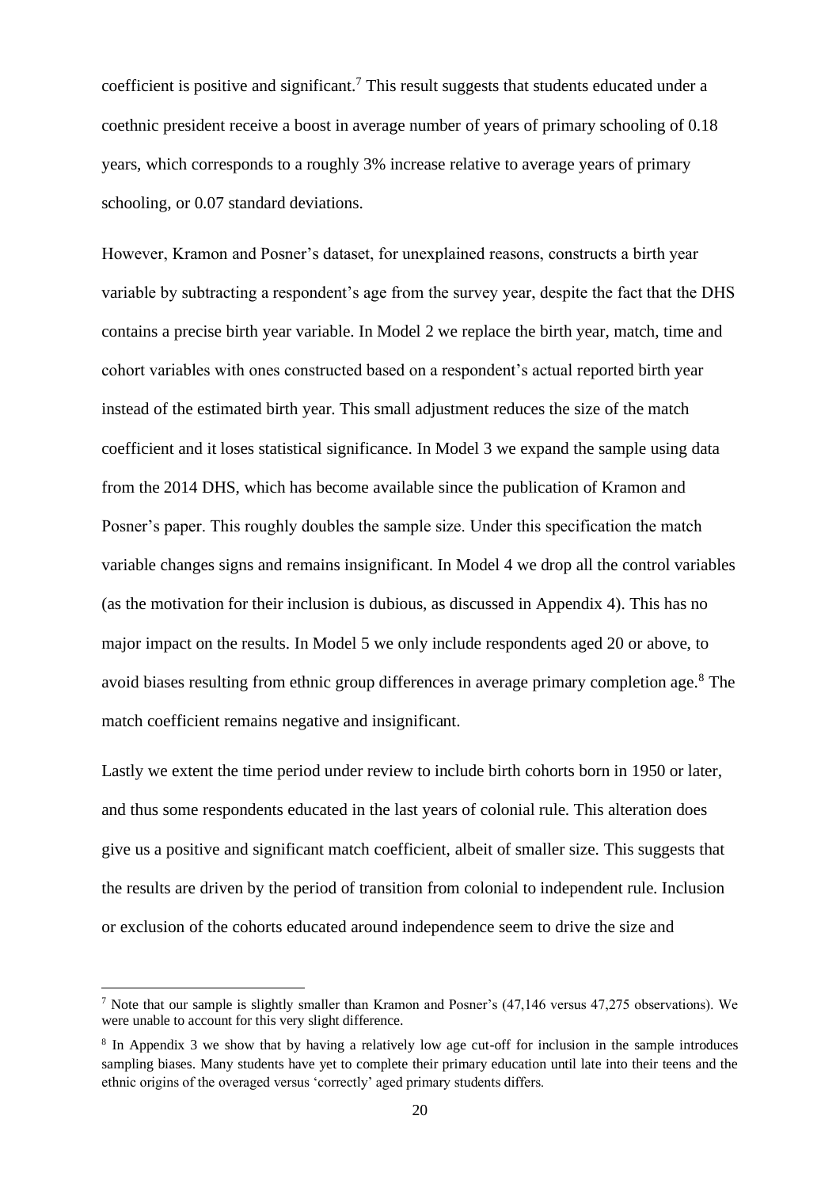coefficient is positive and significant.[7] This result suggests that students educated under a coethnic president receive a boost in average number of years of primary schooling of 0.18 years, which corresponds to a roughly 3% increase relative to average years of primary schooling, or 0.07 standard deviations.

However, Kramon and Posner's dataset, for unexplained reasons, constructs a birth year variable by subtracting a respondent's age from the survey year, despite the fact that the DHS contains a precise birth year variable. In Model 2 we replace the birth year, match, time and cohort variables with ones constructed based on a respondent's actual reported birth year instead of the estimated birth year. This small adjustment reduces the size of the match coefficient and it loses statistical significance. In Model 3 we expand the sample using data from the 2014 DHS, which has become available since the publication of Kramon and Posner's paper. This roughly doubles the sample size. Under this specification the match variable changes signs and remains insignificant. In Model 4 we drop all the control variables (as the motivation for their inclusion is dubious, as discussed in Appendix 4). This has no major impact on the results. In Model 5 we only include respondents aged 20 or above, to avoid biases resulting from ethnic group differences in average primary completion age.[8] The match coefficient remains negative and insignificant.

Lastly we extent the time period under review to include birth cohorts born in 1950 or later, and thus some respondents educated in the last years of colonial rule. This alteration does give us a positive and significant match coefficient, albeit of smaller size. This suggests that the results are driven by the period of transition from colonial to independent rule. Inclusion or exclusion of the cohorts educated around independence seem to drive the size and

---

[7] Note that our sample is slightly smaller than Kramon and Posner's (47,146 versus 47,275 observations). We were unable to account for this very slight difference.

[8] In Appendix 3 we show that by having a relatively low age cut-off for inclusion in the sample introduces sampling biases. Many students have yet to complete their primary education until late into their teens and the ethnic origins of the overaged versus 'correctly' aged primary students differs.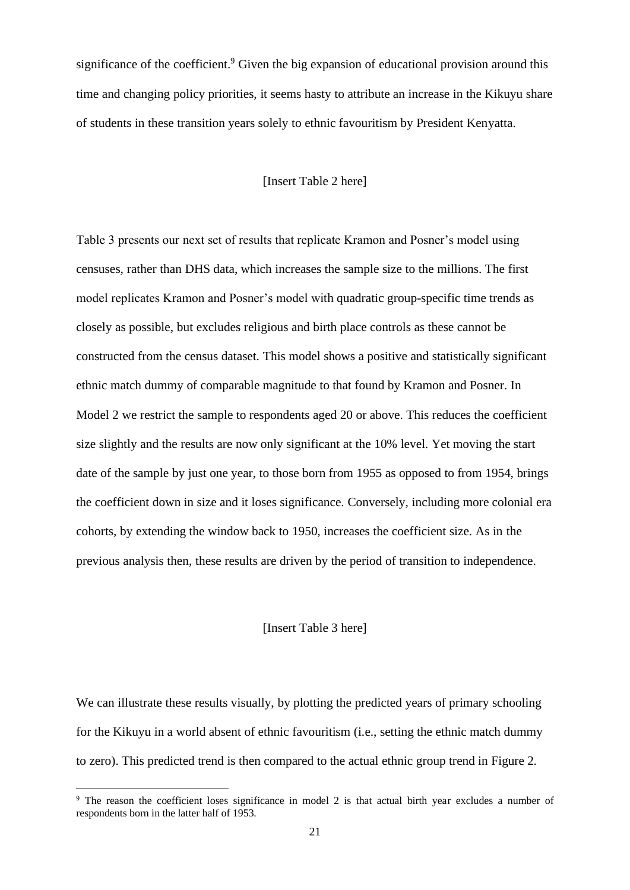significance of the coefficient.[9] Given the big expansion of educational provision around this time and changing policy priorities, it seems hasty to attribute an increase in the Kikuyu share of students in these transition years solely to ethnic favouritism by President Kenyatta.

[Insert Table 2 here]

Table 3 presents our next set of results that replicate Kramon and Posner's model using censuses, rather than DHS data, which increases the sample size to the millions. The first model replicates Kramon and Posner's model with quadratic group-specific time trends as closely as possible, but excludes religious and birth place controls as these cannot be constructed from the census dataset. This model shows a positive and statistically significant ethnic match dummy of comparable magnitude to that found by Kramon and Posner. In Model 2 we restrict the sample to respondents aged 20 or above. This reduces the coefficient size slightly and the results are now only significant at the 10% level. Yet moving the start date of the sample by just one year, to those born from 1955 as opposed to from 1954, brings the coefficient down in size and it loses significance. Conversely, including more colonial era cohorts, by extending the window back to 1950, increases the coefficient size. As in the previous analysis then, these results are driven by the period of transition to independence.

[Insert Table 3 here]

We can illustrate these results visually, by plotting the predicted years of primary schooling for the Kikuyu in a world absent of ethnic favouritism (i.e., setting the ethnic match dummy to zero). This predicted trend is then compared to the actual ethnic group trend in Figure 2.

[9] The reason the coefficient loses significance in model 2 is that actual birth year excludes a number of respondents born in the latter half of 1953.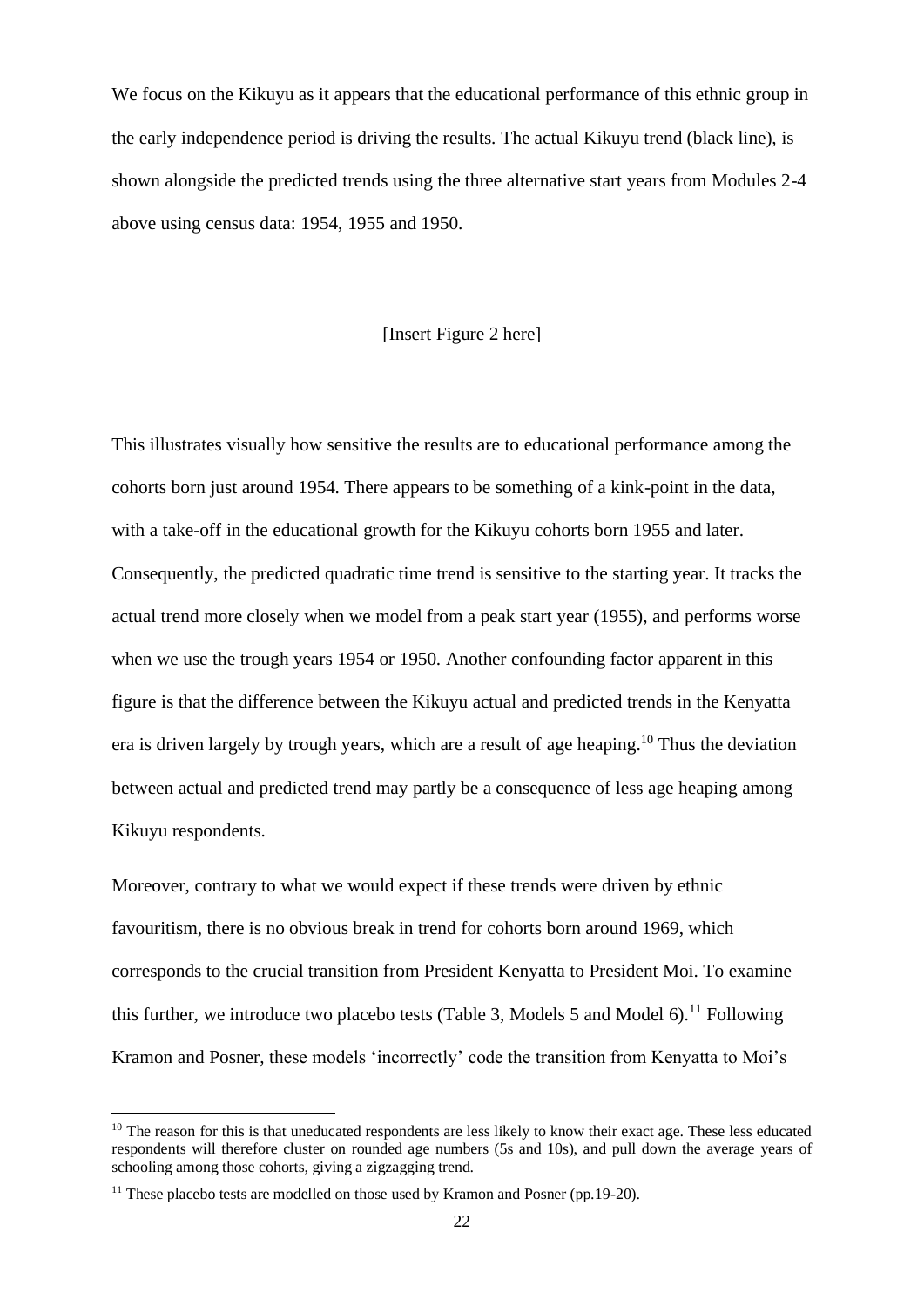We focus on the Kikuyu as it appears that the educational performance of this ethnic group in the early independence period is driving the results. The actual Kikuyu trend (black line), is shown alongside the predicted trends using the three alternative start years from Modules 2-4 above using census data: 1954, 1955 and 1950.

[Insert Figure 2 here]

This illustrates visually how sensitive the results are to educational performance among the cohorts born just around 1954. There appears to be something of a kink-point in the data, with a take-off in the educational growth for the Kikuyu cohorts born 1955 and later. Consequently, the predicted quadratic time trend is sensitive to the starting year. It tracks the actual trend more closely when we model from a peak start year (1955), and performs worse when we use the trough years 1954 or 1950. Another confounding factor apparent in this figure is that the difference between the Kikuyu actual and predicted trends in the Kenyatta era is driven largely by trough years, which are a result of age heaping.[10] Thus the deviation between actual and predicted trend may partly be a consequence of less age heaping among Kikuyu respondents.

Moreover, contrary to what we would expect if these trends were driven by ethnic favouritism, there is no obvious break in trend for cohorts born around 1969, which corresponds to the crucial transition from President Kenyatta to President Moi. To examine this further, we introduce two placebo tests (Table 3, Models 5 and Model 6).[11] Following Kramon and Posner, these models 'incorrectly' code the transition from Kenyatta to Moi's

[10] The reason for this is that uneducated respondents are less likely to know their exact age. These less educated respondents will therefore cluster on rounded age numbers (5s and 10s), and pull down the average years of schooling among those cohorts, giving a zigzagging trend.

[11] These placebo tests are modelled on those used by Kramon and Posner (pp.19-20).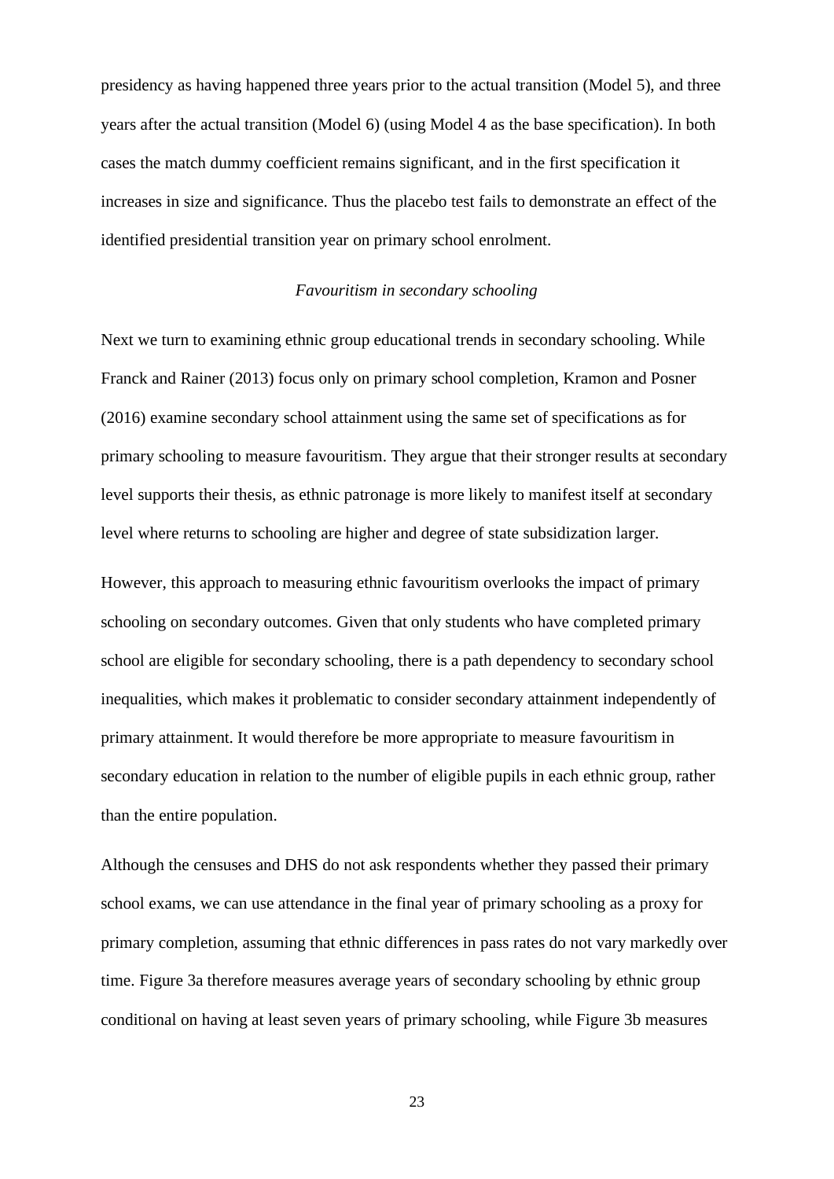presidency as having happened three years prior to the actual transition (Model 5), and three years after the actual transition (Model 6) (using Model 4 as the base specification). In both cases the match dummy coefficient remains significant, and in the first specification it increases in size and significance. Thus the placebo test fails to demonstrate an effect of the identified presidential transition year on primary school enrolment.

### *Favouritism in secondary schooling*

Next we turn to examining ethnic group educational trends in secondary schooling. While Franck and Rainer (2013) focus only on primary school completion, Kramon and Posner (2016) examine secondary school attainment using the same set of specifications as for primary schooling to measure favouritism. They argue that their stronger results at secondary level supports their thesis, as ethnic patronage is more likely to manifest itself at secondary level where returns to schooling are higher and degree of state subsidization larger.

However, this approach to measuring ethnic favouritism overlooks the impact of primary schooling on secondary outcomes. Given that only students who have completed primary school are eligible for secondary schooling, there is a path dependency to secondary school inequalities, which makes it problematic to consider secondary attainment independently of primary attainment. It would therefore be more appropriate to measure favouritism in secondary education in relation to the number of eligible pupils in each ethnic group, rather than the entire population.

Although the censuses and DHS do not ask respondents whether they passed their primary school exams, we can use attendance in the final year of primary schooling as a proxy for primary completion, assuming that ethnic differences in pass rates do not vary markedly over time. Figure 3a therefore measures average years of secondary schooling by ethnic group conditional on having at least seven years of primary schooling, while Figure 3b measures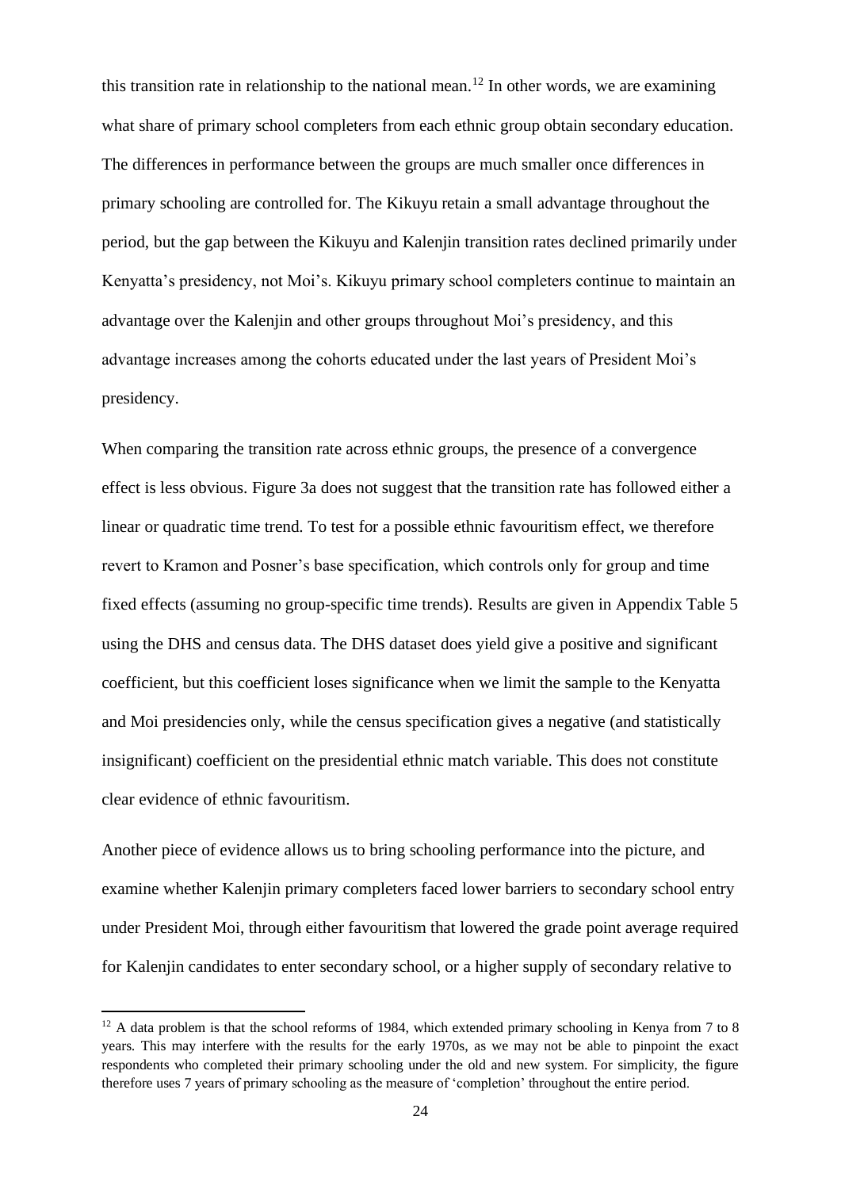this transition rate in relationship to the national mean.[12] In other words, we are examining what share of primary school completers from each ethnic group obtain secondary education. The differences in performance between the groups are much smaller once differences in primary schooling are controlled for. The Kikuyu retain a small advantage throughout the period, but the gap between the Kikuyu and Kalenjin transition rates declined primarily under Kenyatta's presidency, not Moi's. Kikuyu primary school completers continue to maintain an advantage over the Kalenjin and other groups throughout Moi's presidency, and this advantage increases among the cohorts educated under the last years of President Moi's presidency.

When comparing the transition rate across ethnic groups, the presence of a convergence effect is less obvious. Figure 3a does not suggest that the transition rate has followed either a linear or quadratic time trend. To test for a possible ethnic favouritism effect, we therefore revert to Kramon and Posner's base specification, which controls only for group and time fixed effects (assuming no group-specific time trends). Results are given in Appendix Table 5 using the DHS and census data. The DHS dataset does yield give a positive and significant coefficient, but this coefficient loses significance when we limit the sample to the Kenyatta and Moi presidencies only, while the census specification gives a negative (and statistically insignificant) coefficient on the presidential ethnic match variable. This does not constitute clear evidence of ethnic favouritism.

Another piece of evidence allows us to bring schooling performance into the picture, and examine whether Kalenjin primary completers faced lower barriers to secondary school entry under President Moi, through either favouritism that lowered the grade point average required for Kalenjin candidates to enter secondary school, or a higher supply of secondary relative to

[12] A data problem is that the school reforms of 1984, which extended primary schooling in Kenya from 7 to 8 years. This may interfere with the results for the early 1970s, as we may not be able to pinpoint the exact respondents who completed their primary schooling under the old and new system. For simplicity, the figure therefore uses 7 years of primary schooling as the measure of 'completion' throughout the entire period.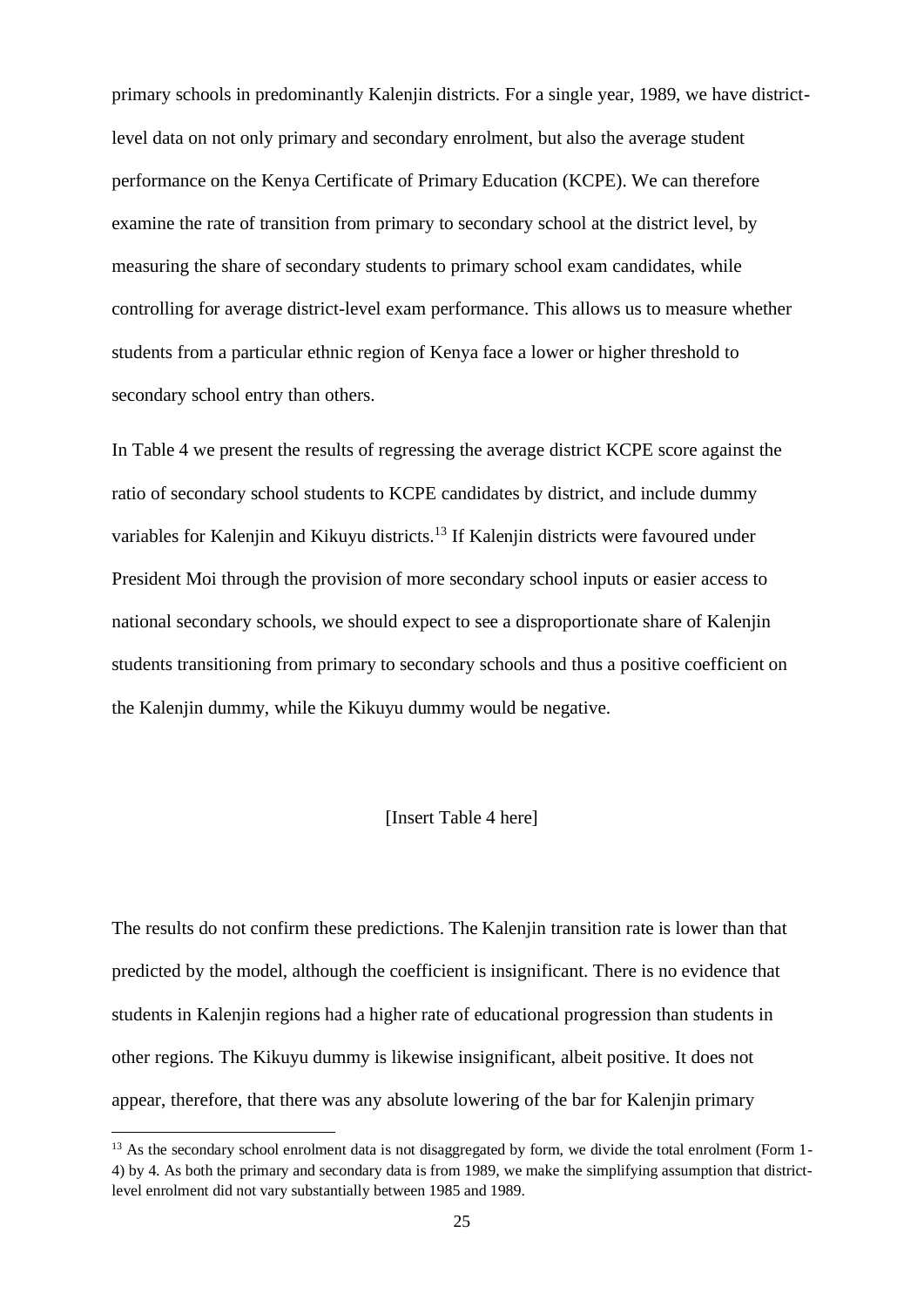primary schools in predominantly Kalenjin districts. For a single year, 1989, we have district-level data on not only primary and secondary enrolment, but also the average student performance on the Kenya Certificate of Primary Education (KCPE). We can therefore examine the rate of transition from primary to secondary school at the district level, by measuring the share of secondary students to primary school exam candidates, while controlling for average district-level exam performance. This allows us to measure whether students from a particular ethnic region of Kenya face a lower or higher threshold to secondary school entry than others.

In Table 4 we present the results of regressing the average district KCPE score against the ratio of secondary school students to KCPE candidates by district, and include dummy variables for Kalenjin and Kikuyu districts.[13] If Kalenjin districts were favoured under President Moi through the provision of more secondary school inputs or easier access to national secondary schools, we should expect to see a disproportionate share of Kalenjin students transitioning from primary to secondary schools and thus a positive coefficient on the Kalenjin dummy, while the Kikuyu dummy would be negative.

[Insert Table 4 here]

The results do not confirm these predictions. The Kalenjin transition rate is lower than that predicted by the model, although the coefficient is insignificant. There is no evidence that students in Kalenjin regions had a higher rate of educational progression than students in other regions. The Kikuyu dummy is likewise insignificant, albeit positive. It does not appear, therefore, that there was any absolute lowering of the bar for Kalenjin primary

[13] As the secondary school enrolment data is not disaggregated by form, we divide the total enrolment (Form 1-4) by 4. As both the primary and secondary data is from 1989, we make the simplifying assumption that district-level enrolment did not vary substantially between 1985 and 1989.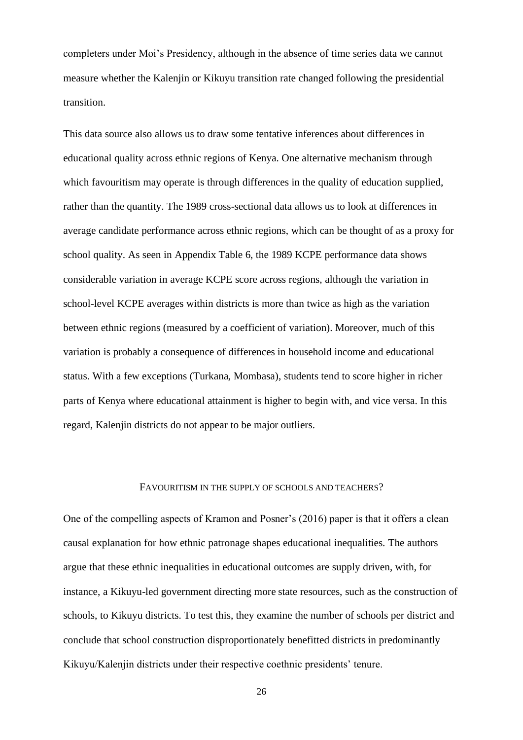completers under Moi's Presidency, although in the absence of time series data we cannot measure whether the Kalenjin or Kikuyu transition rate changed following the presidential transition.

This data source also allows us to draw some tentative inferences about differences in educational quality across ethnic regions of Kenya. One alternative mechanism through which favouritism may operate is through differences in the quality of education supplied, rather than the quantity. The 1989 cross-sectional data allows us to look at differences in average candidate performance across ethnic regions, which can be thought of as a proxy for school quality. As seen in Appendix Table 6, the 1989 KCPE performance data shows considerable variation in average KCPE score across regions, although the variation in school-level KCPE averages within districts is more than twice as high as the variation between ethnic regions (measured by a coefficient of variation). Moreover, much of this variation is probably a consequence of differences in household income and educational status. With a few exceptions (Turkana, Mombasa), students tend to score higher in richer parts of Kenya where educational attainment is higher to begin with, and vice versa. In this regard, Kalenjin districts do not appear to be major outliers.

## FAVOURITISM IN THE SUPPLY OF SCHOOLS AND TEACHERS?

One of the compelling aspects of Kramon and Posner's (2016) paper is that it offers a clean causal explanation for how ethnic patronage shapes educational inequalities. The authors argue that these ethnic inequalities in educational outcomes are supply driven, with, for instance, a Kikuyu-led government directing more state resources, such as the construction of schools, to Kikuyu districts. To test this, they examine the number of schools per district and conclude that school construction disproportionately benefitted districts in predominantly Kikuyu/Kalenjin districts under their respective coethnic presidents' tenure.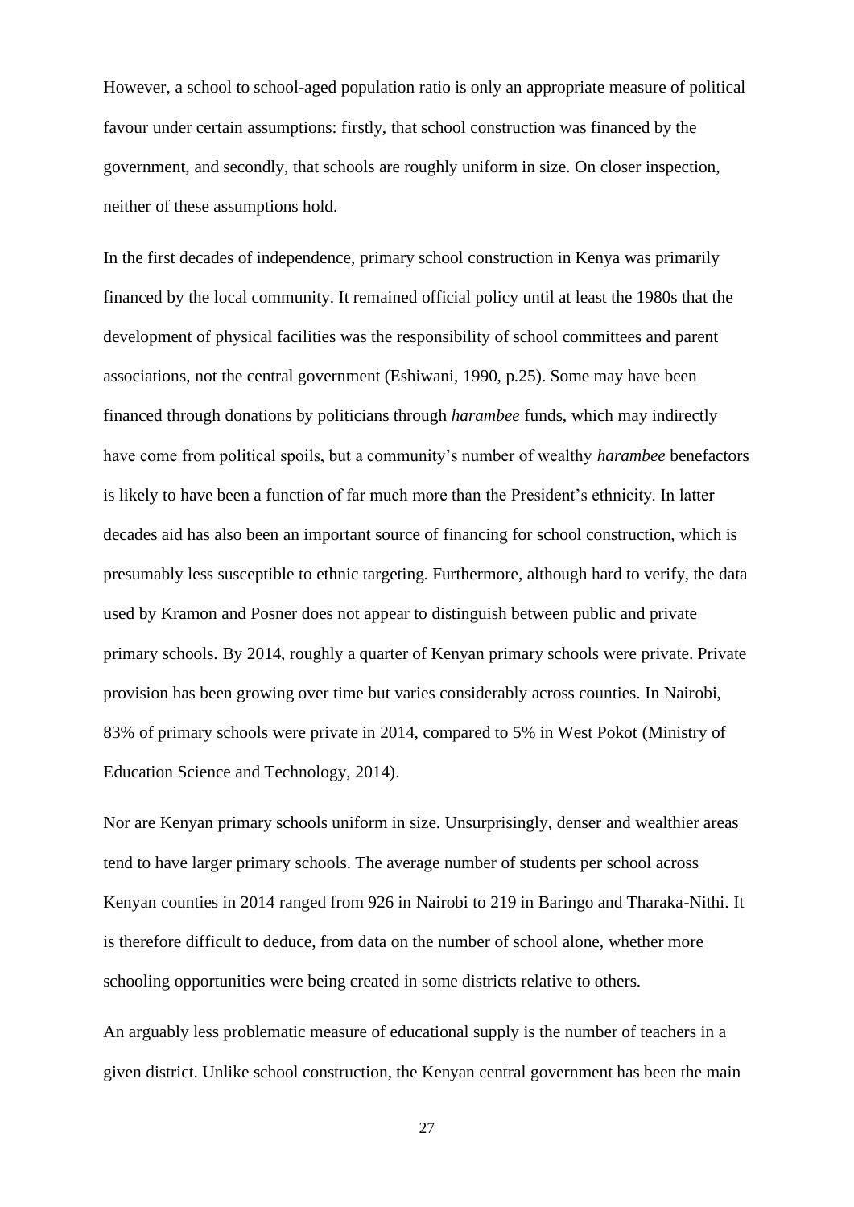However, a school to school-aged population ratio is only an appropriate measure of political favour under certain assumptions: firstly, that school construction was financed by the government, and secondly, that schools are roughly uniform in size. On closer inspection, neither of these assumptions hold.

In the first decades of independence, primary school construction in Kenya was primarily financed by the local community. It remained official policy until at least the 1980s that the development of physical facilities was the responsibility of school committees and parent associations, not the central government (Eshiwani, 1990, p.25). Some may have been financed through donations by politicians through *harambee* funds, which may indirectly have come from political spoils, but a community's number of wealthy *harambee* benefactors is likely to have been a function of far much more than the President's ethnicity. In latter decades aid has also been an important source of financing for school construction, which is presumably less susceptible to ethnic targeting. Furthermore, although hard to verify, the data used by Kramon and Posner does not appear to distinguish between public and private primary schools. By 2014, roughly a quarter of Kenyan primary schools were private. Private provision has been growing over time but varies considerably across counties. In Nairobi, 83% of primary schools were private in 2014, compared to 5% in West Pokot (Ministry of Education Science and Technology, 2014).

Nor are Kenyan primary schools uniform in size. Unsurprisingly, denser and wealthier areas tend to have larger primary schools. The average number of students per school across Kenyan counties in 2014 ranged from 926 in Nairobi to 219 in Baringo and Tharaka-Nithi. It is therefore difficult to deduce, from data on the number of school alone, whether more schooling opportunities were being created in some districts relative to others.

An arguably less problematic measure of educational supply is the number of teachers in a given district. Unlike school construction, the Kenyan central government has been the main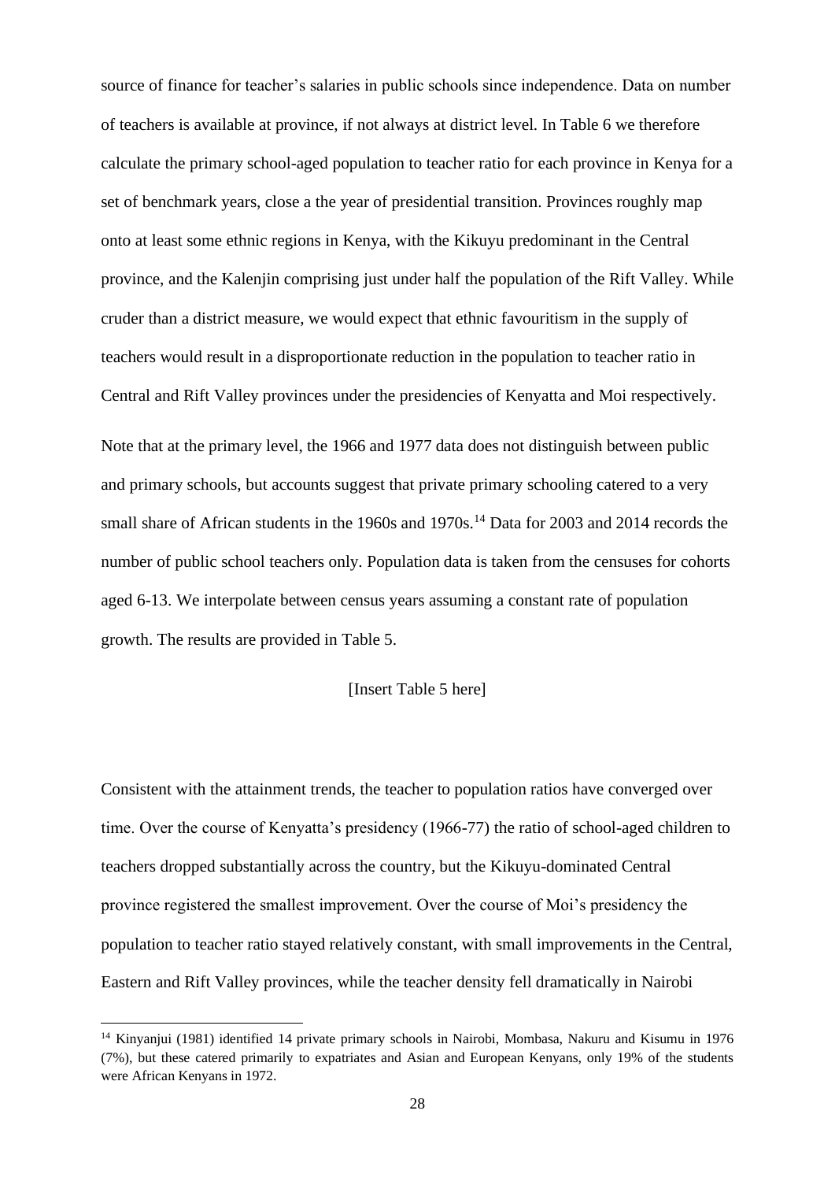source of finance for teacher's salaries in public schools since independence. Data on number of teachers is available at province, if not always at district level. In Table 6 we therefore calculate the primary school-aged population to teacher ratio for each province in Kenya for a set of benchmark years, close a the year of presidential transition. Provinces roughly map onto at least some ethnic regions in Kenya, with the Kikuyu predominant in the Central province, and the Kalenjin comprising just under half the population of the Rift Valley. While cruder than a district measure, we would expect that ethnic favouritism in the supply of teachers would result in a disproportionate reduction in the population to teacher ratio in Central and Rift Valley provinces under the presidencies of Kenyatta and Moi respectively.

Note that at the primary level, the 1966 and 1977 data does not distinguish between public and primary schools, but accounts suggest that private primary schooling catered to a very small share of African students in the 1960s and 1970s.[14] Data for 2003 and 2014 records the number of public school teachers only. Population data is taken from the censuses for cohorts aged 6-13. We interpolate between census years assuming a constant rate of population growth. The results are provided in Table 5.

[Insert Table 5 here]

Consistent with the attainment trends, the teacher to population ratios have converged over time. Over the course of Kenyatta's presidency (1966-77) the ratio of school-aged children to teachers dropped substantially across the country, but the Kikuyu-dominated Central province registered the smallest improvement. Over the course of Moi's presidency the population to teacher ratio stayed relatively constant, with small improvements in the Central, Eastern and Rift Valley provinces, while the teacher density fell dramatically in Nairobi

[14] Kinyanjui (1981) identified 14 private primary schools in Nairobi, Mombasa, Nakuru and Kisumu in 1976 (7%), but these catered primarily to expatriates and Asian and European Kenyans, only 19% of the students were African Kenyans in 1972.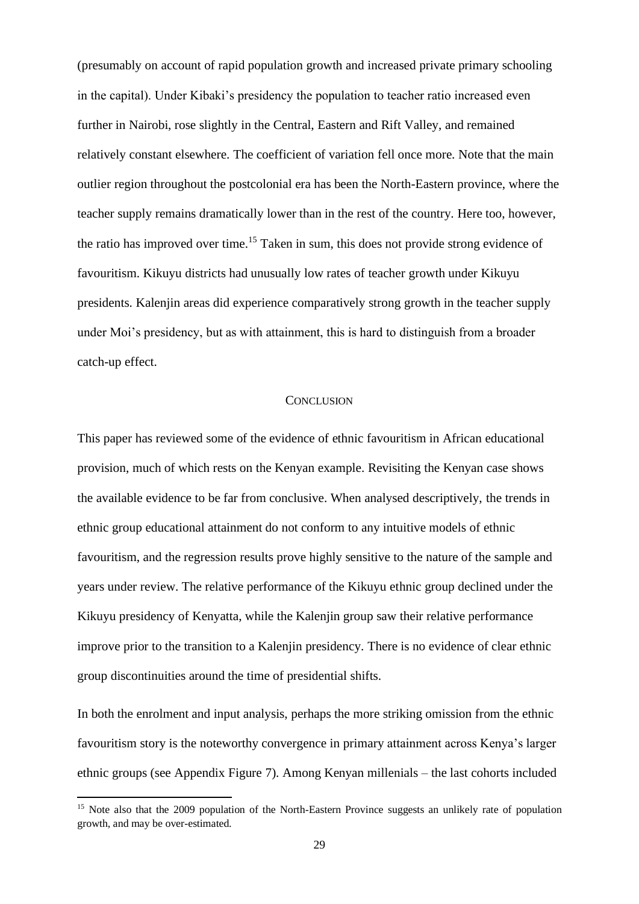(presumably on account of rapid population growth and increased private primary schooling in the capital). Under Kibaki's presidency the population to teacher ratio increased even further in Nairobi, rose slightly in the Central, Eastern and Rift Valley, and remained relatively constant elsewhere. The coefficient of variation fell once more. Note that the main outlier region throughout the postcolonial era has been the North-Eastern province, where the teacher supply remains dramatically lower than in the rest of the country. Here too, however, the ratio has improved over time.[15] Taken in sum, this does not provide strong evidence of favouritism. Kikuyu districts had unusually low rates of teacher growth under Kikuyu presidents. Kalenjin areas did experience comparatively strong growth in the teacher supply under Moi's presidency, but as with attainment, this is hard to distinguish from a broader catch-up effect.

## CONCLUSION

This paper has reviewed some of the evidence of ethnic favouritism in African educational provision, much of which rests on the Kenyan example. Revisiting the Kenyan case shows the available evidence to be far from conclusive. When analysed descriptively, the trends in ethnic group educational attainment do not conform to any intuitive models of ethnic favouritism, and the regression results prove highly sensitive to the nature of the sample and years under review. The relative performance of the Kikuyu ethnic group declined under the Kikuyu presidency of Kenyatta, while the Kalenjin group saw their relative performance improve prior to the transition to a Kalenjin presidency. There is no evidence of clear ethnic group discontinuities around the time of presidential shifts.

In both the enrolment and input analysis, perhaps the more striking omission from the ethnic favouritism story is the noteworthy convergence in primary attainment across Kenya's larger ethnic groups (see Appendix Figure 7). Among Kenyan millenials – the last cohorts included

[15] Note also that the 2009 population of the North-Eastern Province suggests an unlikely rate of population growth, and may be over-estimated.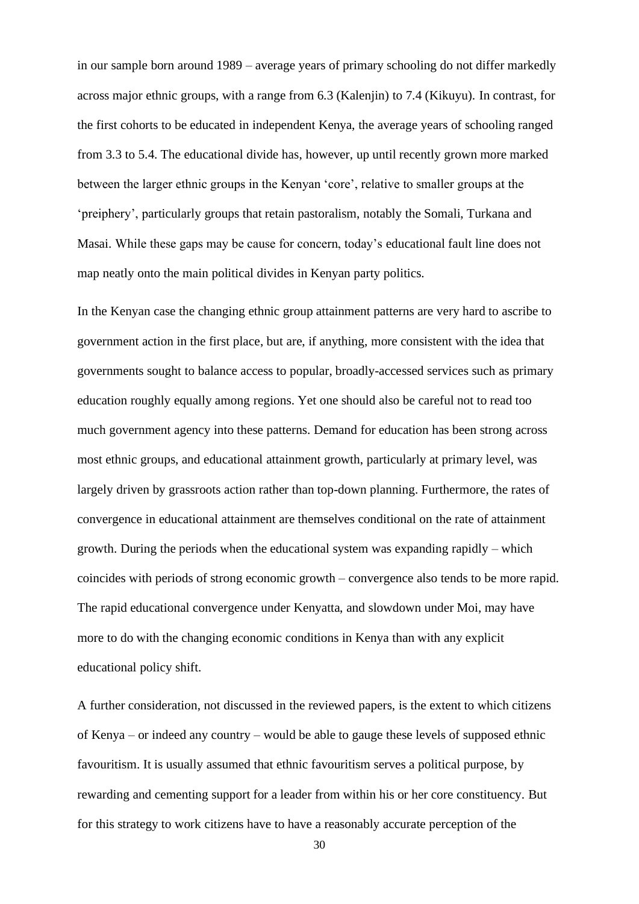in our sample born around 1989 – average years of primary schooling do not differ markedly across major ethnic groups, with a range from 6.3 (Kalenjin) to 7.4 (Kikuyu). In contrast, for the first cohorts to be educated in independent Kenya, the average years of schooling ranged from 3.3 to 5.4. The educational divide has, however, up until recently grown more marked between the larger ethnic groups in the Kenyan 'core', relative to smaller groups at the 'preiphery', particularly groups that retain pastoralism, notably the Somali, Turkana and Masai. While these gaps may be cause for concern, today's educational fault line does not map neatly onto the main political divides in Kenyan party politics.

In the Kenyan case the changing ethnic group attainment patterns are very hard to ascribe to government action in the first place, but are, if anything, more consistent with the idea that governments sought to balance access to popular, broadly-accessed services such as primary education roughly equally among regions. Yet one should also be careful not to read too much government agency into these patterns. Demand for education has been strong across most ethnic groups, and educational attainment growth, particularly at primary level, was largely driven by grassroots action rather than top-down planning. Furthermore, the rates of convergence in educational attainment are themselves conditional on the rate of attainment growth. During the periods when the educational system was expanding rapidly – which coincides with periods of strong economic growth – convergence also tends to be more rapid. The rapid educational convergence under Kenyatta, and slowdown under Moi, may have more to do with the changing economic conditions in Kenya than with any explicit educational policy shift.

A further consideration, not discussed in the reviewed papers, is the extent to which citizens of Kenya – or indeed any country – would be able to gauge these levels of supposed ethnic favouritism. It is usually assumed that ethnic favouritism serves a political purpose, by rewarding and cementing support for a leader from within his or her core constituency. But for this strategy to work citizens have to have a reasonably accurate perception of the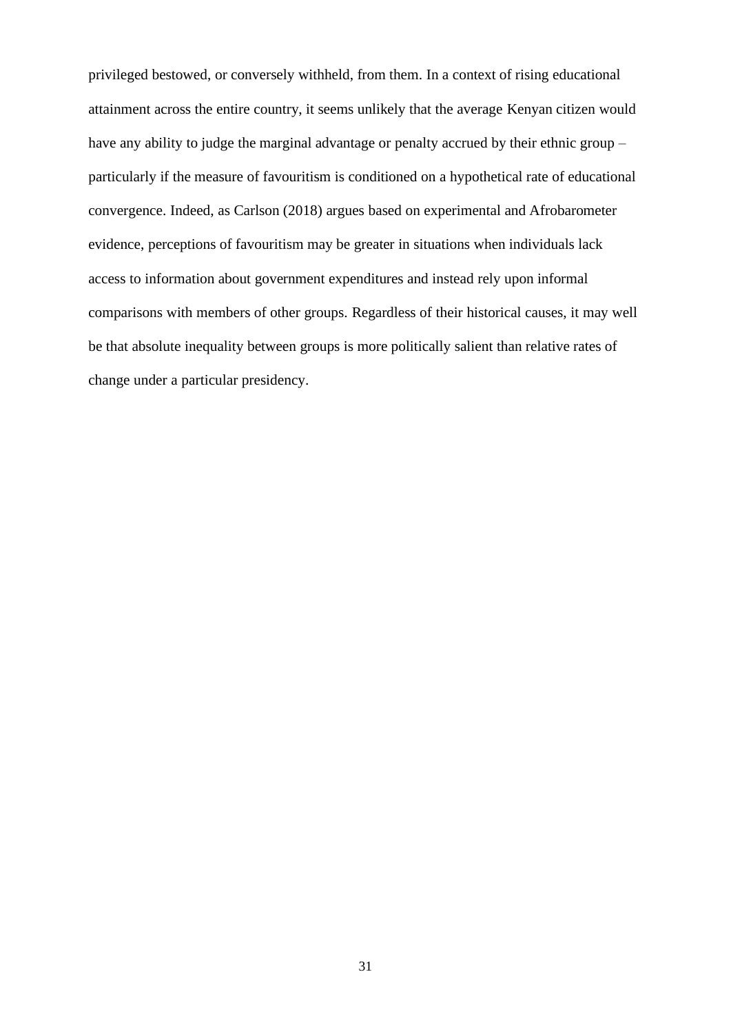privileged bestowed, or conversely withheld, from them. In a context of rising educational attainment across the entire country, it seems unlikely that the average Kenyan citizen would have any ability to judge the marginal advantage or penalty accrued by their ethnic group – particularly if the measure of favouritism is conditioned on a hypothetical rate of educational convergence. Indeed, as Carlson (2018) argues based on experimental and Afrobarometer evidence, perceptions of favouritism may be greater in situations when individuals lack access to information about government expenditures and instead rely upon informal comparisons with members of other groups. Regardless of their historical causes, it may well be that absolute inequality between groups is more politically salient than relative rates of change under a particular presidency.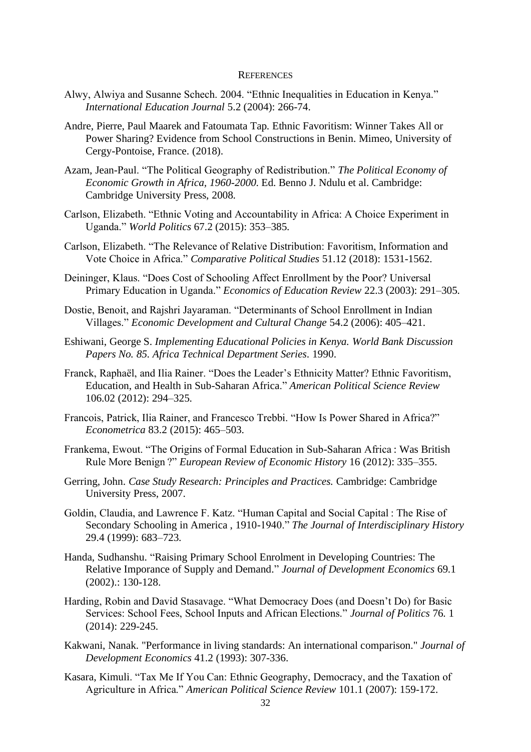# References

Alwy, Alwiya and Susanne Schech. 2004. "Ethnic Inequalities in Education in Kenya." *International Education Journal* 5.2 (2004): 266-74.

Andre, Pierre, Paul Maarek and Fatoumata Tap. Ethnic Favoritism: Winner Takes All or Power Sharing? Evidence from School Constructions in Benin. Mimeo, University of Cergy-Pontoise, France. (2018).

Azam, Jean-Paul. "The Political Geography of Redistribution." *The Political Economy of Economic Growth in Africa, 1960-2000*. Ed. Benno J. Ndulu et al. Cambridge: Cambridge University Press, 2008.

Carlson, Elizabeth. "Ethnic Voting and Accountability in Africa: A Choice Experiment in Uganda." *World Politics* 67.2 (2015): 353–385.

Carlson, Elizabeth. "The Relevance of Relative Distribution: Favoritism, Information and Vote Choice in Africa." *Comparative Political Studies* 51.12 (2018): 1531-1562.

Deininger, Klaus. "Does Cost of Schooling Affect Enrollment by the Poor? Universal Primary Education in Uganda." *Economics of Education Review* 22.3 (2003): 291–305.

Dostie, Benoit, and Rajshri Jayaraman. "Determinants of School Enrollment in Indian Villages." *Economic Development and Cultural Change* 54.2 (2006): 405–421.

Eshiwani, George S. *Implementing Educational Policies in Kenya. World Bank Discussion Papers No. 85. Africa Technical Department Series*. 1990.

Franck, Raphaël, and Ilia Rainer. "Does the Leader's Ethnicity Matter? Ethnic Favoritism, Education, and Health in Sub-Saharan Africa." *American Political Science Review* 106.02 (2012): 294–325.

Francois, Patrick, Ilia Rainer, and Francesco Trebbi. "How Is Power Shared in Africa?" *Econometrica* 83.2 (2015): 465–503.

Frankema, Ewout. "The Origins of Formal Education in Sub-Saharan Africa : Was British Rule More Benign ?" *European Review of Economic History* 16 (2012): 335–355.

Gerring, John. *Case Study Research: Principles and Practices.* Cambridge: Cambridge University Press, 2007.

Goldin, Claudia, and Lawrence F. Katz. "Human Capital and Social Capital : The Rise of Secondary Schooling in America , 1910-1940." *The Journal of Interdisciplinary History* 29.4 (1999): 683–723.

Handa, Sudhanshu. "Raising Primary School Enrolment in Developing Countries: The Relative Imporance of Supply and Demand." *Journal of Development Economics* 69.1 (2002).: 130-128.

Harding, Robin and David Stasavage. "What Democracy Does (and Doesn't Do) for Basic Services: School Fees, School Inputs and African Elections." *Journal of Politics* 76. 1 (2014): 229-245.

Kakwani, Nanak. "Performance in living standards: An international comparison." *Journal of Development Economics* 41.2 (1993): 307-336.

Kasara, Kimuli. "Tax Me If You Can: Ethnic Geography, Democracy, and the Taxation of Agriculture in Africa." *American Political Science Review* 101.1 (2007): 159-172.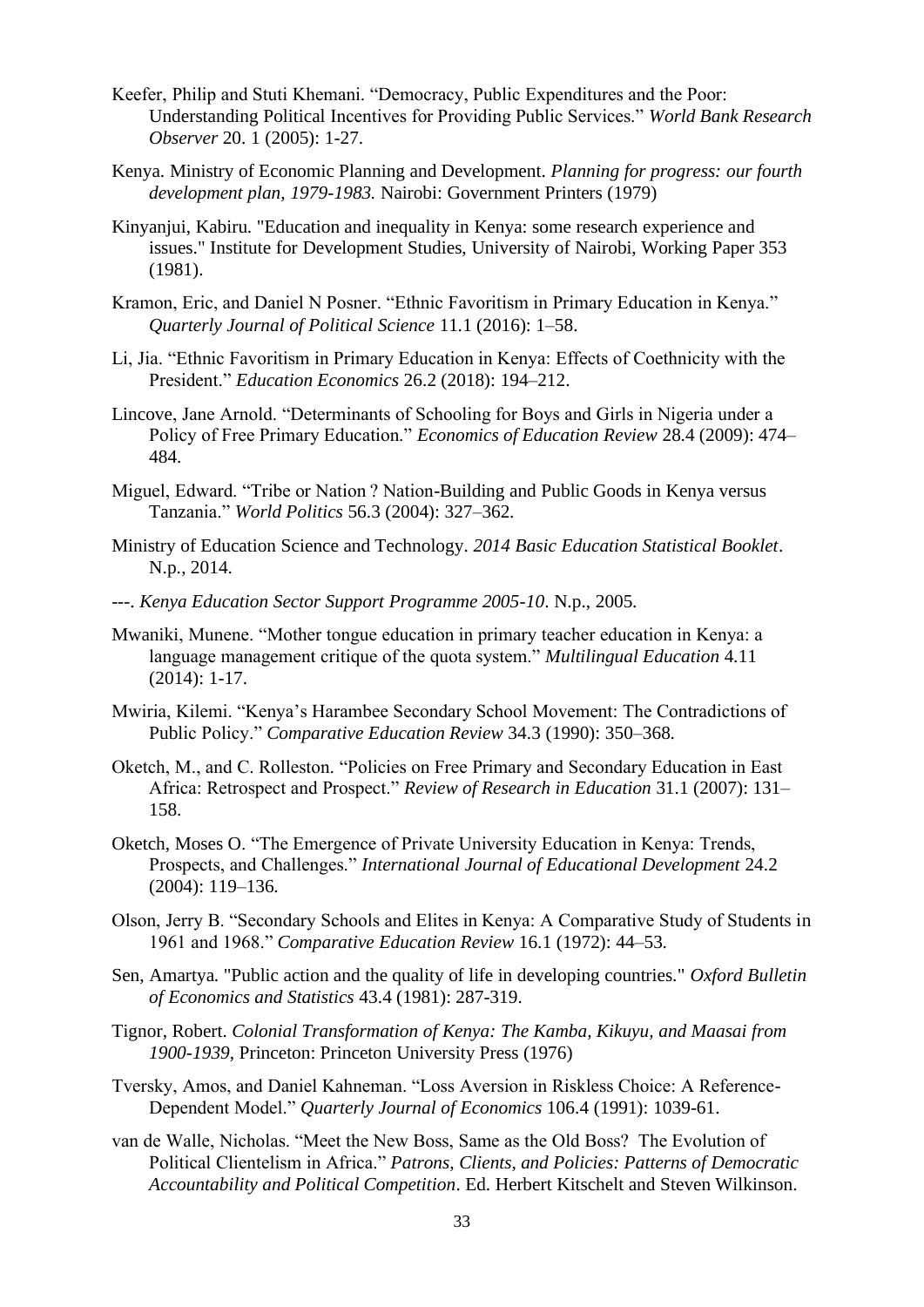Keefer, Philip and Stuti Khemani. "Democracy, Public Expenditures and the Poor: Understanding Political Incentives for Providing Public Services." *World Bank Research Observer* 20. 1 (2005): 1-27.

Kenya. Ministry of Economic Planning and Development. *Planning for progress: our fourth development plan, 1979-1983.* Nairobi: Government Printers (1979)

Kinyanjui, Kabiru. "Education and inequality in Kenya: some research experience and issues." Institute for Development Studies, University of Nairobi, Working Paper 353 (1981).

Kramon, Eric, and Daniel N Posner. "Ethnic Favoritism in Primary Education in Kenya." *Quarterly Journal of Political Science* 11.1 (2016): 1–58.

Li, Jia. "Ethnic Favoritism in Primary Education in Kenya: Effects of Coethnicity with the President." *Education Economics* 26.2 (2018): 194–212.

Lincove, Jane Arnold. "Determinants of Schooling for Boys and Girls in Nigeria under a Policy of Free Primary Education." *Economics of Education Review* 28.4 (2009): 474–484.

Miguel, Edward. "Tribe or Nation ? Nation-Building and Public Goods in Kenya versus Tanzania." *World Politics* 56.3 (2004): 327–362.

Ministry of Education Science and Technology. *2014 Basic Education Statistical Booklet*. N.p., 2014.

---. *Kenya Education Sector Support Programme 2005-10*. N.p., 2005.

Mwaniki, Munene. "Mother tongue education in primary teacher education in Kenya: a language management critique of the quota system." *Multilingual Education* 4.11 (2014): 1-17.

Mwiria, Kilemi. "Kenya's Harambee Secondary School Movement: The Contradictions of Public Policy." *Comparative Education Review* 34.3 (1990): 350–368.

Oketch, M., and C. Rolleston. "Policies on Free Primary and Secondary Education in East Africa: Retrospect and Prospect." *Review of Research in Education* 31.1 (2007): 131–158.

Oketch, Moses O. "The Emergence of Private University Education in Kenya: Trends, Prospects, and Challenges." *International Journal of Educational Development* 24.2 (2004): 119–136.

Olson, Jerry B. "Secondary Schools and Elites in Kenya: A Comparative Study of Students in 1961 and 1968." *Comparative Education Review* 16.1 (1972): 44–53.

Sen, Amartya. "Public action and the quality of life in developing countries." *Oxford Bulletin of Economics and Statistics* 43.4 (1981): 287-319.

Tignor, Robert. *Colonial Transformation of Kenya: The Kamba, Kikuyu, and Maasai from 1900-1939*, Princeton: Princeton University Press (1976)

Tversky, Amos, and Daniel Kahneman. "Loss Aversion in Riskless Choice: A Reference-Dependent Model." *Quarterly Journal of Economics* 106.4 (1991): 1039-61.

van de Walle, Nicholas. "Meet the New Boss, Same as the Old Boss? The Evolution of Political Clientelism in Africa." *Patrons, Clients, and Policies: Patterns of Democratic Accountability and Political Competition*. Ed. Herbert Kitschelt and Steven Wilkinson.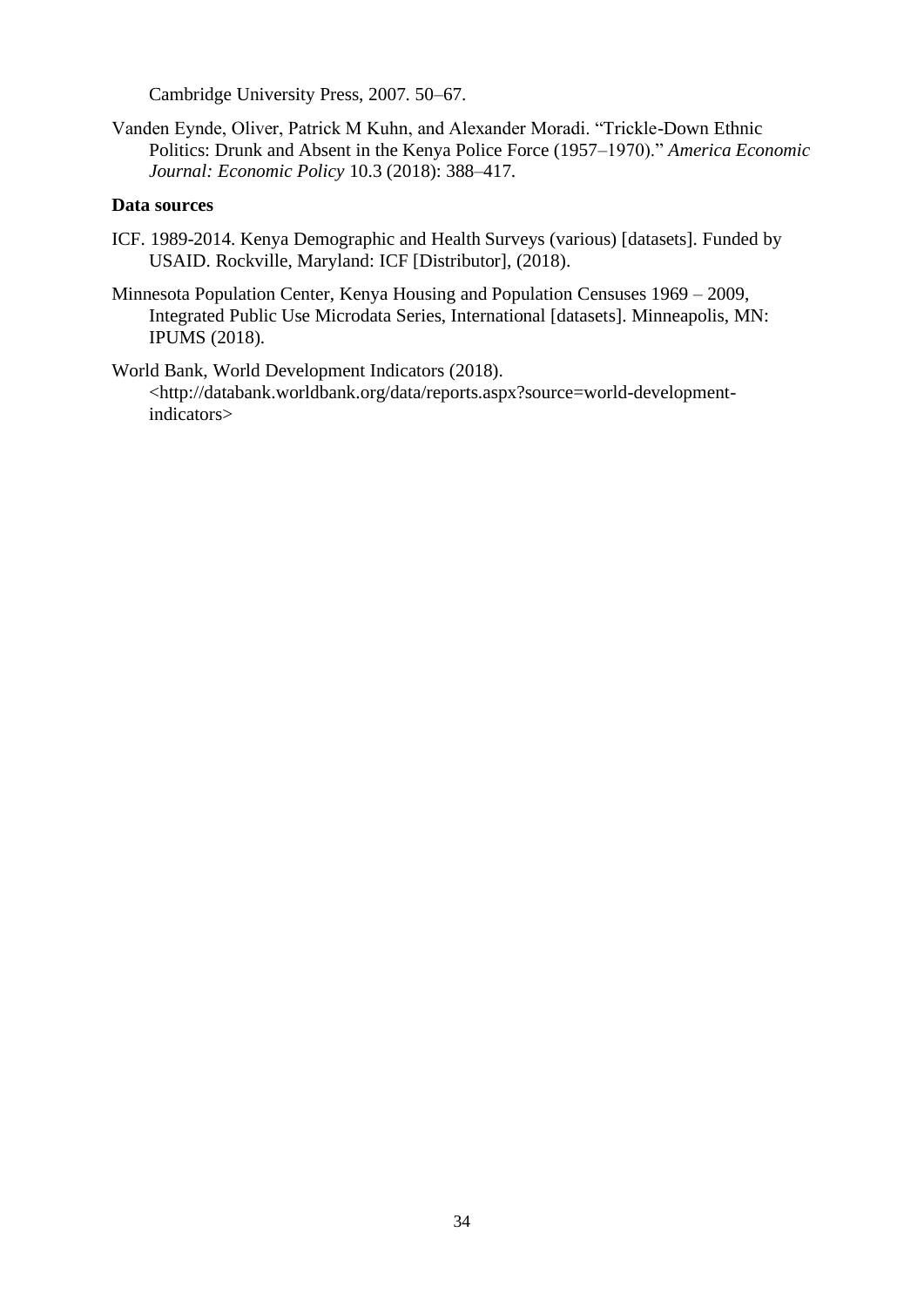Cambridge University Press, 2007. 50–67.

Vanden Eynde, Oliver, Patrick M Kuhn, and Alexander Moradi. "Trickle-Down Ethnic Politics: Drunk and Absent in the Kenya Police Force (1957–1970)." *America Economic Journal: Economic Policy* 10.3 (2018): 388–417.

**Data sources**

ICF. 1989-2014. Kenya Demographic and Health Surveys (various) [datasets]. Funded by USAID. Rockville, Maryland: ICF [Distributor], (2018).

Minnesota Population Center, Kenya Housing and Population Censuses 1969 – 2009, Integrated Public Use Microdata Series, International [datasets]. Minneapolis, MN: IPUMS (2018).

World Bank, World Development Indicators (2018). <http://databank.worldbank.org/data/reports.aspx?source=world-development-indicators>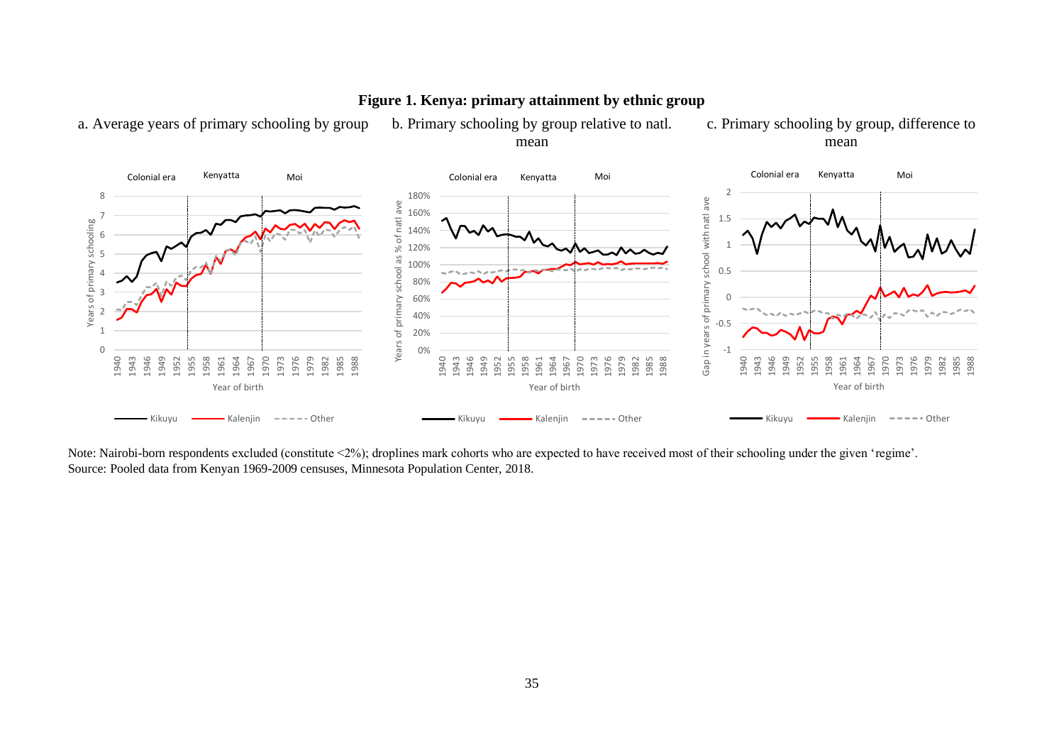**Figure 1. Kenya: primary attainment by ethnic group**

a. Average years of primary schooling by group

b. Primary schooling by group relative to natl. mean

c. Primary schooling by group, difference to mean

Note: Nairobi-born respondents excluded (constitute <2%); droplines mark cohorts who are expected to have received most of their schooling under the given 'regime'.
Source: Pooled data from Kenyan 1969-2009 censuses, Minnesota Population Center, 2018.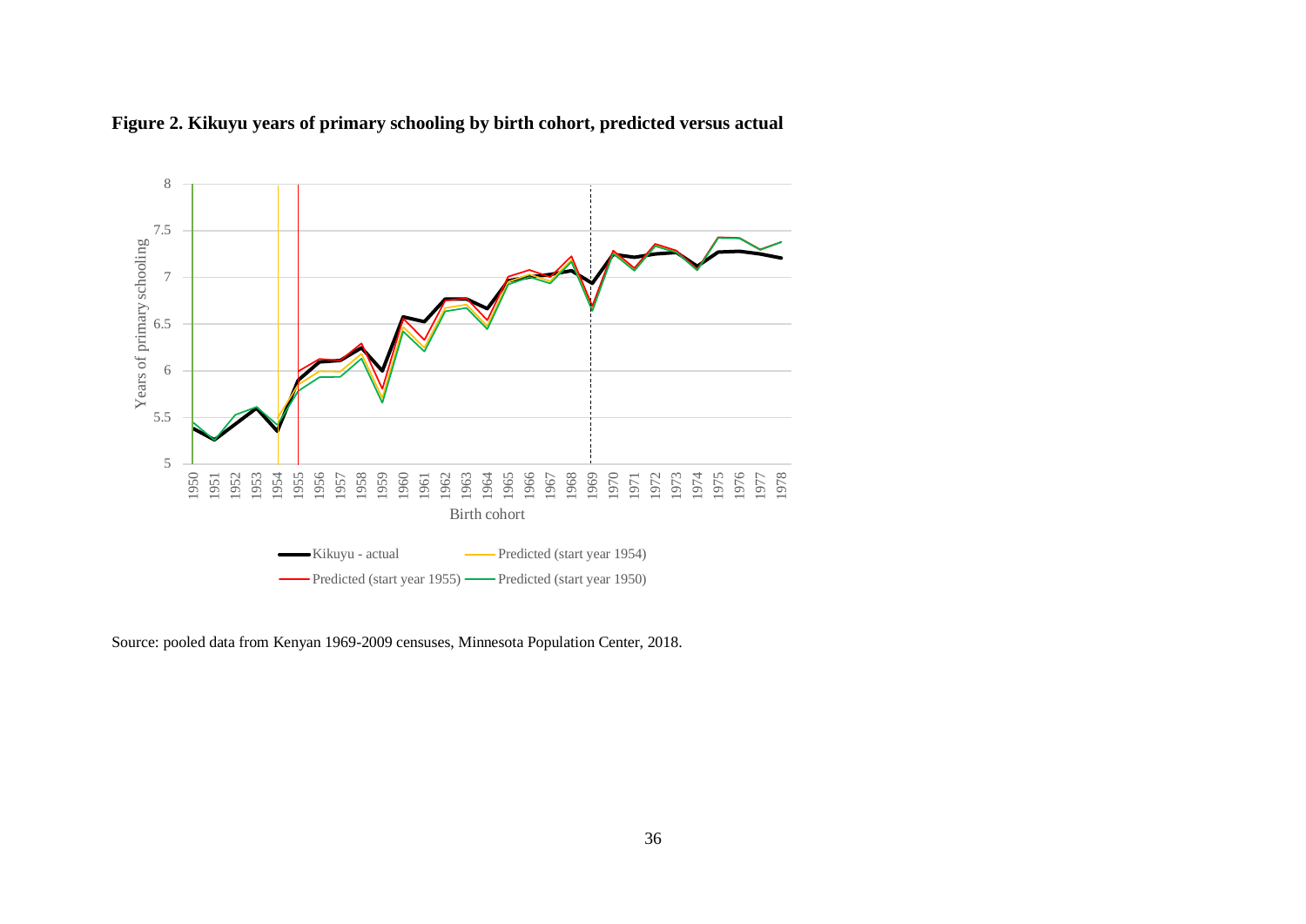**Figure 2. Kikuyu years of primary schooling by birth cohort, predicted versus actual**

Source: pooled data from Kenyan 1969-2009 censuses, Minnesota Population Center, 2018.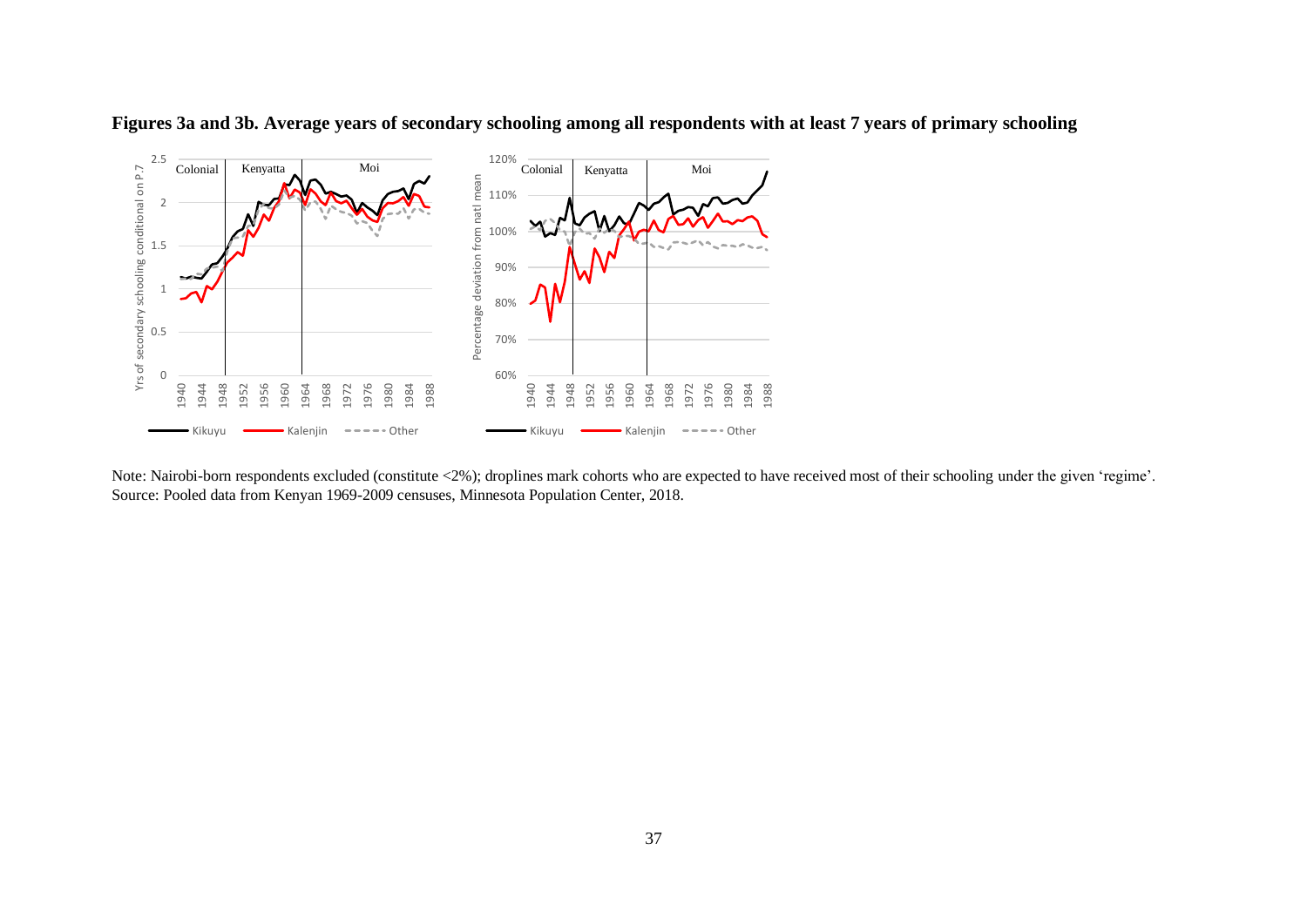**Figures 3a and 3b. Average years of secondary schooling among all respondents with at least 7 years of primary schooling**

Note: Nairobi-born respondents excluded (constitute <2%); droplines mark cohorts who are expected to have received most of their schooling under the given 'regime'.
Source: Pooled data from Kenyan 1969-2009 censuses, Minnesota Population Center, 2018.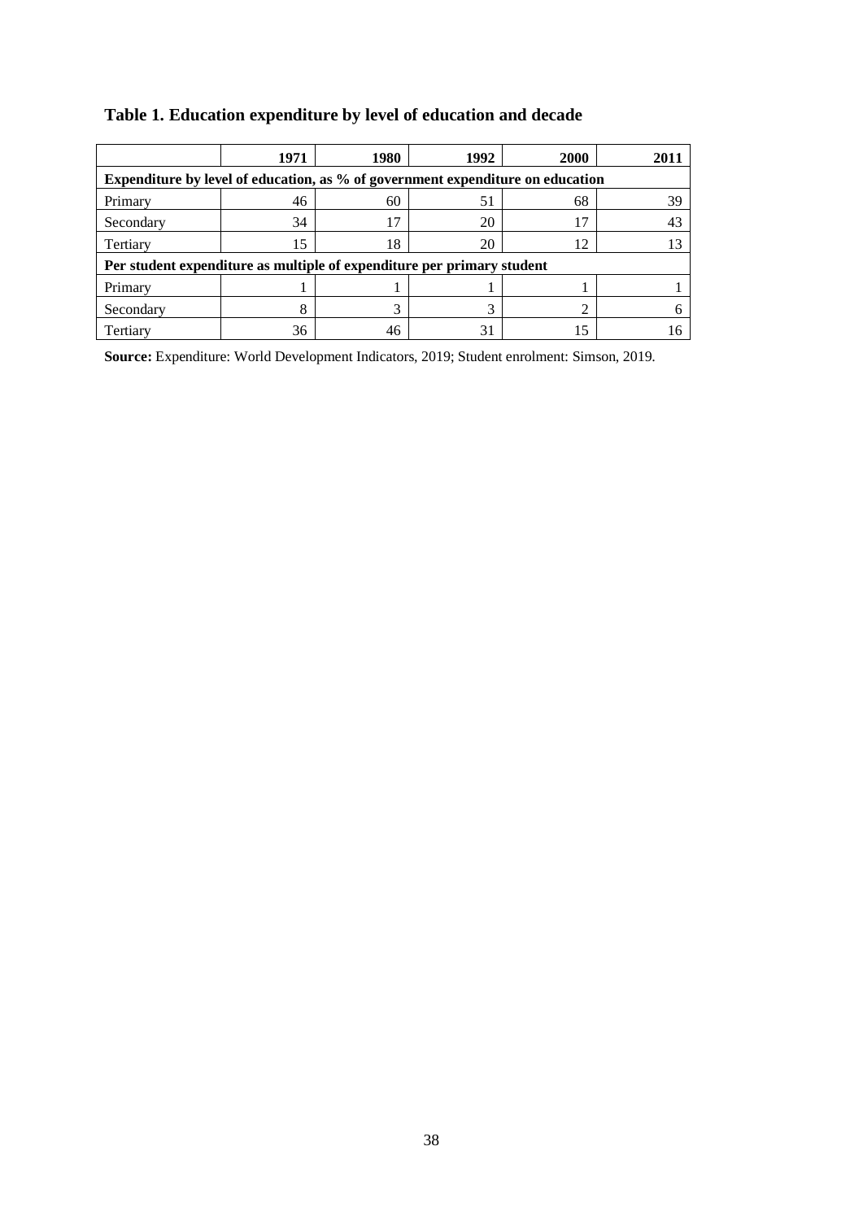**Table 1. Education expenditure by level of education and decade**

| | 1971 | 1980 | 1992 | 2000 | 2011 |
|---|---|---|---|---|---|
| **Expenditure by level of education, as % of government expenditure on education** | | | | | |
| Primary | 46 | 60 | 51 | 68 | 39 |
| Secondary | 34 | 17 | 20 | 17 | 43 |
| Tertiary | 15 | 18 | 20 | 12 | 13 |
| **Per student expenditure as multiple of expenditure per primary student** | | | | | |
| Primary | 1 | 1 | 1 | 1 | 1 |
| Secondary | 8 | 3 | 3 | 2 | 6 |
| Tertiary | 36 | 46 | 31 | 15 | 16 |

**Source:** Expenditure: World Development Indicators, 2019; Student enrolment: Simson, 2019.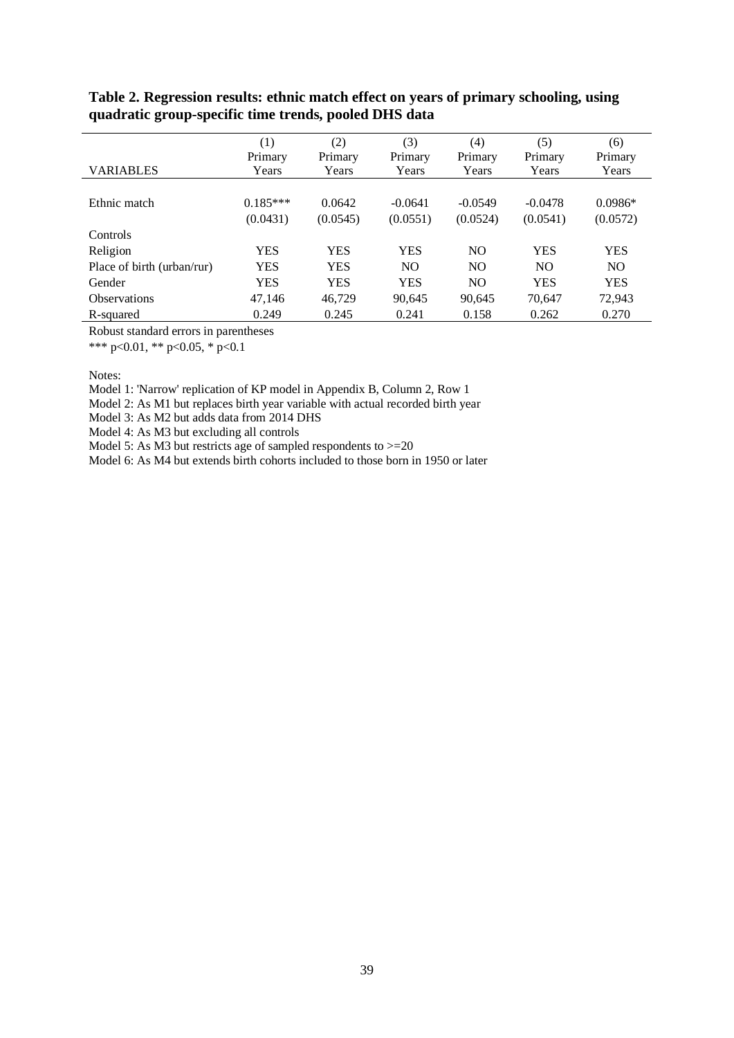**Table 2. Regression results: ethnic match effect on years of primary schooling, using quadratic group-specific time trends, pooled DHS data**

| VARIABLES | (1)<br>Primary<br>Years | (2)<br>Primary<br>Years | (3)<br>Primary<br>Years | (4)<br>Primary<br>Years | (5)<br>Primary<br>Years | (6)<br>Primary<br>Years |
|---|---|---|---|---|---|---|
| Ethnic match | 0.185*** | 0.0642 | -0.0641 | -0.0549 | -0.0478 | 0.0986* |
| | (0.0431) | (0.0545) | (0.0551) | (0.0524) | (0.0541) | (0.0572) |
| Controls | | | | | | |
| Religion | YES | YES | YES | NO | YES | YES |
| Place of birth (urban/rur) | YES | YES | NO | NO | NO | NO |
| Gender | YES | YES | YES | NO | YES | YES |
| Observations | 47,146 | 46,729 | 90,645 | 90,645 | 70,647 | 72,943 |
| R-squared | 0.249 | 0.245 | 0.241 | 0.158 | 0.262 | 0.270 |

Robust standard errors in parentheses

*** p<0.01, ** p<0.05, * p<0.1

Notes:

Model 1: 'Narrow' replication of KP model in Appendix B, Column 2, Row 1

Model 2: As M1 but replaces birth year variable with actual recorded birth year

Model 3: As M2 but adds data from 2014 DHS

Model 4: As M3 but excluding all controls

Model 5: As M3 but restricts age of sampled respondents to >=20

Model 6: As M4 but extends birth cohorts included to those born in 1950 or later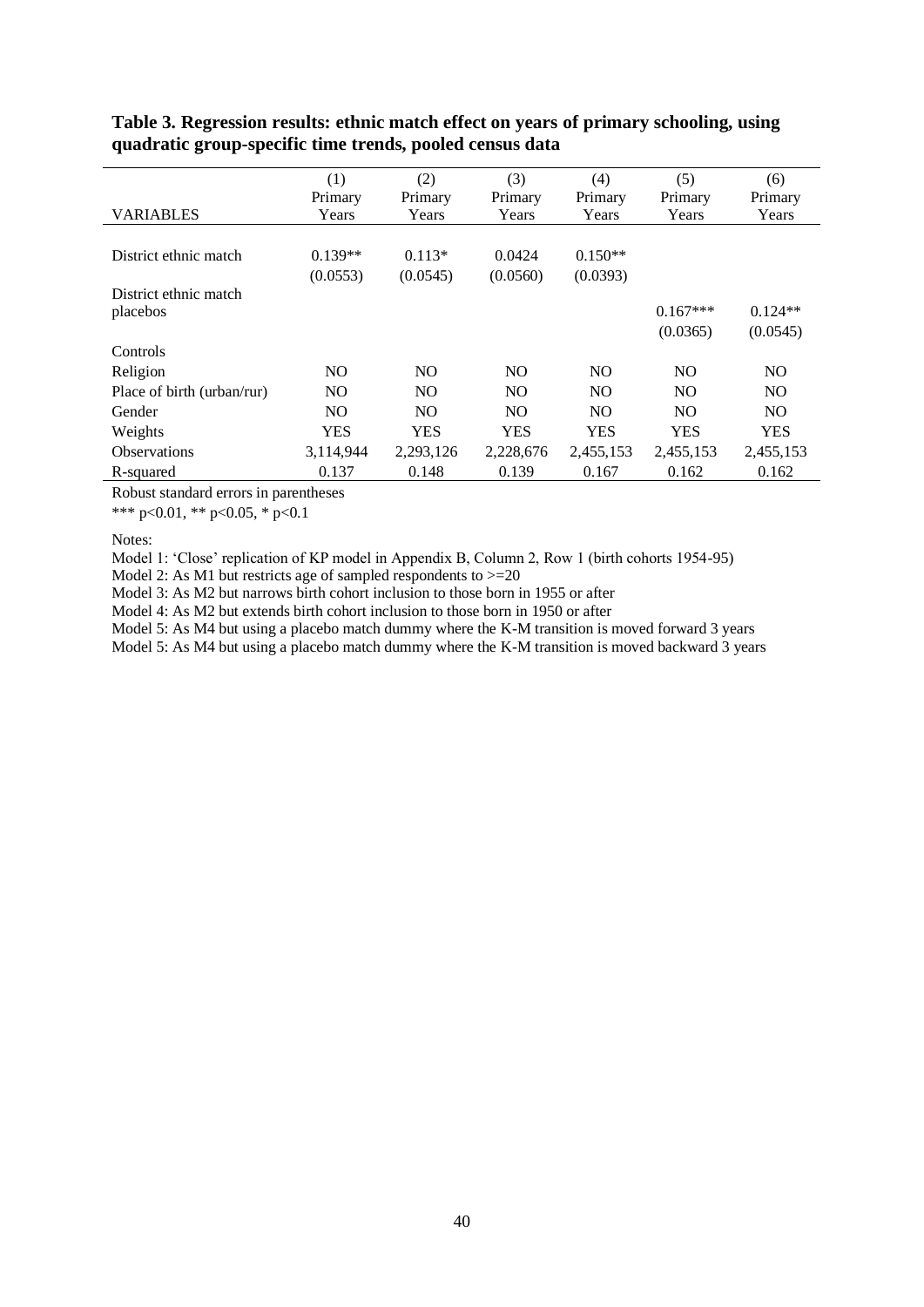**Table 3. Regression results: ethnic match effect on years of primary schooling, using quadratic group-specific time trends, pooled census data**

| VARIABLES | (1) Primary Years | (2) Primary Years | (3) Primary Years | (4) Primary Years | (5) Primary Years | (6) Primary Years |
|---|---|---|---|---|---|---|
| District ethnic match | 0.139** | 0.113* | 0.0424 | 0.150** | | |
| | (0.0553) | (0.0545) | (0.0560) | (0.0393) | | |
| District ethnic match placebos | | | | | 0.167*** | 0.124** |
| | | | | | (0.0365) | (0.0545) |
| Controls | | | | | | |
| Religion | NO | NO | NO | NO | NO | NO |
| Place of birth (urban/rur) | NO | NO | NO | NO | NO | NO |
| Gender | NO | NO | NO | NO | NO | NO |
| Weights | YES | YES | YES | YES | YES | YES |
| Observations | 3,114,944 | 2,293,126 | 2,228,676 | 2,455,153 | 2,455,153 | 2,455,153 |
| R-squared | 0.137 | 0.148 | 0.139 | 0.167 | 0.162 | 0.162 |

Robust standard errors in parentheses

*** p<0.01, ** p<0.05, * p<0.1

Notes:

Model 1: 'Close' replication of KP model in Appendix B, Column 2, Row 1 (birth cohorts 1954-95)

Model 2: As M1 but restricts age of sampled respondents to >=20

Model 3: As M2 but narrows birth cohort inclusion to those born in 1955 or after

Model 4: As M2 but extends birth cohort inclusion to those born in 1950 or after

Model 5: As M4 but using a placebo match dummy where the K-M transition is moved forward 3 years

Model 5: As M4 but using a placebo match dummy where the K-M transition is moved backward 3 years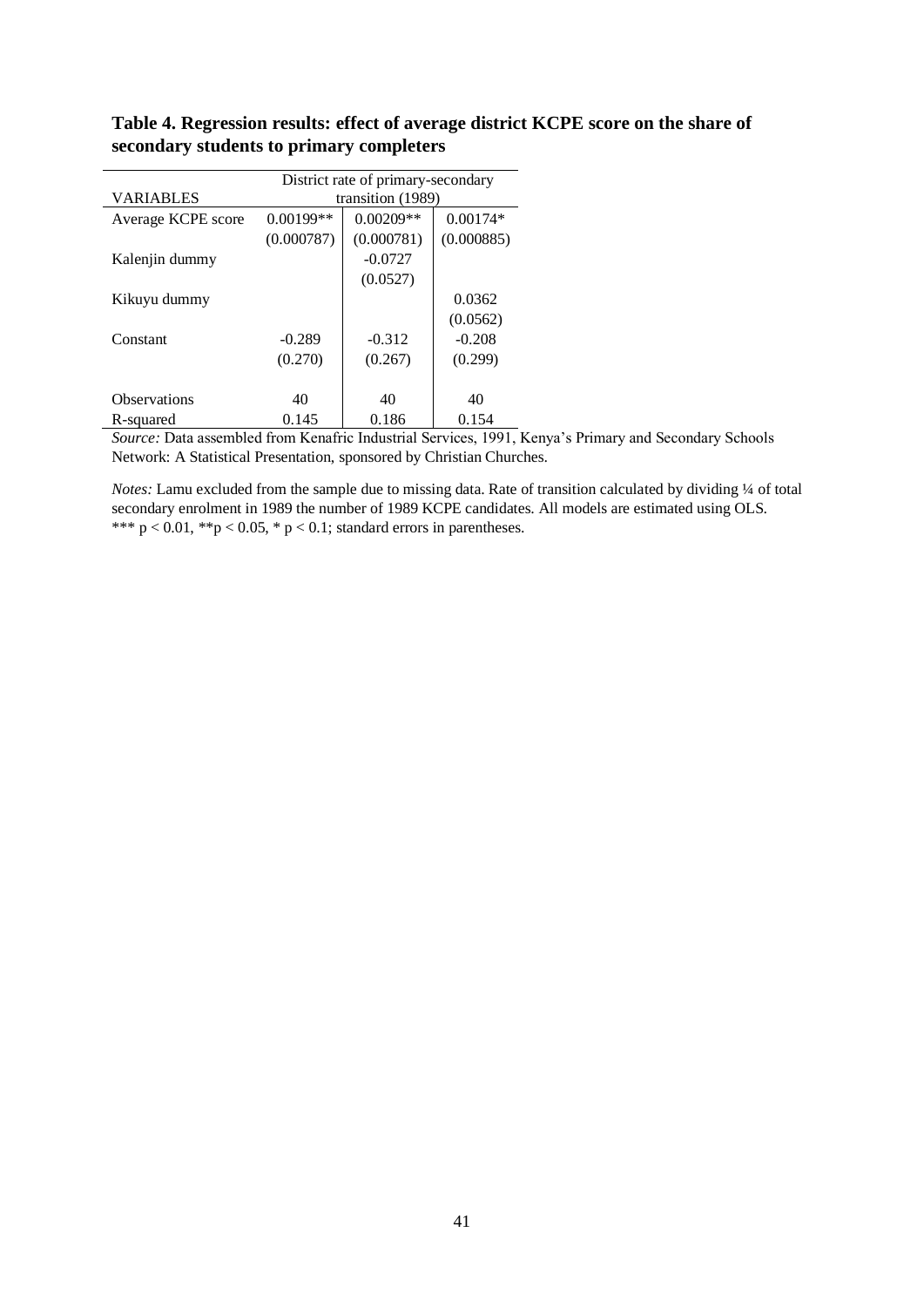**Table 4. Regression results: effect of average district KCPE score on the share of secondary students to primary completers**

| VARIABLES | District rate of primary-secondary transition (1989) | | |
|---|---|---|---|
| Average KCPE score | 0.00199** | 0.00209** | 0.00174* |
| | (0.000787) | (0.000781) | (0.000885) |
| Kalenjin dummy | | -0.0727 | |
| | | (0.0527) | |
| Kikuyu dummy | | | 0.0362 |
| | | | (0.0562) |
| Constant | -0.289 | -0.312 | -0.208 |
| | (0.270) | (0.267) | (0.299) |
| Observations | 40 | 40 | 40 |
| R-squared | 0.145 | 0.186 | 0.154 |

*Source:* Data assembled from Kenafric Industrial Services, 1991, Kenya's Primary and Secondary Schools Network: A Statistical Presentation, sponsored by Christian Churches.

*Notes:* Lamu excluded from the sample due to missing data. Rate of transition calculated by dividing ¼ of total secondary enrolment in 1989 the number of 1989 KCPE candidates. All models are estimated using OLS. *** $p < 0.01$, ** $p < 0.05$, * $p < 0.1$; standard errors in parentheses.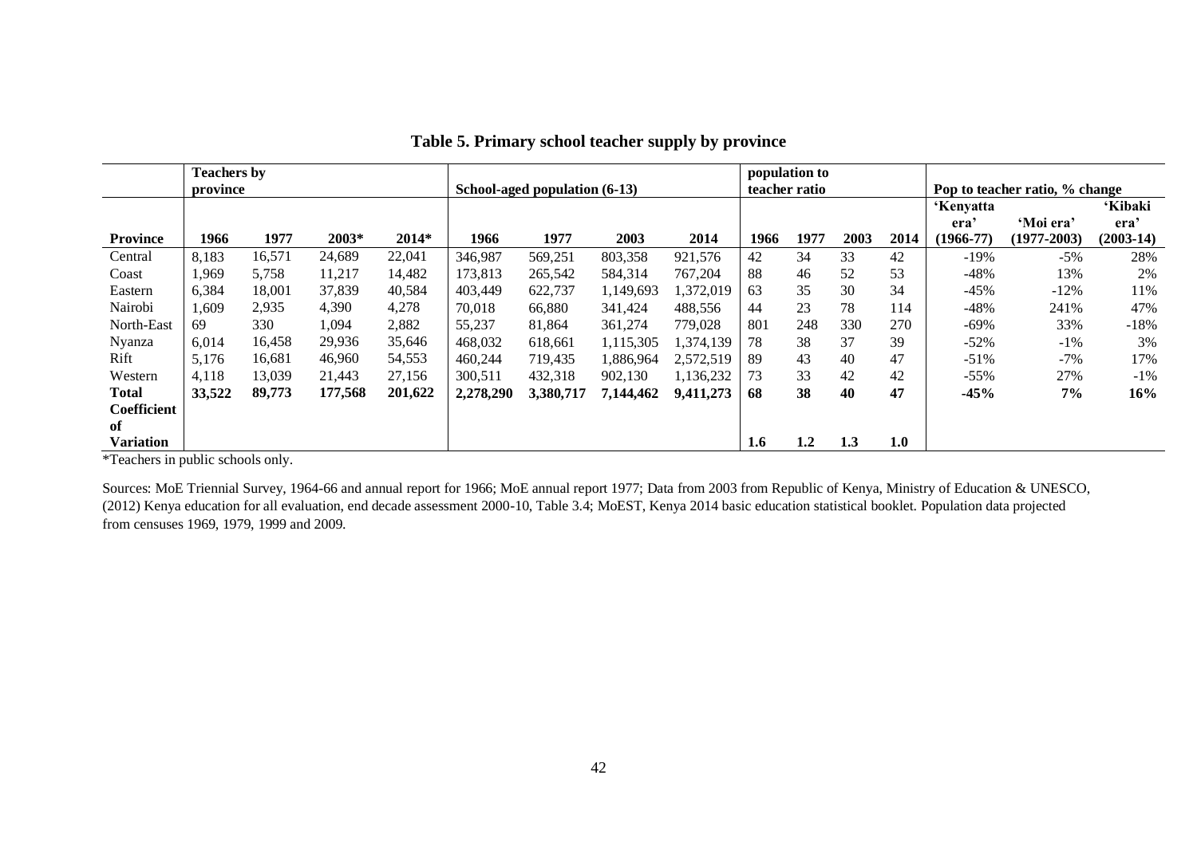# Table 5. Primary school teacher supply by province

| | Teachers by province | | | | School-aged population (6-13) | | | | population to teacher ratio | | | | Pop to teacher ratio, % change | | |
|---|---|---|---|---|---|---|---|---|---|---|---|---|---|---|---|
| **Province** | **1966** | **1977** | **2003*** | **2014*** | **1966** | **1977** | **2003** | **2014** | **1966** | **1977** | **2003** | **2014** | **'Kenyatta era' (1966-77)** | **'Moi era' (1977-2003)** | **'Kibaki era' (2003-14)** |
| Central | 8,183 | 16,571 | 24,689 | 22,041 | 346,987 | 569,251 | 803,358 | 921,576 | 42 | 34 | 33 | 42 | -19% | -5% | 28% |
| Coast | 1,969 | 5,758 | 11,217 | 14,482 | 173,813 | 265,542 | 584,314 | 767,204 | 88 | 46 | 52 | 53 | -48% | 13% | 2% |
| Eastern | 6,384 | 18,001 | 37,839 | 40,584 | 403,449 | 622,737 | 1,149,693 | 1,372,019 | 63 | 35 | 30 | 34 | -45% | -12% | 11% |
| Nairobi | 1,609 | 2,935 | 4,390 | 4,278 | 70,018 | 66,880 | 341,424 | 488,556 | 44 | 23 | 78 | 114 | -48% | 241% | 47% |
| North-East | 69 | 330 | 1,094 | 2,882 | 55,237 | 81,864 | 361,274 | 779,028 | 801 | 248 | 330 | 270 | -69% | 33% | -18% |
| Nyanza | 6,014 | 16,458 | 29,936 | 35,646 | 468,032 | 618,661 | 1,115,305 | 1,374,139 | 78 | 38 | 37 | 39 | -52% | -1% | 3% |
| Rift | 5,176 | 16,681 | 46,960 | 54,553 | 460,244 | 719,435 | 1,886,964 | 2,572,519 | 89 | 43 | 40 | 47 | -51% | -7% | 17% |
| Western | 4,118 | 13,039 | 21,443 | 27,156 | 300,511 | 432,318 | 902,130 | 1,136,232 | 73 | 33 | 42 | 42 | -55% | 27% | -1% |
| **Total** | **33,522** | **89,773** | **177,568** | **201,622** | **2,278,290** | **3,380,717** | **7,144,462** | **9,411,273** | **68** | **38** | **40** | **47** | **-45%** | **7%** | **16%** |
| **Coefficient of Variation** | | | | | | | | | **1.6** | **1.2** | **1.3** | **1.0** | | | |

*Teachers in public schools only.

Sources: MoE Triennial Survey, 1964-66 and annual report for 1966; MoE annual report 1977; Data from 2003 from Republic of Kenya, Ministry of Education & UNESCO, (2012) Kenya education for all evaluation, end decade assessment 2000-10, Table 3.4; MoEST, Kenya 2014 basic education statistical booklet. Population data projected from censuses 1969, 1979, 1999 and 2009.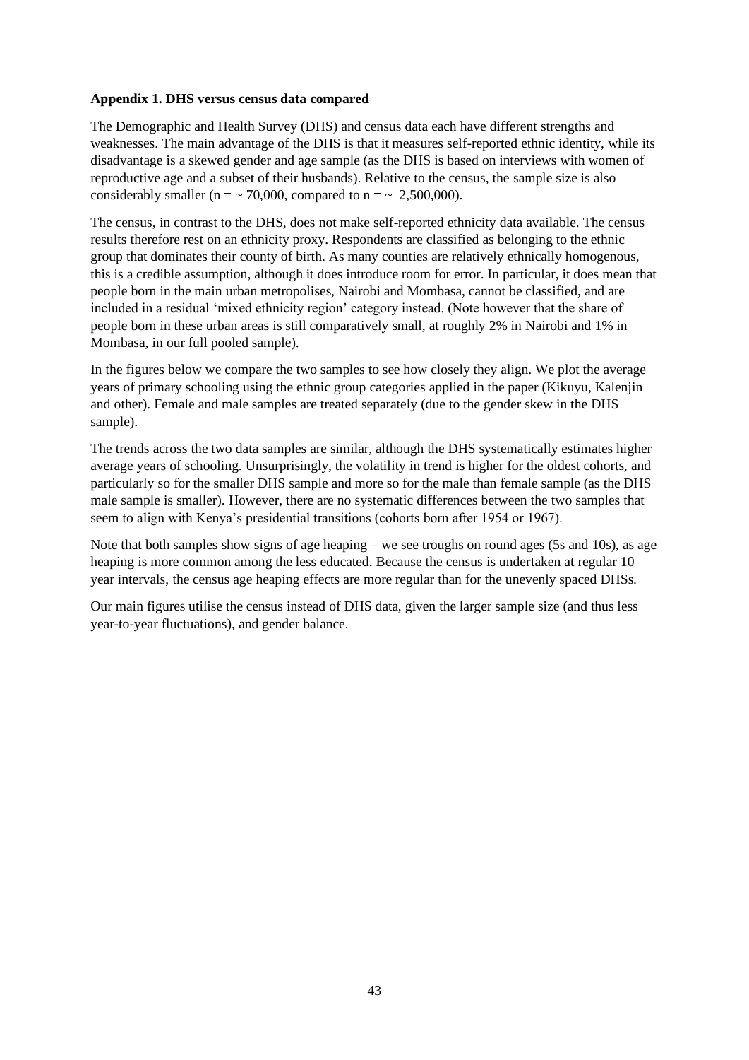**Appendix 1. DHS versus census data compared**

The Demographic and Health Survey (DHS) and census data each have different strengths and weaknesses. The main advantage of the DHS is that it measures self-reported ethnic identity, while its disadvantage is a skewed gender and age sample (as the DHS is based on interviews with women of reproductive age and a subset of their husbands). Relative to the census, the sample size is also considerably smaller (n = ~ 70,000, compared to n = ~ 2,500,000).

The census, in contrast to the DHS, does not make self-reported ethnicity data available. The census results therefore rest on an ethnicity proxy. Respondents are classified as belonging to the ethnic group that dominates their county of birth. As many counties are relatively ethnically homogenous, this is a credible assumption, although it does introduce room for error. In particular, it does mean that people born in the main urban metropolises, Nairobi and Mombasa, cannot be classified, and are included in a residual 'mixed ethnicity region' category instead. (Note however that the share of people born in these urban areas is still comparatively small, at roughly 2% in Nairobi and 1% in Mombasa, in our full pooled sample).

In the figures below we compare the two samples to see how closely they align. We plot the average years of primary schooling using the ethnic group categories applied in the paper (Kikuyu, Kalenjin and other). Female and male samples are treated separately (due to the gender skew in the DHS sample).

The trends across the two data samples are similar, although the DHS systematically estimates higher average years of schooling. Unsurprisingly, the volatility in trend is higher for the oldest cohorts, and particularly so for the smaller DHS sample and more so for the male than female sample (as the DHS male sample is smaller). However, there are no systematic differences between the two samples that seem to align with Kenya's presidential transitions (cohorts born after 1954 or 1967).

Note that both samples show signs of age heaping – we see troughs on round ages (5s and 10s), as age heaping is more common among the less educated. Because the census is undertaken at regular 10 year intervals, the census age heaping effects are more regular than for the unevenly spaced DHSs.

Our main figures utilise the census instead of DHS data, given the larger sample size (and thus less year-to-year fluctuations), and gender balance.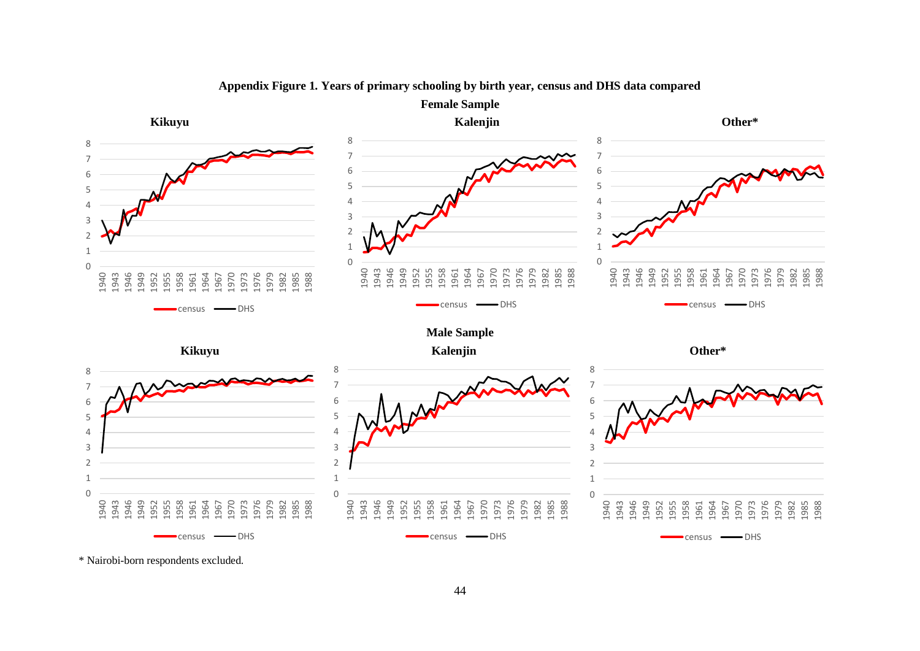**Appendix Figure 1. Years of primary schooling by birth year, census and DHS data compared**

**Female Sample**

**Kikuyu**

**Kalenjin**

**Other***

**Male Sample**

**Kikuyu**

**Kalenjin**

**Other***

\* Nairobi-born respondents excluded.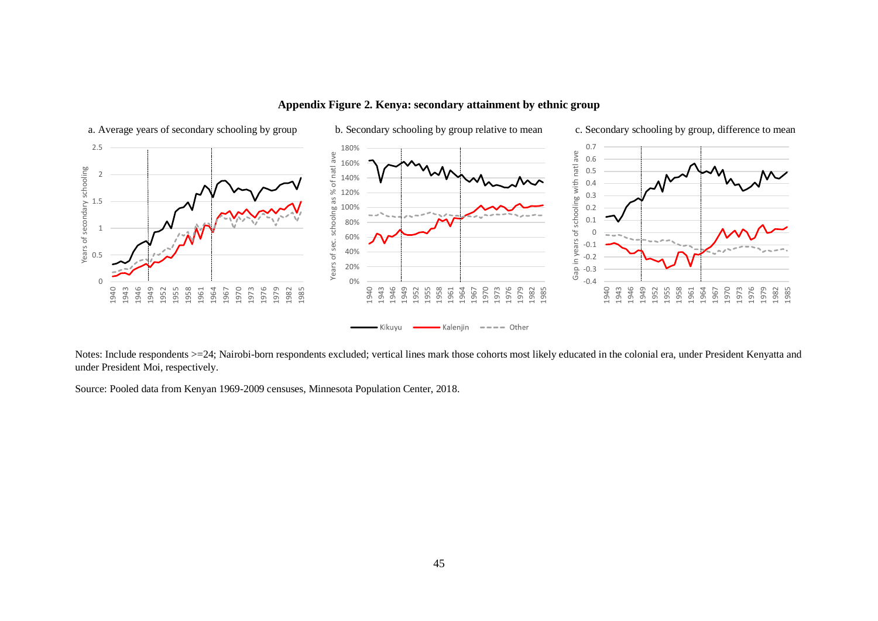**Appendix Figure 2. Kenya: secondary attainment by ethnic group**

a. Average years of secondary schooling by group

b. Secondary schooling by group relative to mean

c. Secondary schooling by group, difference to mean

Kikuyu — Kalenjin — Other

Notes: Include respondents >=24; Nairobi-born respondents excluded; vertical lines mark those cohorts most likely educated in the colonial era, under President Kenyatta and under President Moi, respectively.

Source: Pooled data from Kenyan 1969-2009 censuses, Minnesota Population Center, 2018.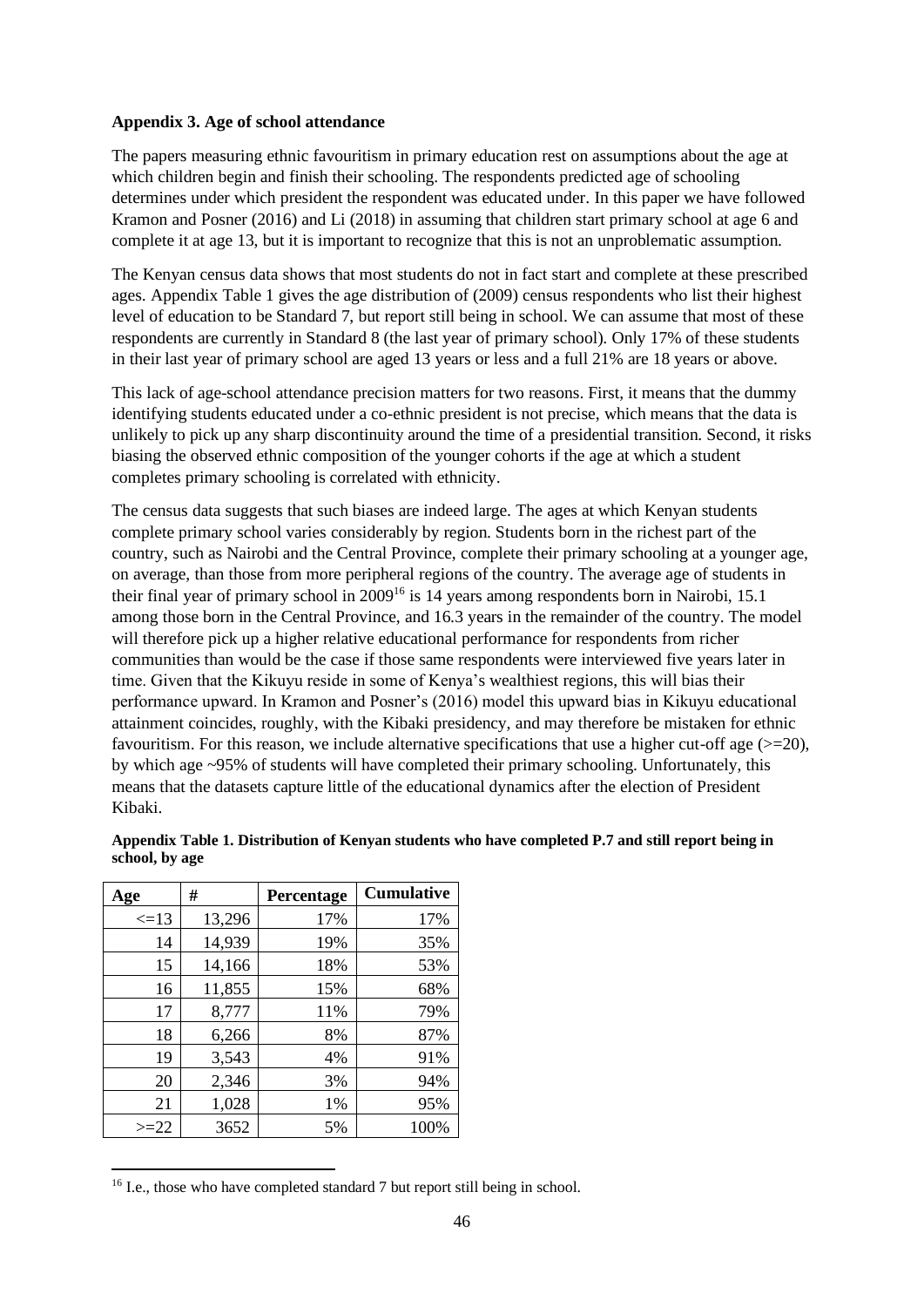**Appendix 3. Age of school attendance**

The papers measuring ethnic favouritism in primary education rest on assumptions about the age at which children begin and finish their schooling. The respondents predicted age of schooling determines under which president the respondent was educated under. In this paper we have followed Kramon and Posner (2016) and Li (2018) in assuming that children start primary school at age 6 and complete it at age 13, but it is important to recognize that this is not an unproblematic assumption.

The Kenyan census data shows that most students do not in fact start and complete at these prescribed ages. Appendix Table 1 gives the age distribution of (2009) census respondents who list their highest level of education to be Standard 7, but report still being in school. We can assume that most of these respondents are currently in Standard 8 (the last year of primary school). Only 17% of these students in their last year of primary school are aged 13 years or less and a full 21% are 18 years or above.

This lack of age-school attendance precision matters for two reasons. First, it means that the dummy identifying students educated under a co-ethnic president is not precise, which means that the data is unlikely to pick up any sharp discontinuity around the time of a presidential transition. Second, it risks biasing the observed ethnic composition of the younger cohorts if the age at which a student completes primary schooling is correlated with ethnicity.

The census data suggests that such biases are indeed large. The ages at which Kenyan students complete primary school varies considerably by region. Students born in the richest part of the country, such as Nairobi and the Central Province, complete their primary schooling at a younger age, on average, than those from more peripheral regions of the country. The average age of students in their final year of primary school in 2009[16] is 14 years among respondents born in Nairobi, 15.1 among those born in the Central Province, and 16.3 years in the remainder of the country. The model will therefore pick up a higher relative educational performance for respondents from richer communities than would be the case if those same respondents were interviewed five years later in time. Given that the Kikuyu reside in some of Kenya's wealthiest regions, this will bias their performance upward. In Kramon and Posner's (2016) model this upward bias in Kikuyu educational attainment coincides, roughly, with the Kibaki presidency, and may therefore be mistaken for ethnic favouritism. For this reason, we include alternative specifications that use a higher cut-off age (>=20), by which age ~95% of students will have completed their primary schooling. Unfortunately, this means that the datasets capture little of the educational dynamics after the election of President Kibaki.

**Appendix Table 1. Distribution of Kenyan students who have completed P.7 and still report being in school, by age**

| Age | # | Percentage | Cumulative |
|---|---|---|---|
| <=13 | 13,296 | 17% | 17% |
| 14 | 14,939 | 19% | 35% |
| 15 | 14,166 | 18% | 53% |
| 16 | 11,855 | 15% | 68% |
| 17 | 8,777 | 11% | 79% |
| 18 | 6,266 | 8% | 87% |
| 19 | 3,543 | 4% | 91% |
| 20 | 2,346 | 3% | 94% |
| 21 | 1,028 | 1% | 95% |
| >=22 | 3652 | 5% | 100% |

[16] I.e., those who have completed standard 7 but report still being in school.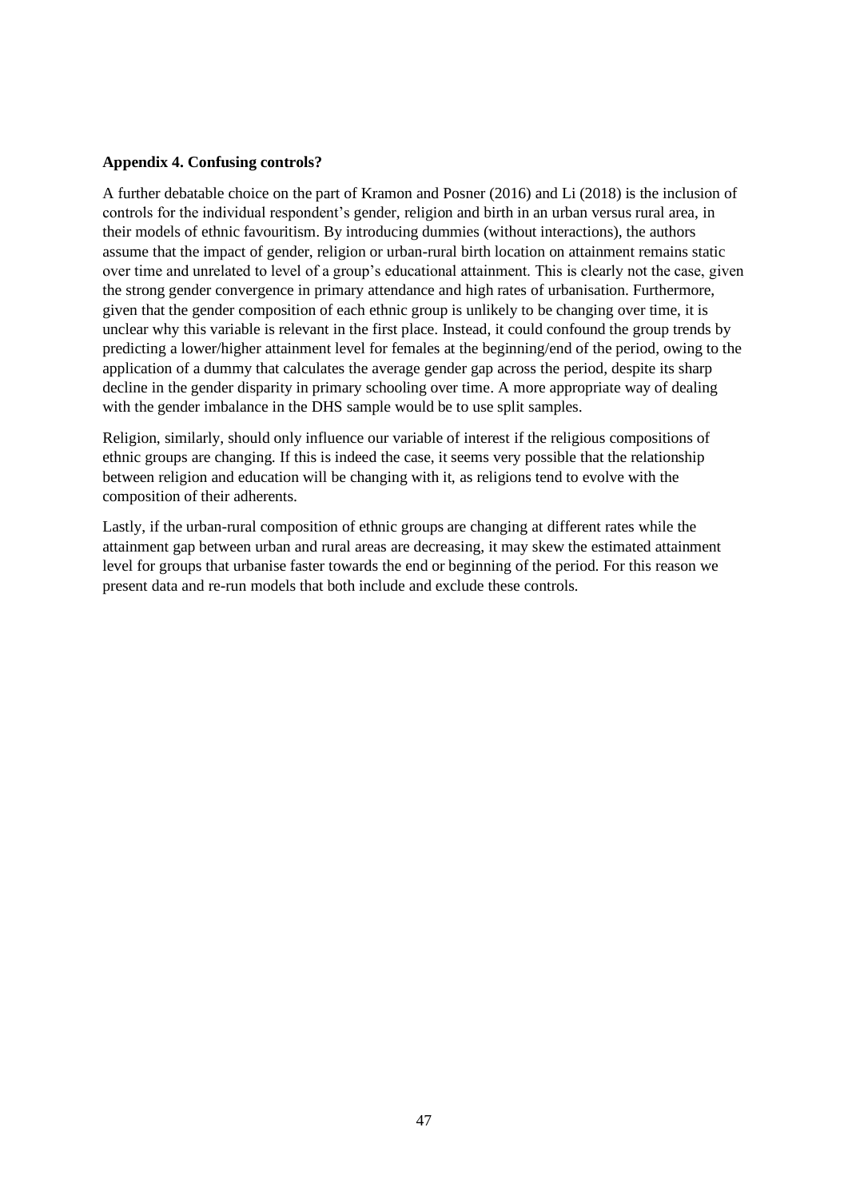**Appendix 4. Confusing controls?**

A further debatable choice on the part of Kramon and Posner (2016) and Li (2018) is the inclusion of controls for the individual respondent's gender, religion and birth in an urban versus rural area, in their models of ethnic favouritism. By introducing dummies (without interactions), the authors assume that the impact of gender, religion or urban-rural birth location on attainment remains static over time and unrelated to level of a group's educational attainment. This is clearly not the case, given the strong gender convergence in primary attendance and high rates of urbanisation. Furthermore, given that the gender composition of each ethnic group is unlikely to be changing over time, it is unclear why this variable is relevant in the first place. Instead, it could confound the group trends by predicting a lower/higher attainment level for females at the beginning/end of the period, owing to the application of a dummy that calculates the average gender gap across the period, despite its sharp decline in the gender disparity in primary schooling over time. A more appropriate way of dealing with the gender imbalance in the DHS sample would be to use split samples.

Religion, similarly, should only influence our variable of interest if the religious compositions of ethnic groups are changing. If this is indeed the case, it seems very possible that the relationship between religion and education will be changing with it, as religions tend to evolve with the composition of their adherents.

Lastly, if the urban-rural composition of ethnic groups are changing at different rates while the attainment gap between urban and rural areas are decreasing, it may skew the estimated attainment level for groups that urbanise faster towards the end or beginning of the period. For this reason we present data and re-run models that both include and exclude these controls.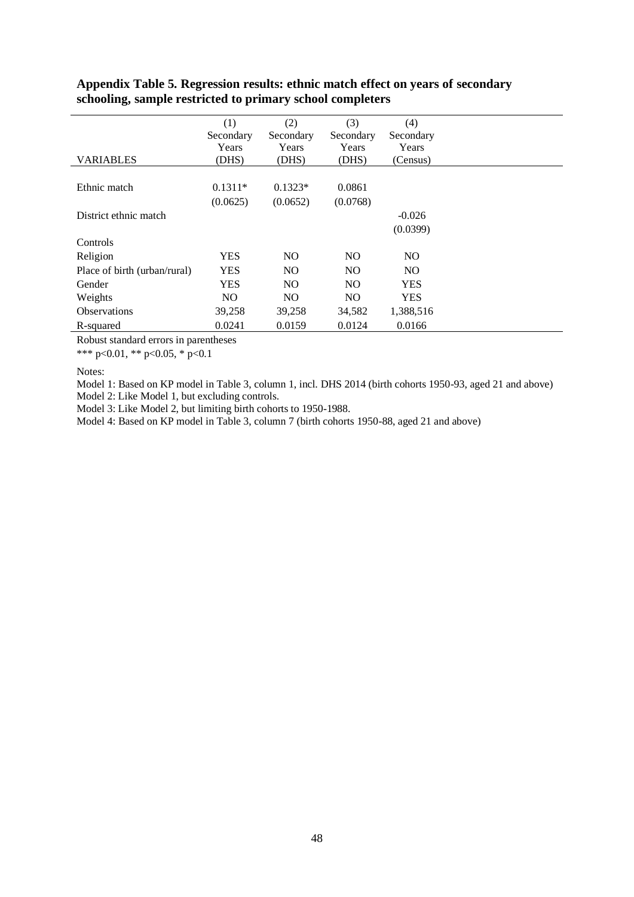**Appendix Table 5. Regression results: ethnic match effect on years of secondary schooling, sample restricted to primary school completers**

| VARIABLES | (1) Secondary Years (DHS) | (2) Secondary Years (DHS) | (3) Secondary Years (DHS) | (4) Secondary Years (Census) |
|---|---|---|---|---|
| Ethnic match | 0.1311* | 0.1323* | 0.0861 | |
| | (0.0625) | (0.0652) | (0.0768) | |
| District ethnic match | | | | -0.026 |
| | | | | (0.0399) |
| Controls | | | | |
| Religion | YES | NO | NO | NO |
| Place of birth (urban/rural) | YES | NO | NO | NO |
| Gender | YES | NO | NO | YES |
| Weights | NO | NO | NO | YES |
| Observations | 39,258 | 39,258 | 34,582 | 1,388,516 |
| R-squared | 0.0241 | 0.0159 | 0.0124 | 0.0166 |

Robust standard errors in parentheses

*** p<0.01, ** p<0.05, * p<0.1

Notes:

Model 1: Based on KP model in Table 3, column 1, incl. DHS 2014 (birth cohorts 1950-93, aged 21 and above)

Model 2: Like Model 1, but excluding controls.

Model 3: Like Model 2, but limiting birth cohorts to 1950-1988.

Model 4: Based on KP model in Table 3, column 7 (birth cohorts 1950-88, aged 21 and above)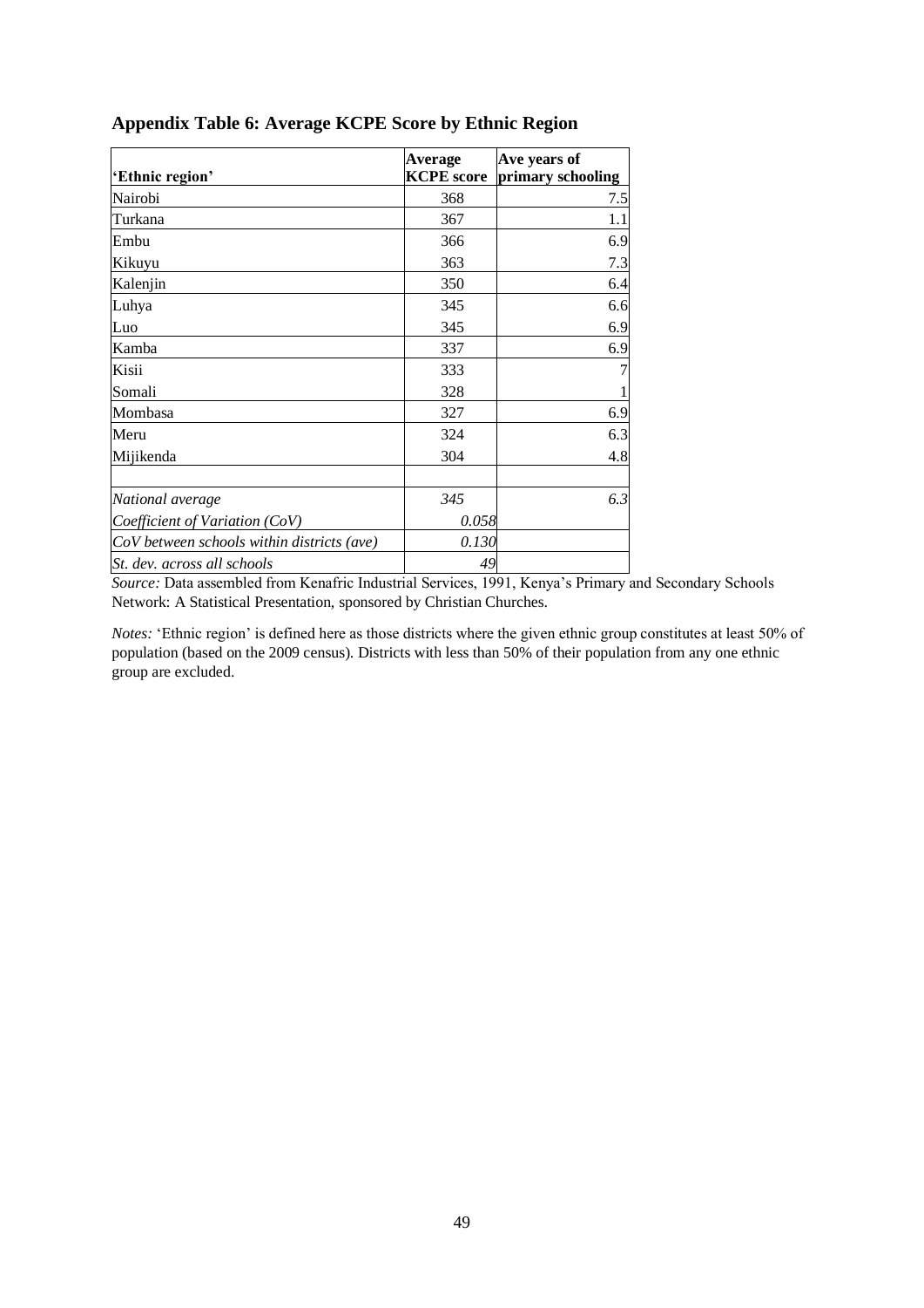## Appendix Table 6: Average KCPE Score by Ethnic Region

| 'Ethnic region' | Average KCPE score | Ave years of primary schooling |
|---|---|---|
| Nairobi | 368 | 7.5 |
| Turkana | 367 | 1.1 |
| Embu | 366 | 6.9 |
| Kikuyu | 363 | 7.3 |
| Kalenjin | 350 | 6.4 |
| Luhya | 345 | 6.6 |
| Luo | 345 | 6.9 |
| Kamba | 337 | 6.9 |
| Kisii | 333 | 7 |
| Somali | 328 | 1 |
| Mombasa | 327 | 6.9 |
| Meru | 324 | 6.3 |
| Mijikenda | 304 | 4.8 |
| | | |
| *National average* | *345* | *6.3* |
| *Coefficient of Variation (CoV)* | *0.058* | |
| *CoV between schools within districts (ave)* | *0.130* | |
| *St. dev. across all schools* | *49* | |

*Source:* Data assembled from Kenafric Industrial Services, 1991, Kenya's Primary and Secondary Schools Network: A Statistical Presentation, sponsored by Christian Churches.

*Notes:* 'Ethnic region' is defined here as those districts where the given ethnic group constitutes at least 50% of population (based on the 2009 census). Districts with less than 50% of their population from any one ethnic group are excluded.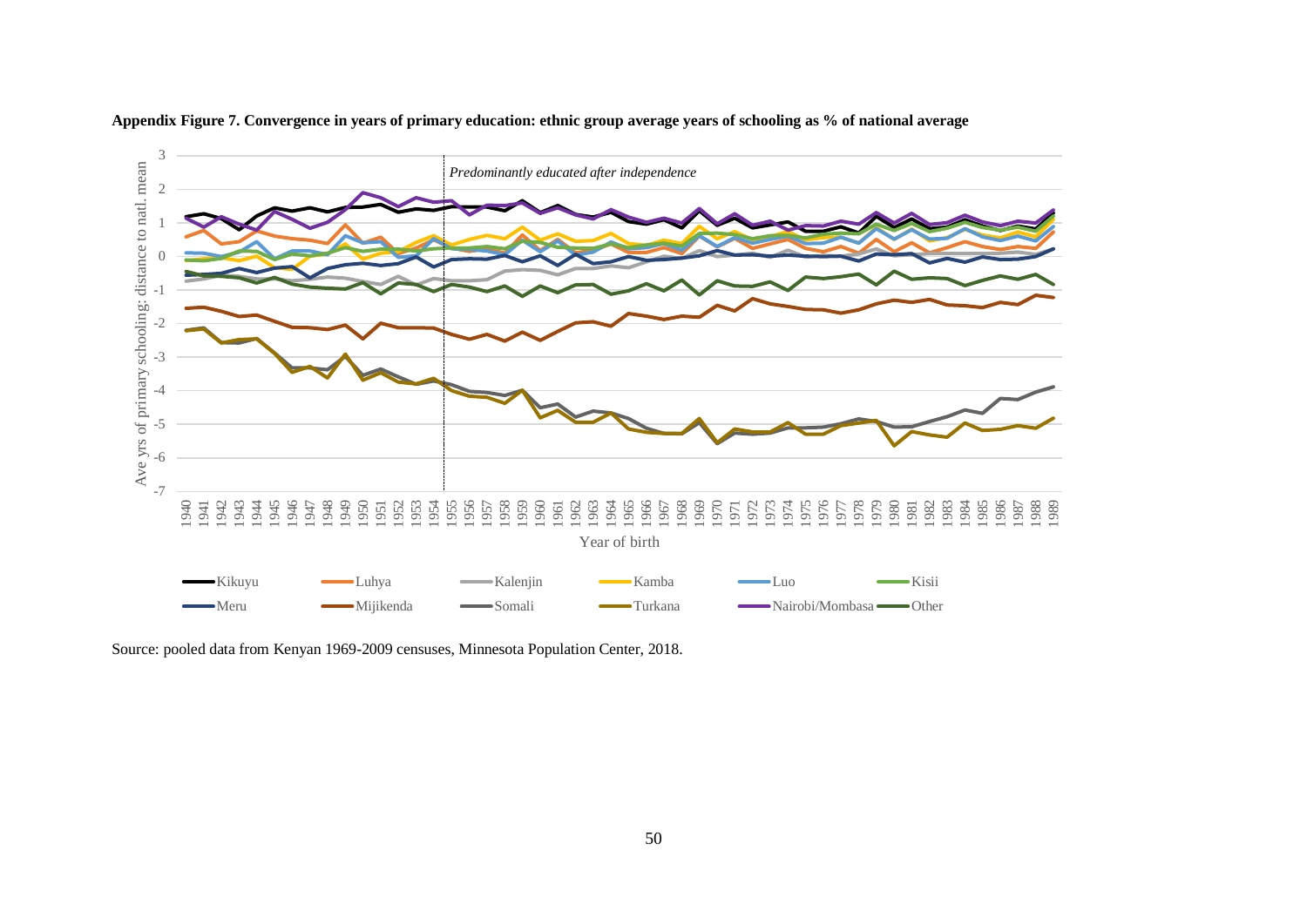**Appendix Figure 7. Convergence in years of primary education: ethnic group average years of schooling as % of national average**

Ave yrs of primary schooling: distance to natl. mean

3
2
1
0
-1
-2
-3
-4
-5
-6
-7

*Predominantly educated after independence*

1940 1941 1942 1943 1944 1945 1946 1947 1948 1949 1950 1951 1952 1953 1954 1955 1956 1957 1958 1959 1960 1961 1962 1963 1964 1965 1966 1967 1968 1969 1970 1971 1972 1973 1974 1975 1976 1977 1978 1979 1980 1981 1982 1983 1984 1985 1986 1987 1988 1989

Year of birth

Kikuyu
Luhya
Kalenjin
Kamba
Luo
Kisii
Meru
Mijikenda
Somali
Turkana
Nairobi/Mombasa
Other

Source: pooled data from Kenyan 1969-2009 censuses, Minnesota Population Center, 2018.